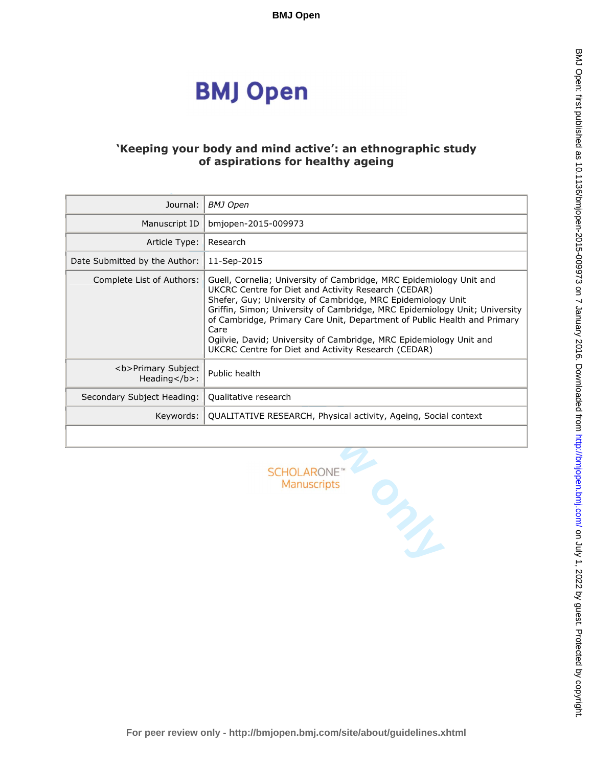# 'Keeping your body and mind active': an ethnographic study of aspirations for healthy ageing

| Field | Details |
|---|---|
| Journal: | *BMJ Open* |
| Manuscript ID | bmjopen-2015-009973 |
| Article Type: | Research |
| Date Submitted by the Author: | 11-Sep-2015 |
| Complete List of Authors: | Guell, Cornelia; University of Cambridge, MRC Epidemiology Unit and UKCRC Centre for Diet and Activity Research (CEDAR)<br>Shefer, Guy; University of Cambridge, MRC Epidemiology Unit<br>Griffin, Simon; University of Cambridge, MRC Epidemiology Unit; University of Cambridge, Primary Care Unit, Department of Public Health and Primary Care<br>Ogilvie, David; University of Cambridge, MRC Epidemiology Unit and UKCRC Centre for Diet and Activity Research (CEDAR) |
| <b>Primary Subject Heading</b>: | Public health |
| Secondary Subject Heading: | Qualitative research |
| Keywords: | QUALITATIVE RESEARCH, Physical activity, Ageing, Social context |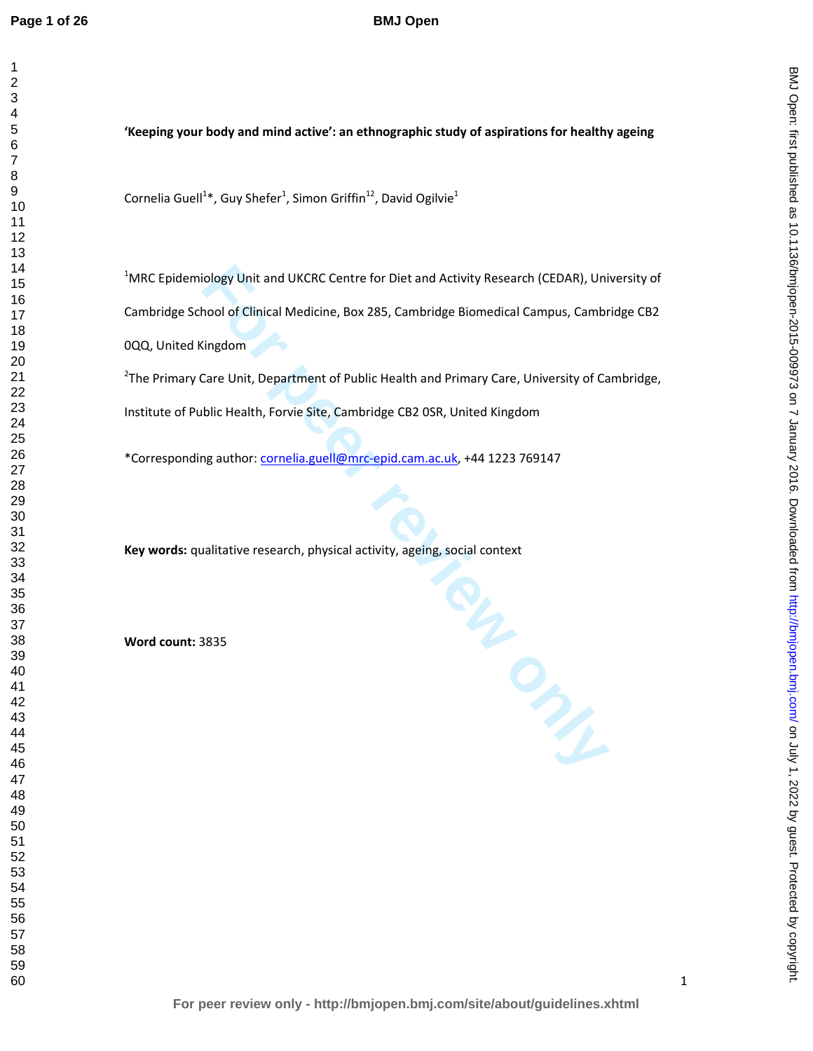**'Keeping your body and mind active': an ethnographic study of aspirations for healthy ageing**

Cornelia Guell[1]*, Guy Shefer[1], Simon Griffin[12], David Ogilvie[1]

[1]MRC Epidemiology Unit and UKCRC Centre for Diet and Activity Research (CEDAR), University of Cambridge School of Clinical Medicine, Box 285, Cambridge Biomedical Campus, Cambridge CB2 0QQ, United Kingdom

[2]The Primary Care Unit, Department of Public Health and Primary Care, University of Cambridge, Institute of Public Health, Forvie Site, Cambridge CB2 0SR, United Kingdom

*Corresponding author: cornelia.guell@mrc-epid.cam.ac.uk, +44 1223 769147

**Key words:** qualitative research, physical activity, ageing, social context

**Word count:** 3835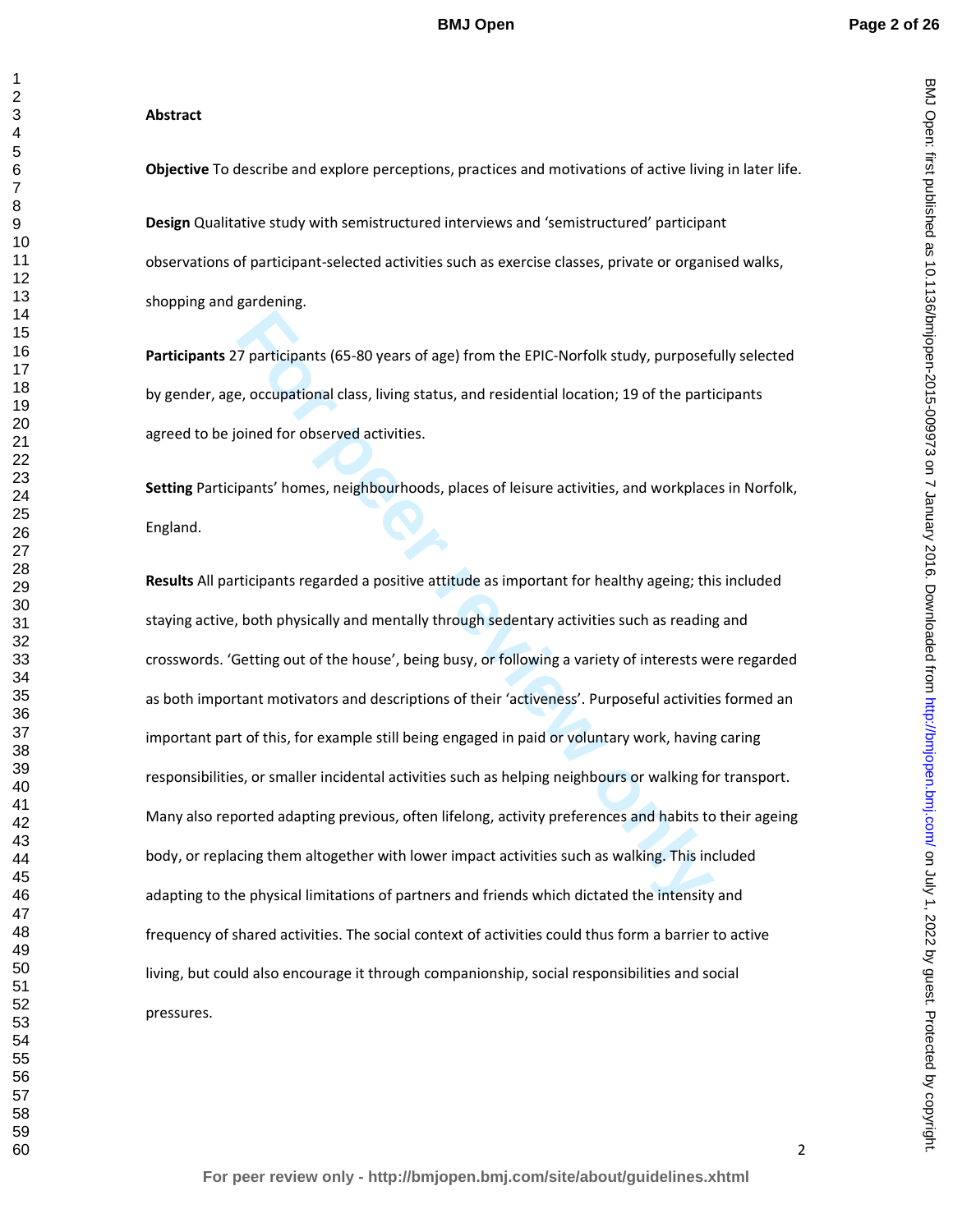**Abstract**

**Objective** To describe and explore perceptions, practices and motivations of active living in later life.

**Design** Qualitative study with semistructured interviews and 'semistructured' participant observations of participant-selected activities such as exercise classes, private or organised walks, shopping and gardening.

**Participants** 27 participants (65-80 years of age) from the EPIC-Norfolk study, purposefully selected by gender, age, occupational class, living status, and residential location; 19 of the participants agreed to be joined for observed activities.

**Setting** Participants' homes, neighbourhoods, places of leisure activities, and workplaces in Norfolk, England.

**Results** All participants regarded a positive attitude as important for healthy ageing; this included staying active, both physically and mentally through sedentary activities such as reading and crosswords. 'Getting out of the house', being busy, or following a variety of interests were regarded as both important motivators and descriptions of their 'activeness'. Purposeful activities formed an important part of this, for example still being engaged in paid or voluntary work, having caring responsibilities, or smaller incidental activities such as helping neighbours or walking for transport. Many also reported adapting previous, often lifelong, activity preferences and habits to their ageing body, or replacing them altogether with lower impact activities such as walking. This included adapting to the physical limitations of partners and friends which dictated the intensity and frequency of shared activities. The social context of activities could thus form a barrier to active living, but could also encourage it through companionship, social responsibilities and social pressures.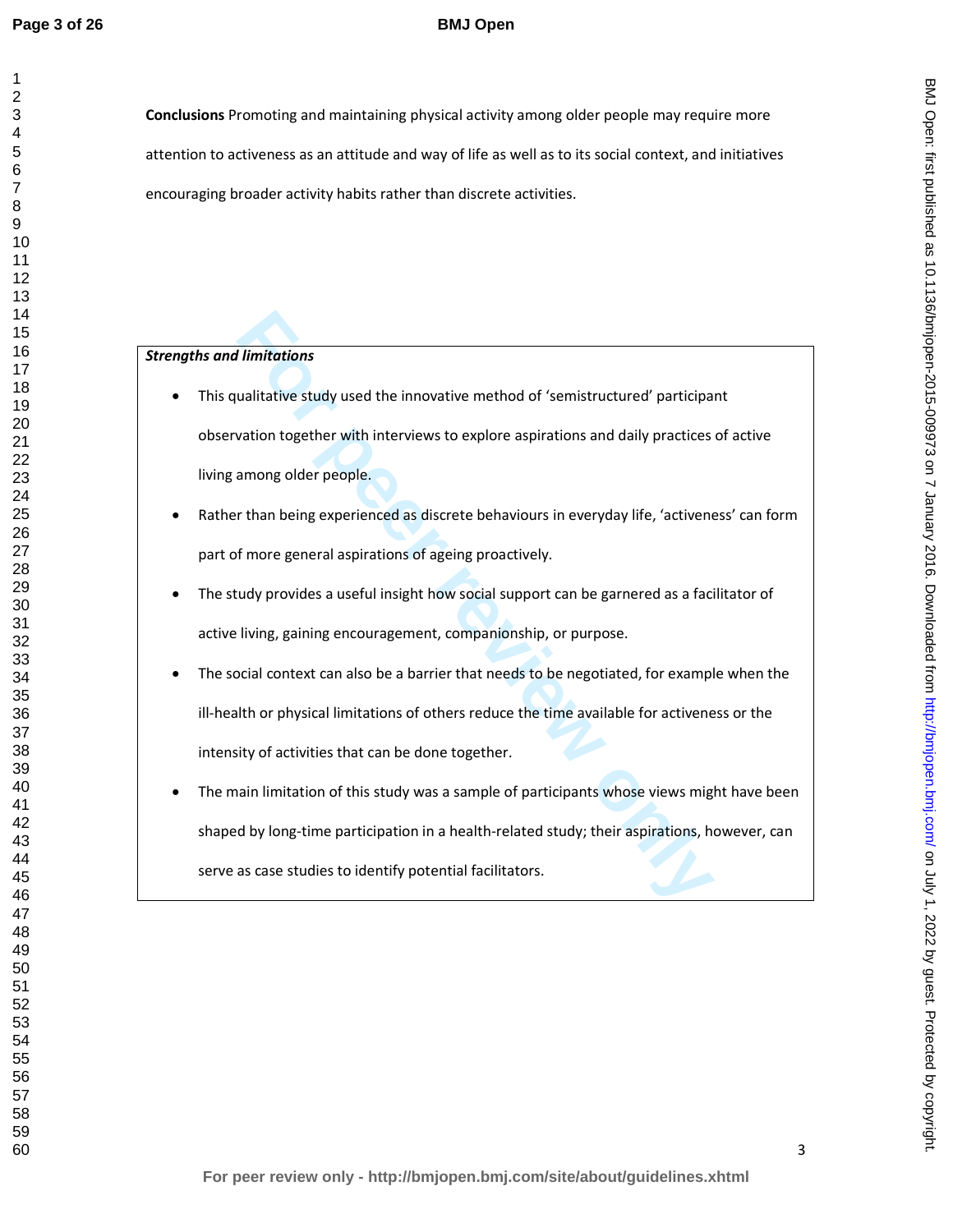**Conclusions** Promoting and maintaining physical activity among older people may require more attention to activeness as an attitude and way of life as well as to its social context, and initiatives encouraging broader activity habits rather than discrete activities.

***Strengths and limitations***

- This qualitative study used the innovative method of 'semistructured' participant observation together with interviews to explore aspirations and daily practices of active living among older people.
- Rather than being experienced as discrete behaviours in everyday life, 'activeness' can form part of more general aspirations of ageing proactively.
- The study provides a useful insight how social support can be garnered as a facilitator of active living, gaining encouragement, companionship, or purpose.
- The social context can also be a barrier that needs to be negotiated, for example when the ill-health or physical limitations of others reduce the time available for activeness or the intensity of activities that can be done together.
- The main limitation of this study was a sample of participants whose views might have been shaped by long-time participation in a health-related study; their aspirations, however, can serve as case studies to identify potential facilitators.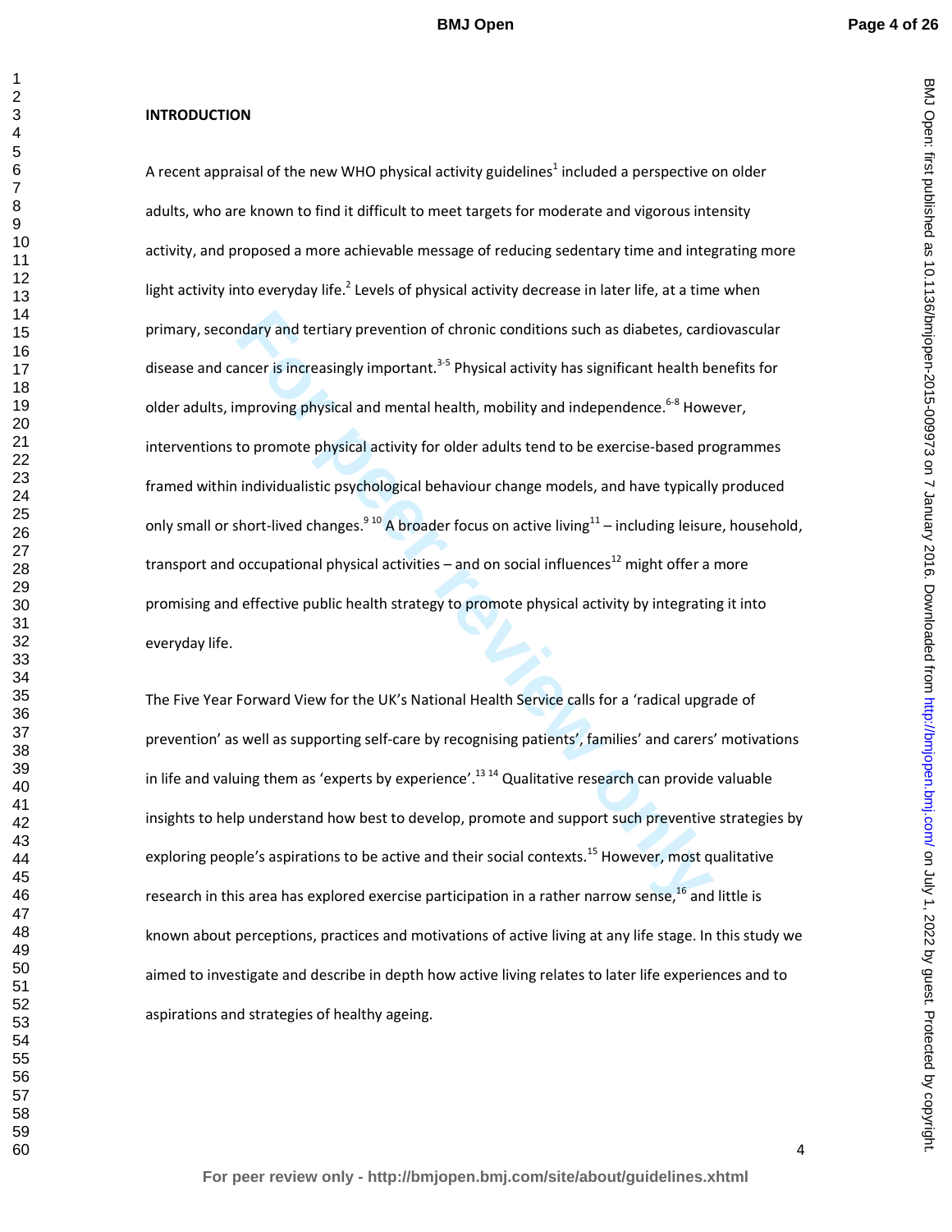## INTRODUCTION

A recent appraisal of the new WHO physical activity guidelines[1] included a perspective on older adults, who are known to find it difficult to meet targets for moderate and vigorous intensity activity, and proposed a more achievable message of reducing sedentary time and integrating more light activity into everyday life.[2] Levels of physical activity decrease in later life, at a time when primary, secondary and tertiary prevention of chronic conditions such as diabetes, cardiovascular disease and cancer is increasingly important.[3-5] Physical activity has significant health benefits for older adults, improving physical and mental health, mobility and independence.[6-8] However, interventions to promote physical activity for older adults tend to be exercise-based programmes framed within individualistic psychological behaviour change models, and have typically produced only small or short-lived changes.[9 10] A broader focus on active living[11] – including leisure, household, transport and occupational physical activities – and on social influences[12] might offer a more promising and effective public health strategy to promote physical activity by integrating it into everyday life.

The Five Year Forward View for the UK's National Health Service calls for a 'radical upgrade of prevention' as well as supporting self-care by recognising patients', families' and carers' motivations in life and valuing them as 'experts by experience'.[13 14] Qualitative research can provide valuable insights to help understand how best to develop, promote and support such preventive strategies by exploring people's aspirations to be active and their social contexts.[15] However, most qualitative research in this area has explored exercise participation in a rather narrow sense,[16] and little is known about perceptions, practices and motivations of active living at any life stage. In this study we aimed to investigate and describe in depth how active living relates to later life experiences and to aspirations and strategies of healthy ageing.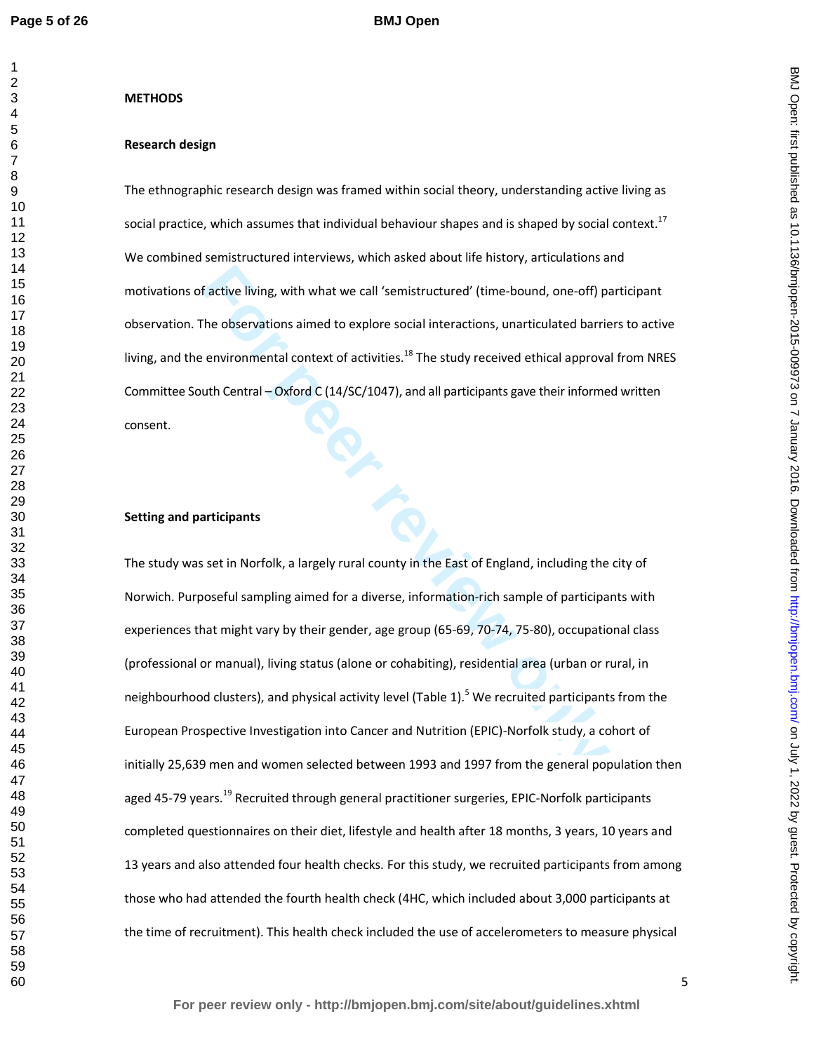## METHODS

### Research design

The ethnographic research design was framed within social theory, understanding active living as social practice, which assumes that individual behaviour shapes and is shaped by social context.[17] We combined semistructured interviews, which asked about life history, articulations and motivations of active living, with what we call 'semistructured' (time-bound, one-off) participant observation. The observations aimed to explore social interactions, unarticulated barriers to active living, and the environmental context of activities.[18] The study received ethical approval from NRES Committee South Central – Oxford C (14/SC/1047), and all participants gave their informed written consent.

### Setting and participants

The study was set in Norfolk, a largely rural county in the East of England, including the city of Norwich. Purposeful sampling aimed for a diverse, information-rich sample of participants with experiences that might vary by their gender, age group (65-69, 70-74, 75-80), occupational class (professional or manual), living status (alone or cohabiting), residential area (urban or rural, in neighbourhood clusters), and physical activity level (Table 1).[5] We recruited participants from the European Prospective Investigation into Cancer and Nutrition (EPIC)-Norfolk study, a cohort of initially 25,639 men and women selected between 1993 and 1997 from the general population then aged 45-79 years.[19] Recruited through general practitioner surgeries, EPIC-Norfolk participants completed questionnaires on their diet, lifestyle and health after 18 months, 3 years, 10 years and 13 years and also attended four health checks. For this study, we recruited participants from among those who had attended the fourth health check (4HC, which included about 3,000 participants at the time of recruitment). This health check included the use of accelerometers to measure physical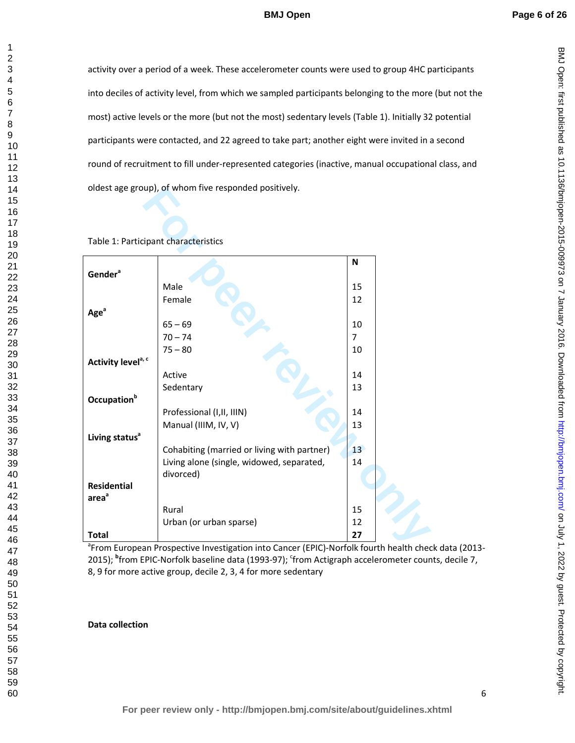activity over a period of a week. These accelerometer counts were used to group 4HC participants into deciles of activity level, from which we sampled participants belonging to the more (but not the most) active levels or the more (but not the most) sedentary levels (Table 1). Initially 32 potential participants were contacted, and 22 agreed to take part; another eight were invited in a second round of recruitment to fill under-represented categories (inactive, manual occupational class, and oldest age group), of whom five responded positively.

Table 1: Participant characteristics

| | | N |
|---|---|---|
| **Gender**[a] | | |
| | Male | 15 |
| | Female | 12 |
| **Age**[a] | | |
| | 65 – 69 | 10 |
| | 70 – 74 | 7 |
| | 75 – 80 | 10 |
| **Activity level**[a, c] | | |
| | Active | 14 |
| | Sedentary | 13 |
| **Occupation**[b] | | |
| | Professional (I,II, IIIN) | 14 |
| | Manual (IIIM, IV, V) | 13 |
| **Living status**[a] | | |
| | Cohabiting (married or living with partner) | 13 |
| | Living alone (single, widowed, separated, divorced) | 14 |
| **Residential area**[a] | | |
| | Rural | 15 |
| | Urban (or urban sparse) | 12 |
| **Total** | | **27** |

[a]From European Prospective Investigation into Cancer (EPIC)-Norfolk fourth health check data (2013-2015); [b]from EPIC-Norfolk baseline data (1993-97); [c]from Actigraph accelerometer counts, decile 7, 8, 9 for more active group, decile 2, 3, 4 for more sedentary

**Data collection**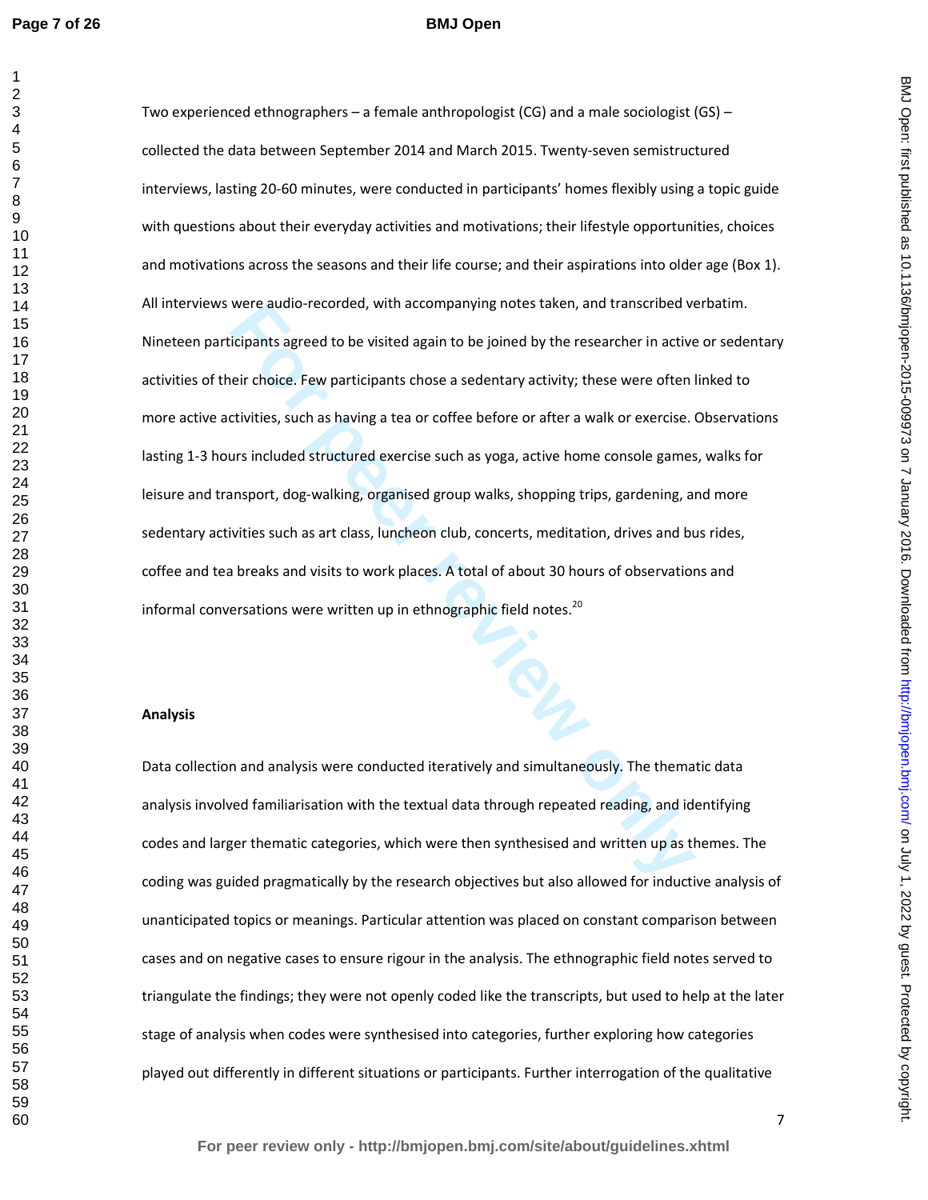Two experienced ethnographers – a female anthropologist (CG) and a male sociologist (GS) – collected the data between September 2014 and March 2015. Twenty-seven semistructured interviews, lasting 20-60 minutes, were conducted in participants' homes flexibly using a topic guide with questions about their everyday activities and motivations; their lifestyle opportunities, choices and motivations across the seasons and their life course; and their aspirations into older age (Box 1). All interviews were audio-recorded, with accompanying notes taken, and transcribed verbatim. Nineteen participants agreed to be visited again to be joined by the researcher in active or sedentary activities of their choice. Few participants chose a sedentary activity; these were often linked to more active activities, such as having a tea or coffee before or after a walk or exercise. Observations lasting 1-3 hours included structured exercise such as yoga, active home console games, walks for leisure and transport, dog-walking, organised group walks, shopping trips, gardening, and more sedentary activities such as art class, luncheon club, concerts, meditation, drives and bus rides, coffee and tea breaks and visits to work places. A total of about 30 hours of observations and informal conversations were written up in ethnographic field notes.[20]

**Analysis**

Data collection and analysis were conducted iteratively and simultaneously. The thematic data analysis involved familiarisation with the textual data through repeated reading, and identifying codes and larger thematic categories, which were then synthesised and written up as themes. The coding was guided pragmatically by the research objectives but also allowed for inductive analysis of unanticipated topics or meanings. Particular attention was placed on constant comparison between cases and on negative cases to ensure rigour in the analysis. The ethnographic field notes served to triangulate the findings; they were not openly coded like the transcripts, but used to help at the later stage of analysis when codes were synthesised into categories, further exploring how categories played out differently in different situations or participants. Further interrogation of the qualitative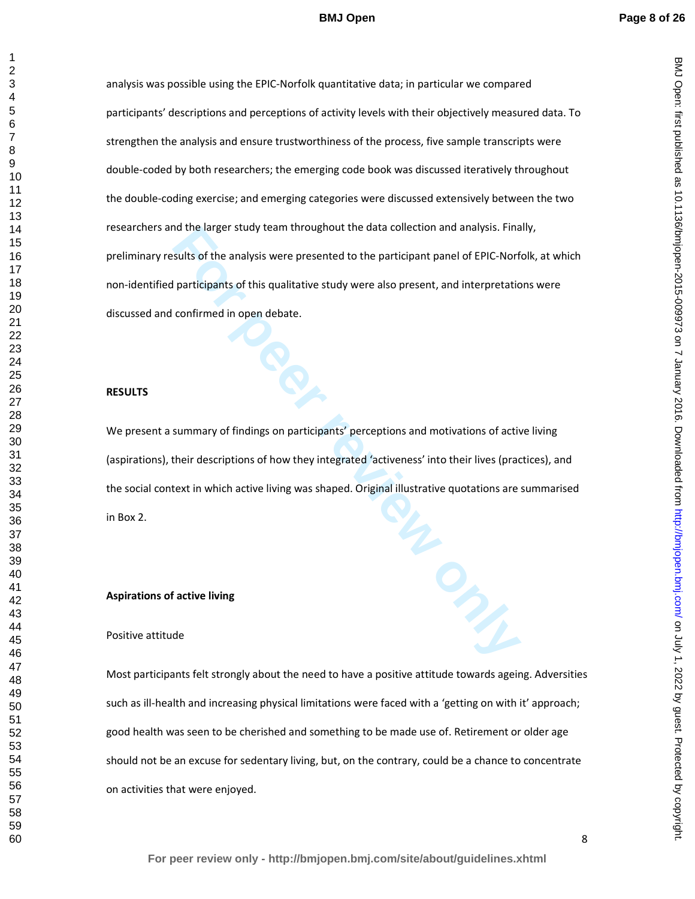analysis was possible using the EPIC-Norfolk quantitative data; in particular we compared participants' descriptions and perceptions of activity levels with their objectively measured data. To strengthen the analysis and ensure trustworthiness of the process, five sample transcripts were double-coded by both researchers; the emerging code book was discussed iteratively throughout the double-coding exercise; and emerging categories were discussed extensively between the two researchers and the larger study team throughout the data collection and analysis. Finally, preliminary results of the analysis were presented to the participant panel of EPIC-Norfolk, at which non-identified participants of this qualitative study were also present, and interpretations were discussed and confirmed in open debate.

## RESULTS

We present a summary of findings on participants' perceptions and motivations of active living (aspirations), their descriptions of how they integrated 'activeness' into their lives (practices), and the social context in which active living was shaped. Original illustrative quotations are summarised in Box 2.

### Aspirations of active living

Positive attitude

Most participants felt strongly about the need to have a positive attitude towards ageing. Adversities such as ill-health and increasing physical limitations were faced with a 'getting on with it' approach; good health was seen to be cherished and something to be made use of. Retirement or older age should not be an excuse for sedentary living, but, on the contrary, could be a chance to concentrate on activities that were enjoyed.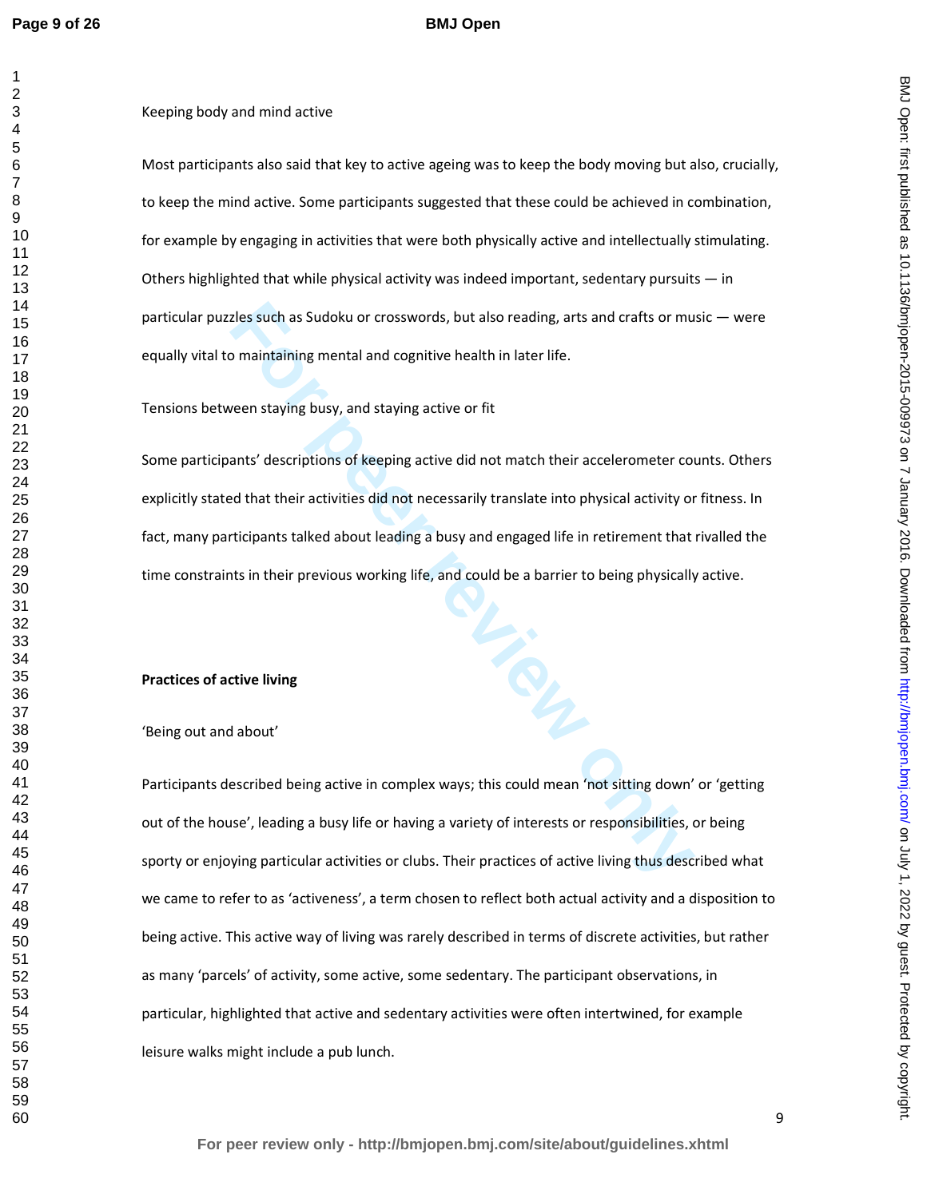Keeping body and mind active

Most participants also said that key to active ageing was to keep the body moving but also, crucially, to keep the mind active. Some participants suggested that these could be achieved in combination, for example by engaging in activities that were both physically active and intellectually stimulating. Others highlighted that while physical activity was indeed important, sedentary pursuits — in particular puzzles such as Sudoku or crosswords, but also reading, arts and crafts or music — were equally vital to maintaining mental and cognitive health in later life.

Tensions between staying busy, and staying active or fit

Some participants' descriptions of keeping active did not match their accelerometer counts. Others explicitly stated that their activities did not necessarily translate into physical activity or fitness. In fact, many participants talked about leading a busy and engaged life in retirement that rivalled the time constraints in their previous working life, and could be a barrier to being physically active.

**Practices of active living**

'Being out and about'

Participants described being active in complex ways; this could mean 'not sitting down' or 'getting out of the house', leading a busy life or having a variety of interests or responsibilities, or being sporty or enjoying particular activities or clubs. Their practices of active living thus described what we came to refer to as 'activeness', a term chosen to reflect both actual activity and a disposition to being active. This active way of living was rarely described in terms of discrete activities, but rather as many 'parcels' of activity, some active, some sedentary. The participant observations, in particular, highlighted that active and sedentary activities were often intertwined, for example leisure walks might include a pub lunch.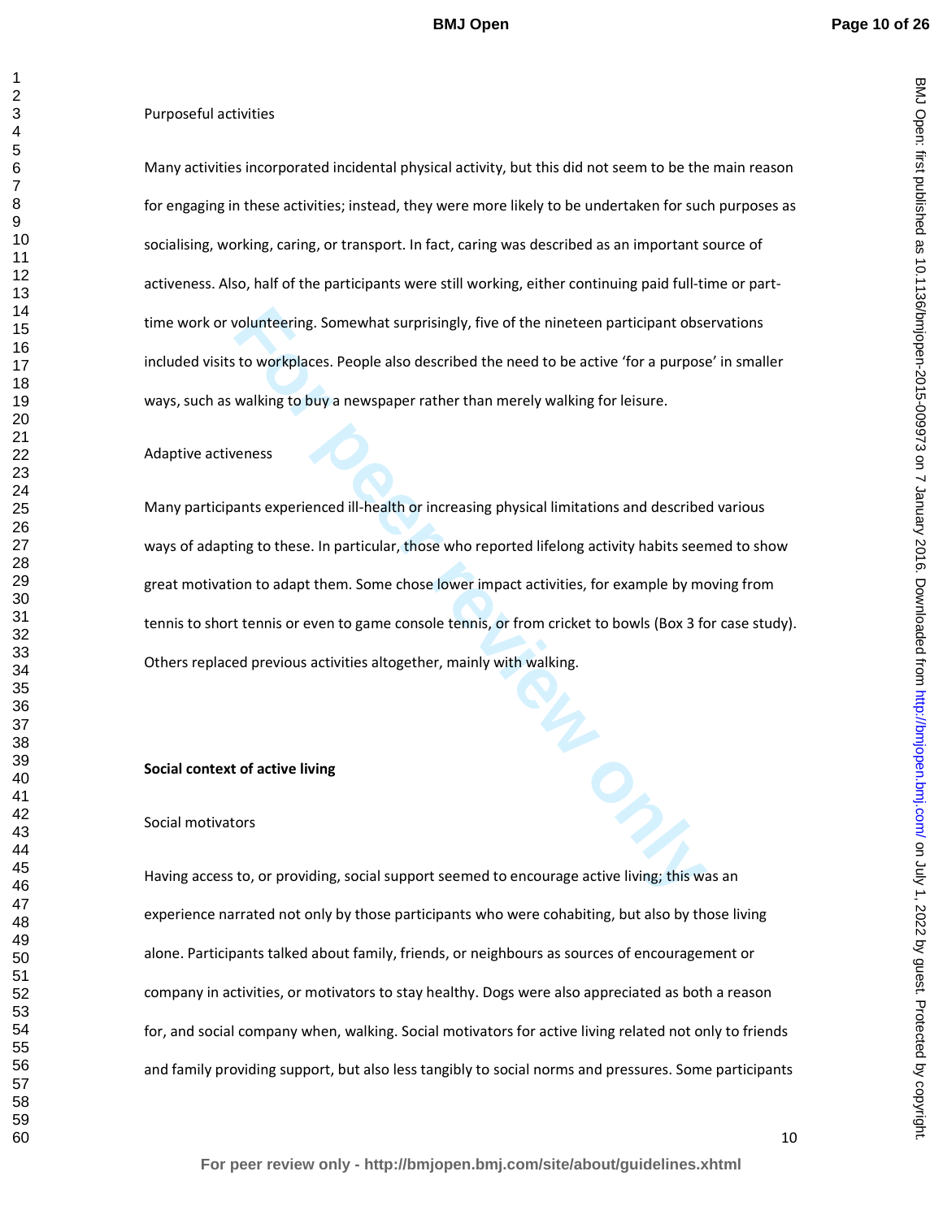Purposeful activities

Many activities incorporated incidental physical activity, but this did not seem to be the main reason for engaging in these activities; instead, they were more likely to be undertaken for such purposes as socialising, working, caring, or transport. In fact, caring was described as an important source of activeness. Also, half of the participants were still working, either continuing paid full-time or part-time work or volunteering. Somewhat surprisingly, five of the nineteen participant observations included visits to workplaces. People also described the need to be active 'for a purpose' in smaller ways, such as walking to buy a newspaper rather than merely walking for leisure.

Adaptive activeness

Many participants experienced ill-health or increasing physical limitations and described various ways of adapting to these. In particular, those who reported lifelong activity habits seemed to show great motivation to adapt them. Some chose lower impact activities, for example by moving from tennis to short tennis or even to game console tennis, or from cricket to bowls (Box 3 for case study). Others replaced previous activities altogether, mainly with walking.

**Social context of active living**

Social motivators

Having access to, or providing, social support seemed to encourage active living; this was an experience narrated not only by those participants who were cohabiting, but also by those living alone. Participants talked about family, friends, or neighbours as sources of encouragement or company in activities, or motivators to stay healthy. Dogs were also appreciated as both a reason for, and social company when, walking. Social motivators for active living related not only to friends and family providing support, but also less tangibly to social norms and pressures. Some participants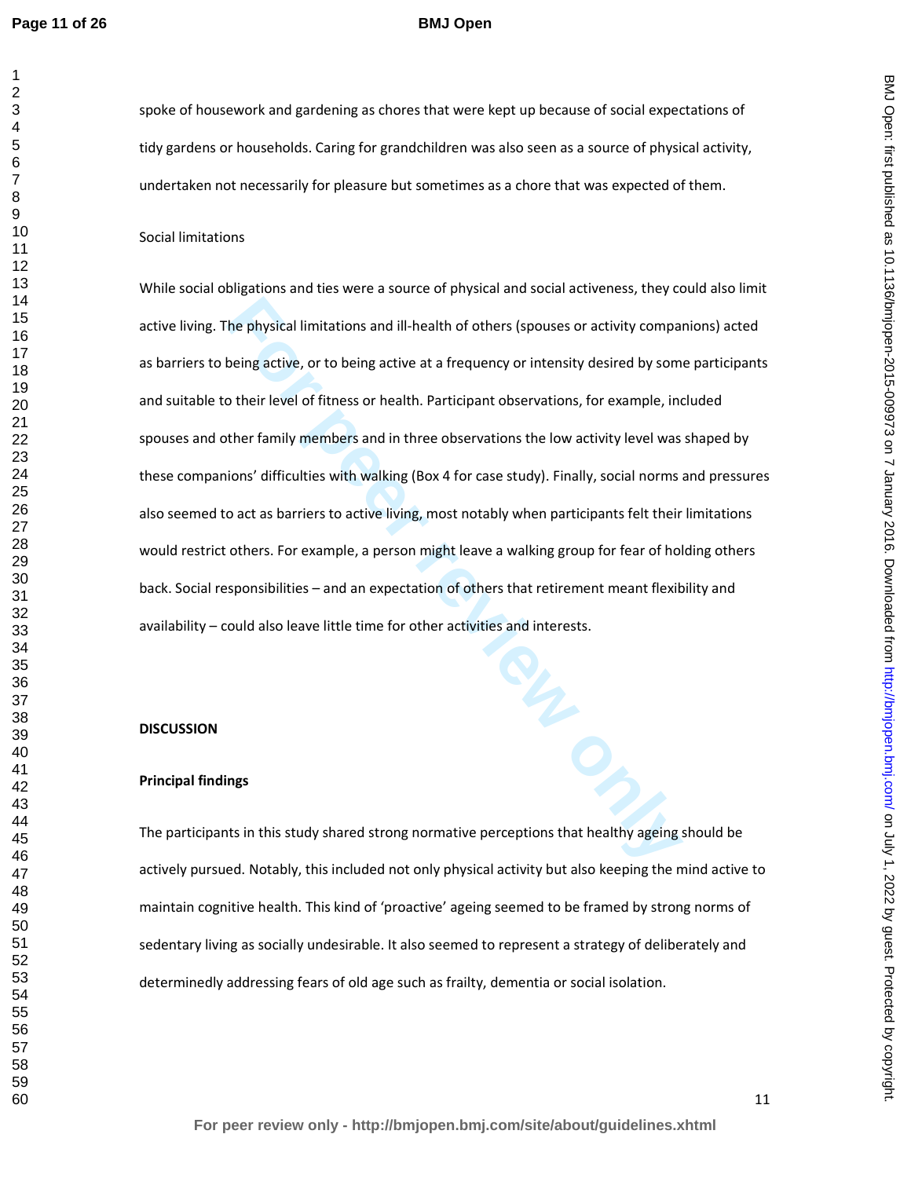spoke of housework and gardening as chores that were kept up because of social expectations of tidy gardens or households. Caring for grandchildren was also seen as a source of physical activity, undertaken not necessarily for pleasure but sometimes as a chore that was expected of them.

Social limitations

While social obligations and ties were a source of physical and social activeness, they could also limit active living. The physical limitations and ill-health of others (spouses or activity companions) acted as barriers to being active, or to being active at a frequency or intensity desired by some participants and suitable to their level of fitness or health. Participant observations, for example, included spouses and other family members and in three observations the low activity level was shaped by these companions' difficulties with walking (Box 4 for case study). Finally, social norms and pressures also seemed to act as barriers to active living, most notably when participants felt their limitations would restrict others. For example, a person might leave a walking group for fear of holding others back. Social responsibilities – and an expectation of others that retirement meant flexibility and availability – could also leave little time for other activities and interests.

## DISCUSSION

### Principal findings

The participants in this study shared strong normative perceptions that healthy ageing should be actively pursued. Notably, this included not only physical activity but also keeping the mind active to maintain cognitive health. This kind of 'proactive' ageing seemed to be framed by strong norms of sedentary living as socially undesirable. It also seemed to represent a strategy of deliberately and determinedly addressing fears of old age such as frailty, dementia or social isolation.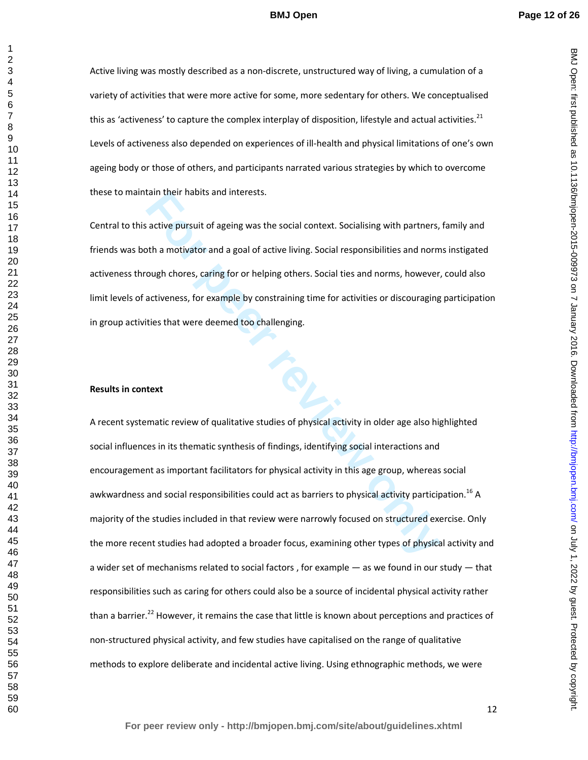Active living was mostly described as a non-discrete, unstructured way of living, a cumulation of a variety of activities that were more active for some, more sedentary for others. We conceptualised this as 'activeness' to capture the complex interplay of disposition, lifestyle and actual activities.[21] Levels of activeness also depended on experiences of ill-health and physical limitations of one's own ageing body or those of others, and participants narrated various strategies by which to overcome these to maintain their habits and interests.

Central to this active pursuit of ageing was the social context. Socialising with partners, family and friends was both a motivator and a goal of active living. Social responsibilities and norms instigated activeness through chores, caring for or helping others. Social ties and norms, however, could also limit levels of activeness, for example by constraining time for activities or discouraging participation in group activities that were deemed too challenging.

**Results in context**

A recent systematic review of qualitative studies of physical activity in older age also highlighted social influences in its thematic synthesis of findings, identifying social interactions and encouragement as important facilitators for physical activity in this age group, whereas social awkwardness and social responsibilities could act as barriers to physical activity participation.[16] A majority of the studies included in that review were narrowly focused on structured exercise. Only the more recent studies had adopted a broader focus, examining other types of physical activity and a wider set of mechanisms related to social factors , for example — as we found in our study — that responsibilities such as caring for others could also be a source of incidental physical activity rather than a barrier.[22] However, it remains the case that little is known about perceptions and practices of non-structured physical activity, and few studies have capitalised on the range of qualitative methods to explore deliberate and incidental active living. Using ethnographic methods, we were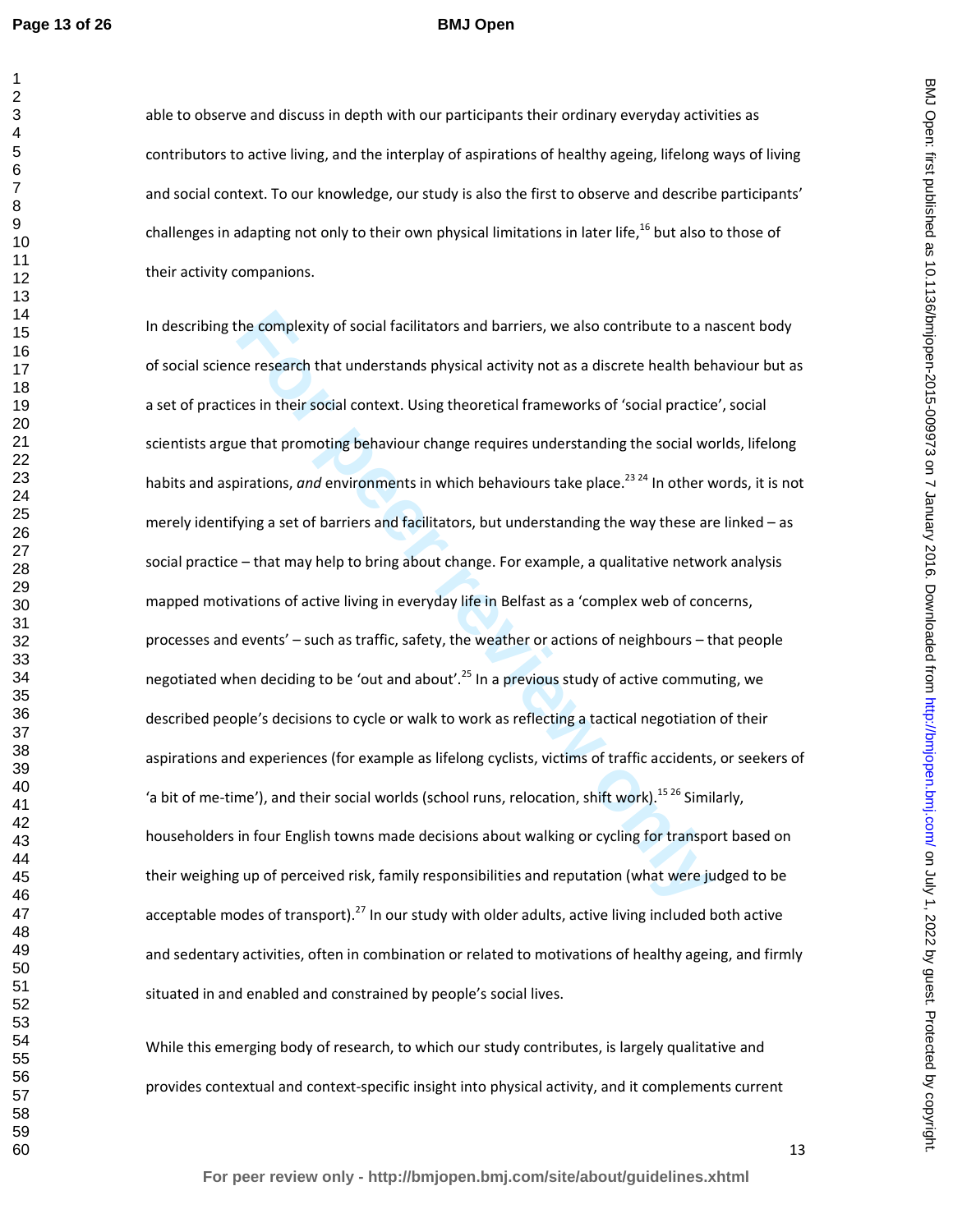able to observe and discuss in depth with our participants their ordinary everyday activities as contributors to active living, and the interplay of aspirations of healthy ageing, lifelong ways of living and social context. To our knowledge, our study is also the first to observe and describe participants' challenges in adapting not only to their own physical limitations in later life,[16] but also to those of their activity companions.

In describing the complexity of social facilitators and barriers, we also contribute to a nascent body of social science research that understands physical activity not as a discrete health behaviour but as a set of practices in their social context. Using theoretical frameworks of 'social practice', social scientists argue that promoting behaviour change requires understanding the social worlds, lifelong habits and aspirations, *and* environments in which behaviours take place.[23,24] In other words, it is not merely identifying a set of barriers and facilitators, but understanding the way these are linked – as social practice – that may help to bring about change. For example, a qualitative network analysis mapped motivations of active living in everyday life in Belfast as a 'complex web of concerns, processes and events' – such as traffic, safety, the weather or actions of neighbours – that people negotiated when deciding to be 'out and about'.[25] In a previous study of active commuting, we described people's decisions to cycle or walk to work as reflecting a tactical negotiation of their aspirations and experiences (for example as lifelong cyclists, victims of traffic accidents, or seekers of 'a bit of me-time'), and their social worlds (school runs, relocation, shift work).[15,26] Similarly, householders in four English towns made decisions about walking or cycling for transport based on their weighing up of perceived risk, family responsibilities and reputation (what were judged to be acceptable modes of transport).[27] In our study with older adults, active living included both active and sedentary activities, often in combination or related to motivations of healthy ageing, and firmly situated in and enabled and constrained by people's social lives.

While this emerging body of research, to which our study contributes, is largely qualitative and provides contextual and context-specific insight into physical activity, and it complements current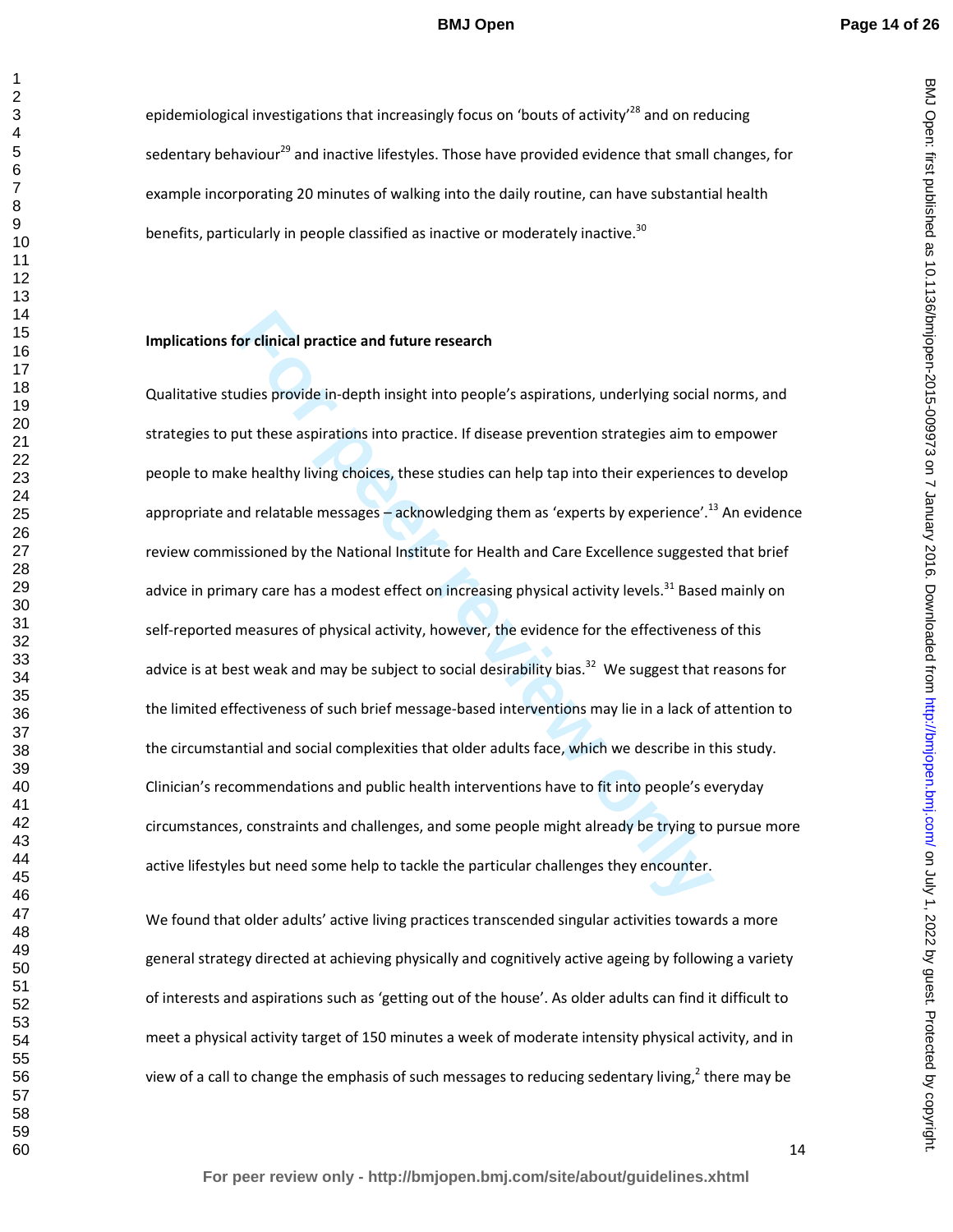epidemiological investigations that increasingly focus on 'bouts of activity'[28] and on reducing sedentary behaviour[29] and inactive lifestyles. Those have provided evidence that small changes, for example incorporating 20 minutes of walking into the daily routine, can have substantial health benefits, particularly in people classified as inactive or moderately inactive.[30]

**Implications for clinical practice and future research**

Qualitative studies provide in-depth insight into people's aspirations, underlying social norms, and strategies to put these aspirations into practice. If disease prevention strategies aim to empower people to make healthy living choices, these studies can help tap into their experiences to develop appropriate and relatable messages – acknowledging them as 'experts by experience'.[13] An evidence review commissioned by the National Institute for Health and Care Excellence suggested that brief advice in primary care has a modest effect on increasing physical activity levels.[31] Based mainly on self-reported measures of physical activity, however, the evidence for the effectiveness of this advice is at best weak and may be subject to social desirability bias.[32] We suggest that reasons for the limited effectiveness of such brief message-based interventions may lie in a lack of attention to the circumstantial and social complexities that older adults face, which we describe in this study. Clinician's recommendations and public health interventions have to fit into people's everyday circumstances, constraints and challenges, and some people might already be trying to pursue more active lifestyles but need some help to tackle the particular challenges they encounter.

We found that older adults' active living practices transcended singular activities towards a more general strategy directed at achieving physically and cognitively active ageing by following a variety of interests and aspirations such as 'getting out of the house'. As older adults can find it difficult to meet a physical activity target of 150 minutes a week of moderate intensity physical activity, and in view of a call to change the emphasis of such messages to reducing sedentary living,[2] there may be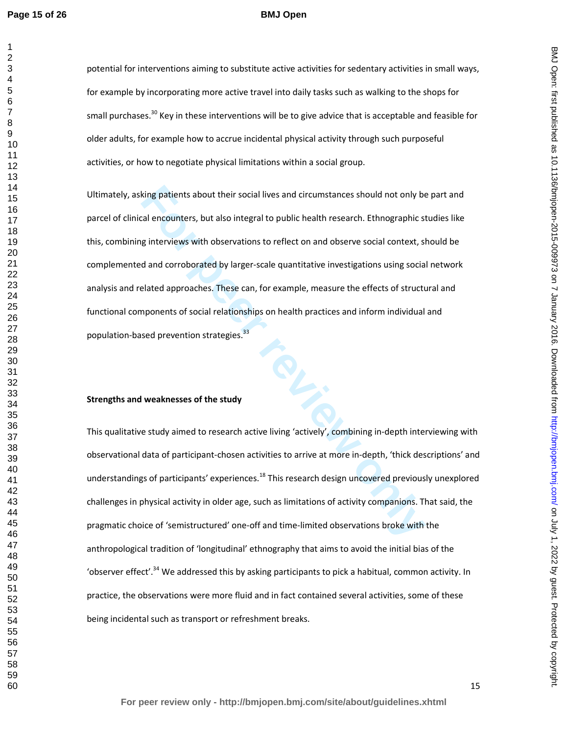potential for interventions aiming to substitute active activities for sedentary activities in small ways, for example by incorporating more active travel into daily tasks such as walking to the shops for small purchases.[30] Key in these interventions will be to give advice that is acceptable and feasible for older adults, for example how to accrue incidental physical activity through such purposeful activities, or how to negotiate physical limitations within a social group.

Ultimately, asking patients about their social lives and circumstances should not only be part and parcel of clinical encounters, but also integral to public health research. Ethnographic studies like this, combining interviews with observations to reflect on and observe social context, should be complemented and corroborated by larger-scale quantitative investigations using social network analysis and related approaches. These can, for example, measure the effects of structural and functional components of social relationships on health practices and inform individual and population-based prevention strategies.[33]

**Strengths and weaknesses of the study**

This qualitative study aimed to research active living 'actively', combining in-depth interviewing with observational data of participant-chosen activities to arrive at more in-depth, 'thick descriptions' and understandings of participants' experiences.[18] This research design uncovered previously unexplored challenges in physical activity in older age, such as limitations of activity companions. That said, the pragmatic choice of 'semistructured' one-off and time-limited observations broke with the anthropological tradition of 'longitudinal' ethnography that aims to avoid the initial bias of the 'observer effect'.[34] We addressed this by asking participants to pick a habitual, common activity. In practice, the observations were more fluid and in fact contained several activities, some of these being incidental such as transport or refreshment breaks.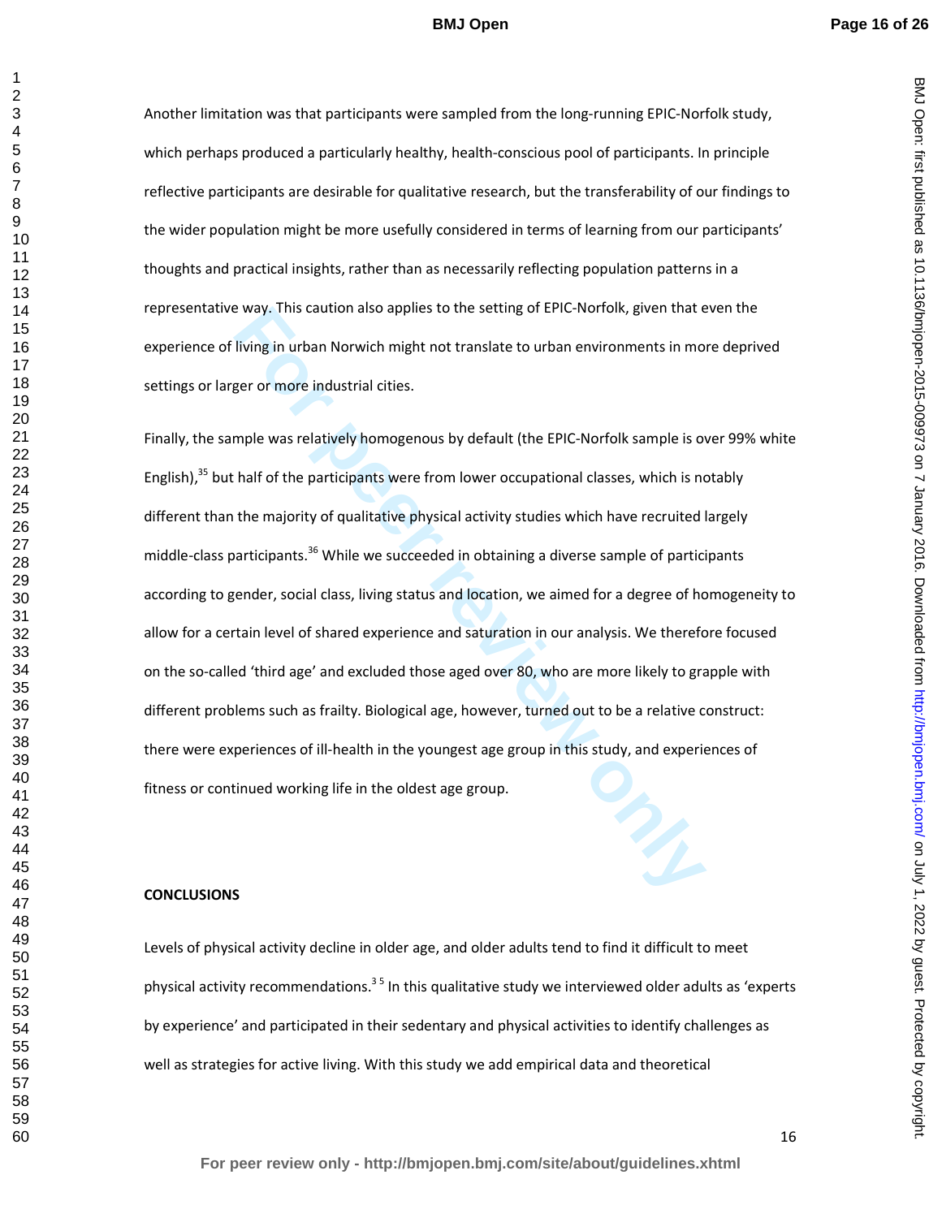Another limitation was that participants were sampled from the long-running EPIC-Norfolk study, which perhaps produced a particularly healthy, health-conscious pool of participants. In principle reflective participants are desirable for qualitative research, but the transferability of our findings to the wider population might be more usefully considered in terms of learning from our participants' thoughts and practical insights, rather than as necessarily reflecting population patterns in a representative way. This caution also applies to the setting of EPIC-Norfolk, given that even the experience of living in urban Norwich might not translate to urban environments in more deprived settings or larger or more industrial cities.

Finally, the sample was relatively homogenous by default (the EPIC-Norfolk sample is over 99% white English),[35] but half of the participants were from lower occupational classes, which is notably different than the majority of qualitative physical activity studies which have recruited largely middle-class participants.[36] While we succeeded in obtaining a diverse sample of participants according to gender, social class, living status and location, we aimed for a degree of homogeneity to allow for a certain level of shared experience and saturation in our analysis. We therefore focused on the so-called 'third age' and excluded those aged over 80, who are more likely to grapple with different problems such as frailty. Biological age, however, turned out to be a relative construct: there were experiences of ill-health in the youngest age group in this study, and experiences of fitness or continued working life in the oldest age group.

## CONCLUSIONS

Levels of physical activity decline in older age, and older adults tend to find it difficult to meet physical activity recommendations.[3 5] In this qualitative study we interviewed older adults as 'experts by experience' and participated in their sedentary and physical activities to identify challenges as well as strategies for active living. With this study we add empirical data and theoretical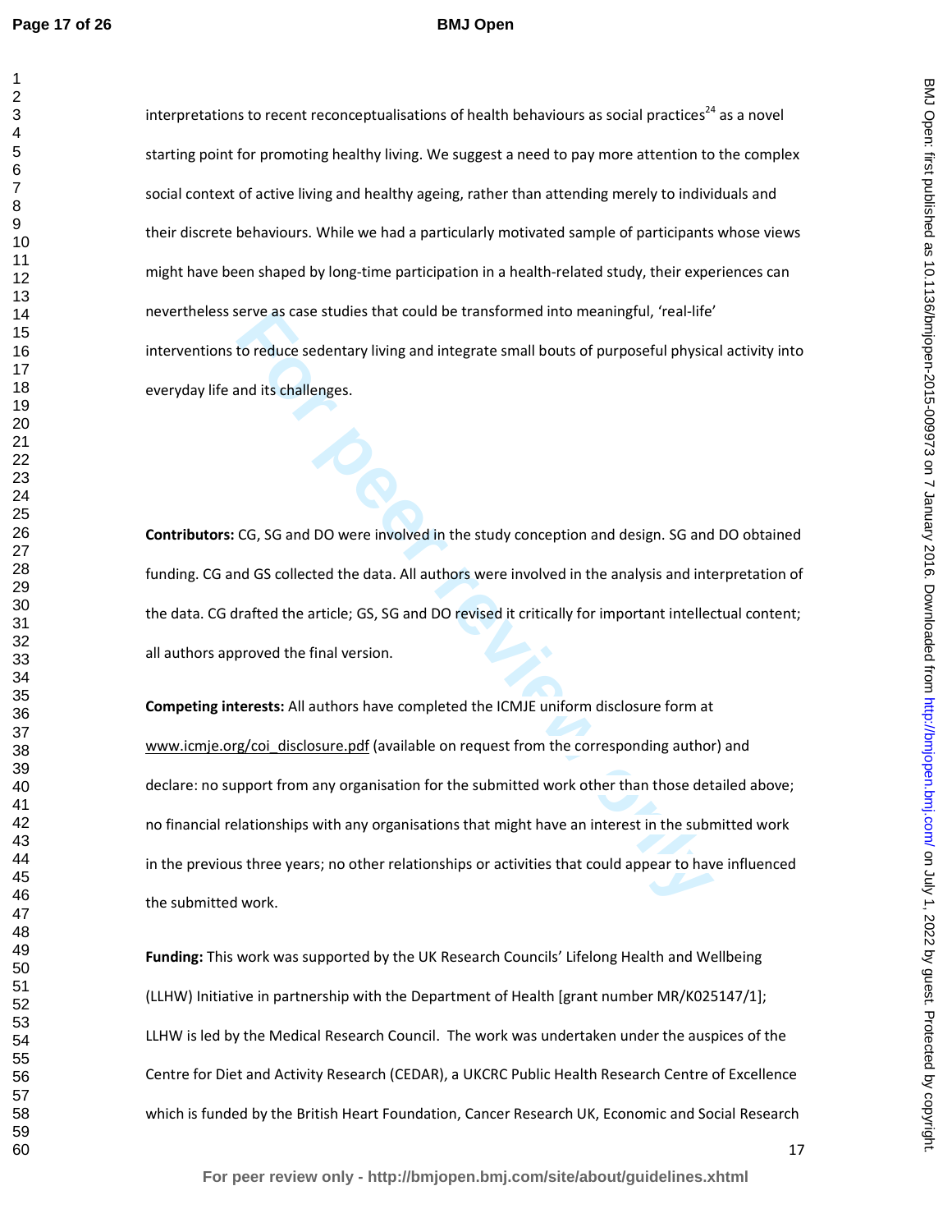interpretations to recent reconceptualisations of health behaviours as social practices[24] as a novel starting point for promoting healthy living. We suggest a need to pay more attention to the complex social context of active living and healthy ageing, rather than attending merely to individuals and their discrete behaviours. While we had a particularly motivated sample of participants whose views might have been shaped by long-time participation in a health-related study, their experiences can nevertheless serve as case studies that could be transformed into meaningful, 'real-life' interventions to reduce sedentary living and integrate small bouts of purposeful physical activity into everyday life and its challenges.

**Contributors:** CG, SG and DO were involved in the study conception and design. SG and DO obtained funding. CG and GS collected the data. All authors were involved in the analysis and interpretation of the data. CG drafted the article; GS, SG and DO revised it critically for important intellectual content; all authors approved the final version.

**Competing interests:** All authors have completed the ICMJE uniform disclosure form at www.icmje.org/coi_disclosure.pdf (available on request from the corresponding author) and declare: no support from any organisation for the submitted work other than those detailed above; no financial relationships with any organisations that might have an interest in the submitted work in the previous three years; no other relationships or activities that could appear to have influenced the submitted work.

**Funding:** This work was supported by the UK Research Councils' Lifelong Health and Wellbeing (LLHW) Initiative in partnership with the Department of Health [grant number MR/K025147/1]; LLHW is led by the Medical Research Council. The work was undertaken under the auspices of the Centre for Diet and Activity Research (CEDAR), a UKCRC Public Health Research Centre of Excellence which is funded by the British Heart Foundation, Cancer Research UK, Economic and Social Research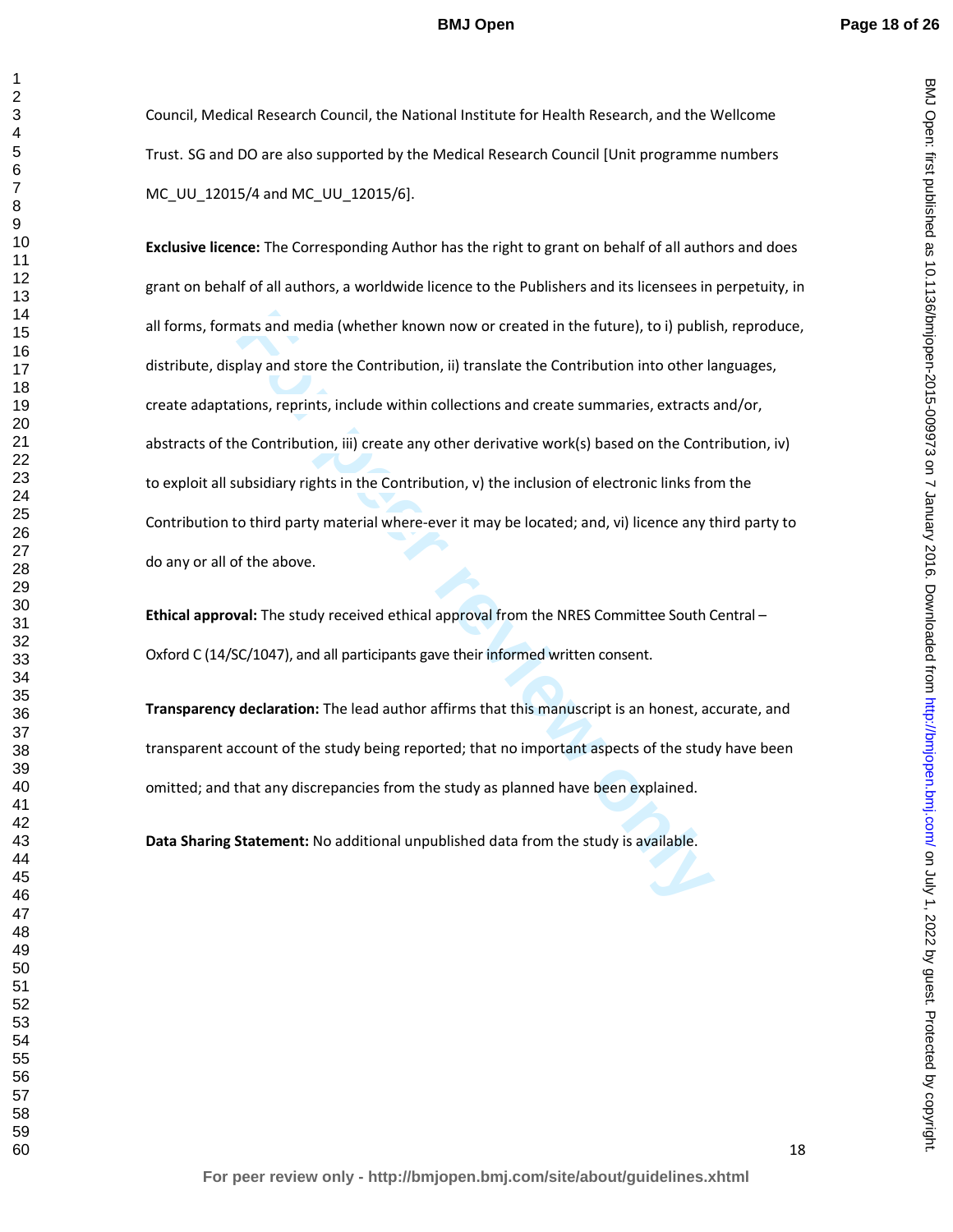Council, Medical Research Council, the National Institute for Health Research, and the Wellcome Trust. SG and DO are also supported by the Medical Research Council [Unit programme numbers MC_UU_12015/4 and MC_UU_12015/6].

**Exclusive licence:** The Corresponding Author has the right to grant on behalf of all authors and does grant on behalf of all authors, a worldwide licence to the Publishers and its licensees in perpetuity, in all forms, formats and media (whether known now or created in the future), to i) publish, reproduce, distribute, display and store the Contribution, ii) translate the Contribution into other languages, create adaptations, reprints, include within collections and create summaries, extracts and/or, abstracts of the Contribution, iii) create any other derivative work(s) based on the Contribution, iv) to exploit all subsidiary rights in the Contribution, v) the inclusion of electronic links from the Contribution to third party material where-ever it may be located; and, vi) licence any third party to do any or all of the above.

**Ethical approval:** The study received ethical approval from the NRES Committee South Central – Oxford C (14/SC/1047), and all participants gave their informed written consent.

**Transparency declaration:** The lead author affirms that this manuscript is an honest, accurate, and transparent account of the study being reported; that no important aspects of the study have been omitted; and that any discrepancies from the study as planned have been explained.

**Data Sharing Statement:** No additional unpublished data from the study is available.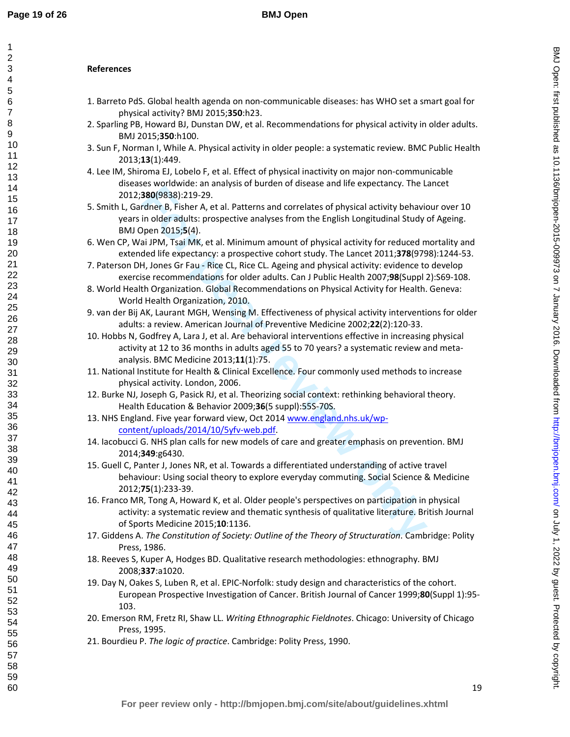**References**

1. Barreto PdS. Global health agenda on non-communicable diseases: has WHO set a smart goal for physical activity? BMJ 2015;**350**:h23.
2. Sparling PB, Howard BJ, Dunstan DW, et al. Recommendations for physical activity in older adults. BMJ 2015;**350**:h100.
3. Sun F, Norman I, While A. Physical activity in older people: a systematic review. BMC Public Health 2013;**13**(1):449.
4. Lee IM, Shiroma EJ, Lobelo F, et al. Effect of physical inactivity on major non-communicable diseases worldwide: an analysis of burden of disease and life expectancy. The Lancet 2012;**380**(9838):219-29.
5. Smith L, Gardner B, Fisher A, et al. Patterns and correlates of physical activity behaviour over 10 years in older adults: prospective analyses from the English Longitudinal Study of Ageing. BMJ Open 2015;**5**(4).
6. Wen CP, Wai JPM, Tsai MK, et al. Minimum amount of physical activity for reduced mortality and extended life expectancy: a prospective cohort study. The Lancet 2011;**378**(9798):1244-53.
7. Paterson DH, Jones Gr Fau - Rice CL, Rice CL. Ageing and physical activity: evidence to develop exercise recommendations for older adults. Can J Public Health 2007;**98**(Suppl 2):S69-108.
8. World Health Organization. Global Recommendations on Physical Activity for Health. Geneva: World Health Organization, 2010.
9. van der Bij AK, Laurant MGH, Wensing M. Effectiveness of physical activity interventions for older adults: a review. American Journal of Preventive Medicine 2002;**22**(2):120-33.
10. Hobbs N, Godfrey A, Lara J, et al. Are behavioral interventions effective in increasing physical activity at 12 to 36 months in adults aged 55 to 70 years? a systematic review and meta-analysis. BMC Medicine 2013;**11**(1):75.
11. National Institute for Health & Clinical Excellence. Four commonly used methods to increase physical activity. London, 2006.
12. Burke NJ, Joseph G, Pasick RJ, et al. Theorizing social context: rethinking behavioral theory. Health Education & Behavior 2009;**36**(5 suppl):55S-70S.
13. NHS England. Five year forward view, Oct 2014 www.england.nhs.uk/wp-content/uploads/2014/10/5yfv-web.pdf.
14. Iacobucci G. NHS plan calls for new models of care and greater emphasis on prevention. BMJ 2014;**349**:g6430.
15. Guell C, Panter J, Jones NR, et al. Towards a differentiated understanding of active travel behaviour: Using social theory to explore everyday commuting. Social Science & Medicine 2012;**75**(1):233-39.
16. Franco MR, Tong A, Howard K, et al. Older people's perspectives on participation in physical activity: a systematic review and thematic synthesis of qualitative literature. British Journal of Sports Medicine 2015;**10**:1136.
17. Giddens A. *The Constitution of Society: Outline of the Theory of Structuration*. Cambridge: Polity Press, 1986.
18. Reeves S, Kuper A, Hodges BD. Qualitative research methodologies: ethnography. BMJ 2008;**337**:a1020.
19. Day N, Oakes S, Luben R, et al. EPIC-Norfolk: study design and characteristics of the cohort. European Prospective Investigation of Cancer. British Journal of Cancer 1999;**80**(Suppl 1):95-103.
20. Emerson RM, Fretz RI, Shaw LL. *Writing Ethnographic Fieldnotes*. Chicago: University of Chicago Press, 1995.
21. Bourdieu P. *The logic of practice*. Cambridge: Polity Press, 1990.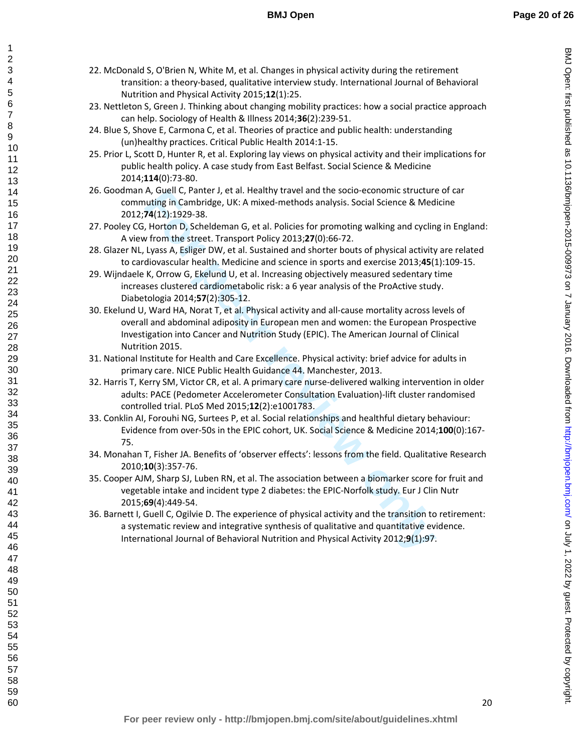22. McDonald S, O'Brien N, White M, et al. Changes in physical activity during the retirement transition: a theory-based, qualitative interview study. International Journal of Behavioral Nutrition and Physical Activity 2015;**12**(1):25.
23. Nettleton S, Green J. Thinking about changing mobility practices: how a social practice approach can help. Sociology of Health & Illness 2014;**36**(2):239-51.
24. Blue S, Shove E, Carmona C, et al. Theories of practice and public health: understanding (un)healthy practices. Critical Public Health 2014:1-15.
25. Prior L, Scott D, Hunter R, et al. Exploring lay views on physical activity and their implications for public health policy. A case study from East Belfast. Social Science & Medicine 2014;**114**(0):73-80.
26. Goodman A, Guell C, Panter J, et al. Healthy travel and the socio-economic structure of car commuting in Cambridge, UK: A mixed-methods analysis. Social Science & Medicine 2012;**74**(12):1929-38.
27. Pooley CG, Horton D, Scheldeman G, et al. Policies for promoting walking and cycling in England: A view from the street. Transport Policy 2013;**27**(0):66-72.
28. Glazer NL, Lyass A, Esliger DW, et al. Sustained and shorter bouts of physical activity are related to cardiovascular health. Medicine and science in sports and exercise 2013;**45**(1):109-15.
29. Wijndaele K, Orrow G, Ekelund U, et al. Increasing objectively measured sedentary time increases clustered cardiometabolic risk: a 6 year analysis of the ProActive study. Diabetologia 2014;**57**(2):305-12.
30. Ekelund U, Ward HA, Norat T, et al. Physical activity and all-cause mortality across levels of overall and abdominal adiposity in European men and women: the European Prospective Investigation into Cancer and Nutrition Study (EPIC). The American Journal of Clinical Nutrition 2015.
31. National Institute for Health and Care Excellence. Physical activity: brief advice for adults in primary care. NICE Public Health Guidance 44. Manchester, 2013.
32. Harris T, Kerry SM, Victor CR, et al. A primary care nurse-delivered walking intervention in older adults: PACE (Pedometer Accelerometer Consultation Evaluation)-lift cluster randomised controlled trial. PLoS Med 2015;**12**(2):e1001783.
33. Conklin AI, Forouhi NG, Surtees P, et al. Social relationships and healthful dietary behaviour: Evidence from over-50s in the EPIC cohort, UK. Social Science & Medicine 2014;**100**(0):167-75.
34. Monahan T, Fisher JA. Benefits of 'observer effects': lessons from the field. Qualitative Research 2010;**10**(3):357-76.
35. Cooper AJM, Sharp SJ, Luben RN, et al. The association between a biomarker score for fruit and vegetable intake and incident type 2 diabetes: the EPIC-Norfolk study. Eur J Clin Nutr 2015;**69**(4):449-54.
36. Barnett I, Guell C, Ogilvie D. The experience of physical activity and the transition to retirement: a systematic review and integrative synthesis of qualitative and quantitative evidence. International Journal of Behavioral Nutrition and Physical Activity 2012;**9**(1):97.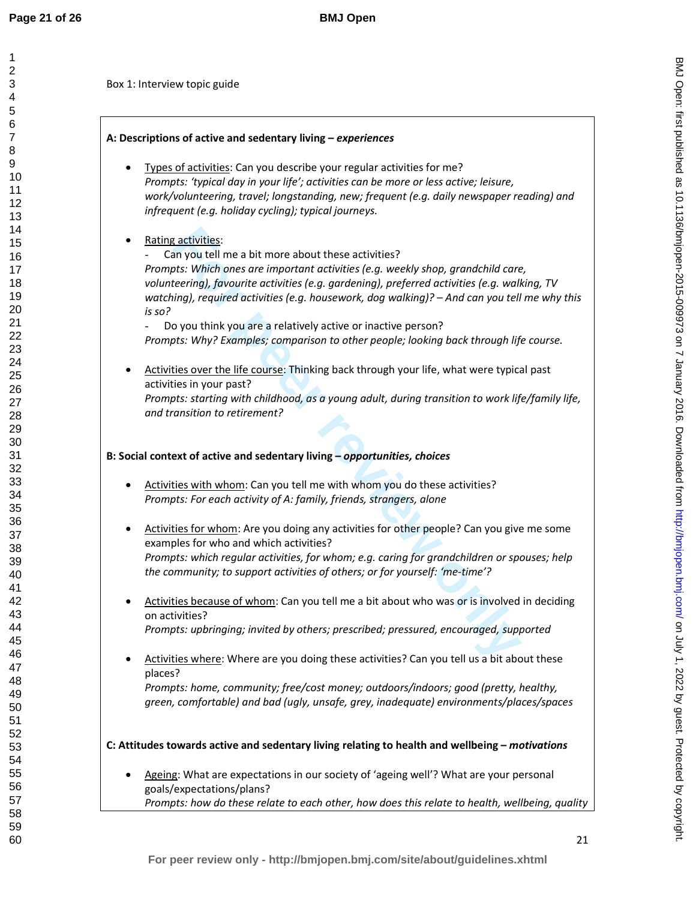Box 1: Interview topic guide

**A: Descriptions of active and sedentary living – *experiences***

- Types of activities: Can you describe your regular activities for me?
  *Prompts: 'typical day in your life'; activities can be more or less active; leisure, work/volunteering, travel; longstanding, new; frequent (e.g. daily newspaper reading) and infrequent (e.g. holiday cycling); typical journeys.*

- Rating activities:
  - Can you tell me a bit more about these activities?

  *Prompts: Which ones are important activities (e.g. weekly shop, grandchild care, volunteering), favourite activities (e.g. gardening), preferred activities (e.g. walking, TV watching), required activities (e.g. housework, dog walking)? – And can you tell me why this is so?*
  - Do you think you are a relatively active or inactive person?

  *Prompts: Why? Examples; comparison to other people; looking back through life course.*

- Activities over the life course: Thinking back through your life, what were typical past activities in your past?
  *Prompts: starting with childhood, as a young adult, during transition to work life/family life, and transition to retirement?*

**B: Social context of active and sedentary living – *opportunities, choices***

- Activities with whom: Can you tell me with whom you do these activities?
  *Prompts: For each activity of A: family, friends, strangers, alone*

- Activities for whom: Are you doing any activities for other people? Can you give me some examples for who and which activities?
  *Prompts: which regular activities, for whom; e.g. caring for grandchildren or spouses; help the community; to support activities of others; or for yourself: 'me-time'?*

- Activities because of whom: Can you tell me a bit about who was or is involved in deciding on activities?
  *Prompts: upbringing; invited by others; prescribed; pressured, encouraged, supported*

- Activities where: Where are you doing these activities? Can you tell us a bit about these places?
  *Prompts: home, community; free/cost money; outdoors/indoors; good (pretty, healthy, green, comfortable) and bad (ugly, unsafe, grey, inadequate) environments/places/spaces*

**C: Attitudes towards active and sedentary living relating to health and wellbeing – *motivations***

- Ageing: What are expectations in our society of 'ageing well'? What are your personal goals/expectations/plans?
  *Prompts: how do these relate to each other, how does this relate to health, wellbeing, quality*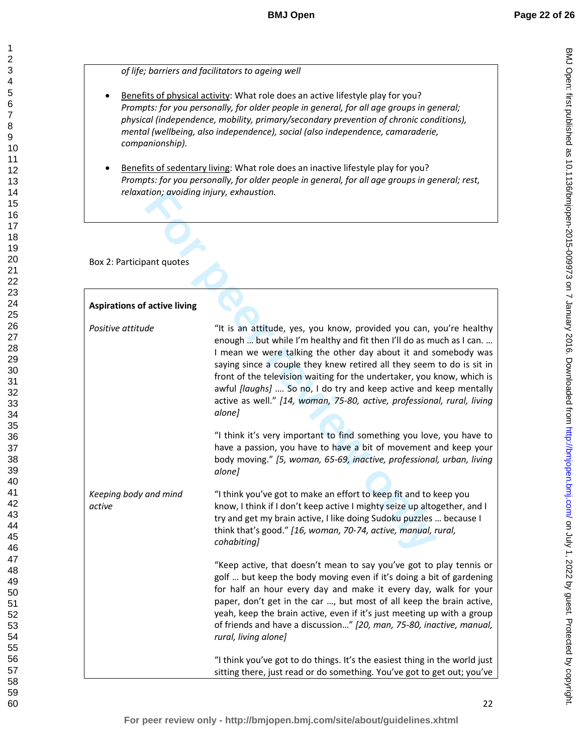*of life; barriers and facilitators to ageing well*

- Benefits of physical activity: What role does an active lifestyle play for you? *Prompts: for you personally, for older people in general, for all age groups in general; physical (independence, mobility, primary/secondary prevention of chronic conditions), mental (wellbeing, also independence), social (also independence, camaraderie, companionship).*

- Benefits of sedentary living: What role does an inactive lifestyle play for you? *Prompts: for you personally, for older people in general, for all age groups in general; rest, relaxation; avoiding injury, exhaustion.*

Box 2: Participant quotes

| **Aspirations of active living** | |
|---|---|
| *Positive attitude* | "It is an attitude, yes, you know, provided you can, you're healthy enough … but while I'm healthy and fit then I'll do as much as I can. … I mean we were talking the other day about it and somebody was saying since a couple they knew retired all they seem to do is sit in front of the television waiting for the undertaker, you know, which is awful *[laughs]* …. So no, I do try and keep active and keep mentally active as well." *[14, woman, 75-80, active, professional, rural, living alone]* |
| | "I think it's very important to find something you love, you have to have a passion, you have to have a bit of movement and keep your body moving." *[5, woman, 65-69, inactive, professional, urban, living alone]* |
| *Keeping body and mind active* | "I think you've got to make an effort to keep fit and to keep you know, I think if I don't keep active I mighty seize up altogether, and I try and get my brain active, I like doing Sudoku puzzles … because I think that's good." *[16, woman, 70-74, active, manual, rural, cohabiting]* |
| | "Keep active, that doesn't mean to say you've got to play tennis or golf … but keep the body moving even if it's doing a bit of gardening for half an hour every day and make it every day, walk for your paper, don't get in the car …, but most of all keep the brain active, yeah, keep the brain active, even if it's just meeting up with a group of friends and have a discussion…" *[20, man, 75-80, inactive, manual, rural, living alone]* |
| | "I think you've got to do things. It's the easiest thing in the world just sitting there, just read or do something. You've got to get out; you've |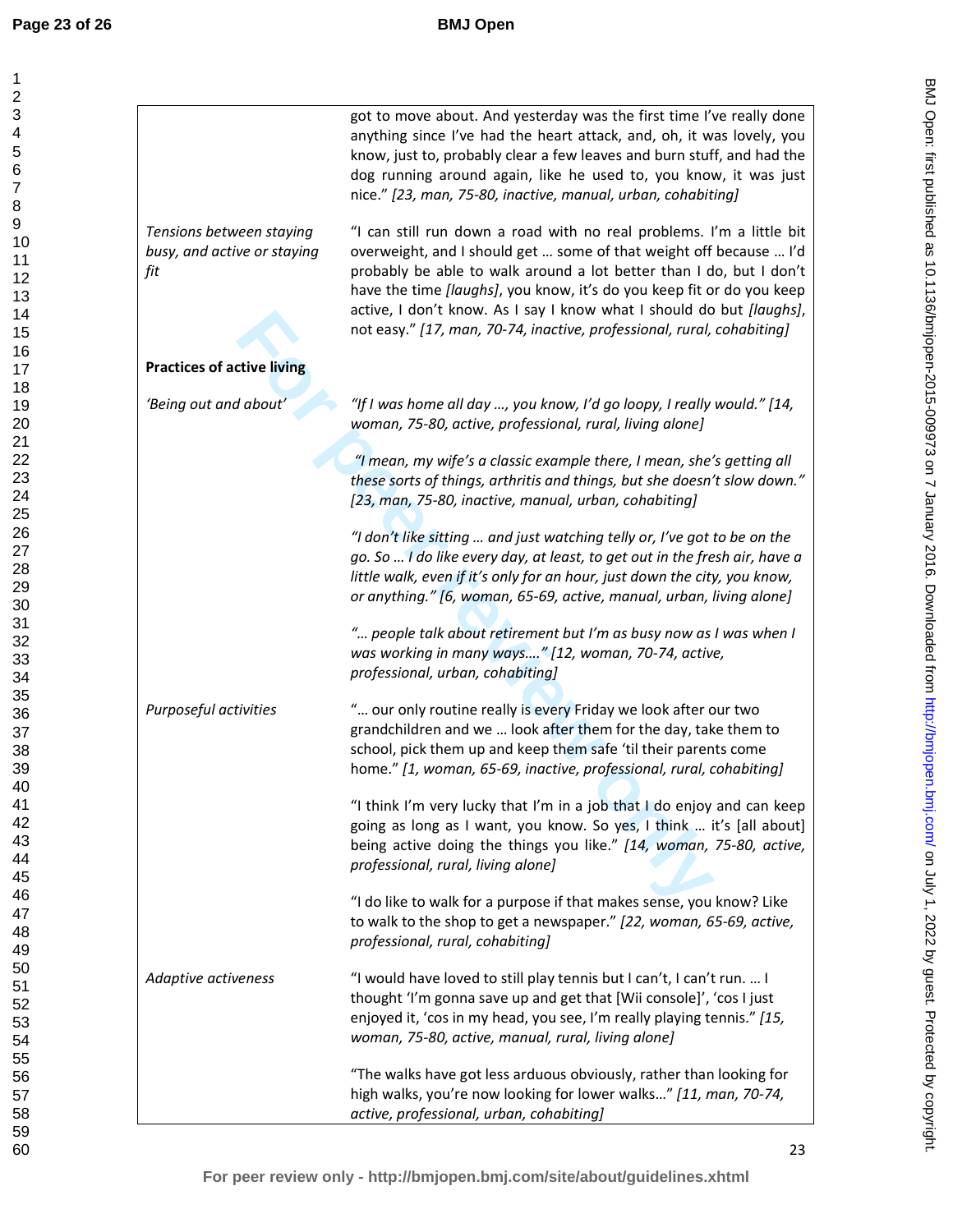| | |
|---|---|
| | got to move about. And yesterday was the first time I've really done anything since I've had the heart attack, and, oh, it was lovely, you know, just to, probably clear a few leaves and burn stuff, and had the dog running around again, like he used to, you know, it was just nice." *[23, man, 75-80, inactive, manual, urban, cohabiting]* |
| *Tensions between staying busy, and active or staying fit* | "I can still run down a road with no real problems. I'm a little bit overweight, and I should get … some of that weight off because … I'd probably be able to walk around a lot better than I do, but I don't have the time *[laughs]*, you know, it's do you keep fit or do you keep active, I don't know. As I say I know what I should do but *[laughs]*, not easy." *[17, man, 70-74, inactive, professional, rural, cohabiting]* |
| **Practices of active living** | |
| *'Being out and about'* | *"If I was home all day …, you know, I'd go loopy, I really would." [14, woman, 75-80, active, professional, rural, living alone]*<br><br>*"I mean, my wife's a classic example there, I mean, she's getting all these sorts of things, arthritis and things, but she doesn't slow down." [23, man, 75-80, inactive, manual, urban, cohabiting]*<br><br>*"I don't like sitting … and just watching telly or, I've got to be on the go. So … I do like every day, at least, to get out in the fresh air, have a little walk, even if it's only for an hour, just down the city, you know, or anything." [6, woman, 65-69, active, manual, urban, living alone]*<br><br>*"… people talk about retirement but I'm as busy now as I was when I was working in many ways…." [12, woman, 70-74, active, professional, urban, cohabiting]* |
| *Purposeful activities* | "… our only routine really is every Friday we look after our two grandchildren and we … look after them for the day, take them to school, pick them up and keep them safe 'til their parents come home." *[1, woman, 65-69, inactive, professional, rural, cohabiting]*<br><br>"I think I'm very lucky that I'm in a job that I do enjoy and can keep going as long as I want, you know. So yes, I think … it's [all about] being active doing the things you like." *[14, woman, 75-80, active, professional, rural, living alone]*<br><br>"I do like to walk for a purpose if that makes sense, you know? Like to walk to the shop to get a newspaper." *[22, woman, 65-69, active, professional, rural, cohabiting]* |
| *Adaptive activeness* | "I would have loved to still play tennis but I can't, I can't run. … I thought 'I'm gonna save up and get that [Wii console]', 'cos I just enjoyed it, 'cos in my head, you see, I'm really playing tennis." *[15, woman, 75-80, active, manual, rural, living alone]*<br><br>"The walks have got less arduous obviously, rather than looking for high walks, you're now looking for lower walks…" *[11, man, 70-74, active, professional, urban, cohabiting]* |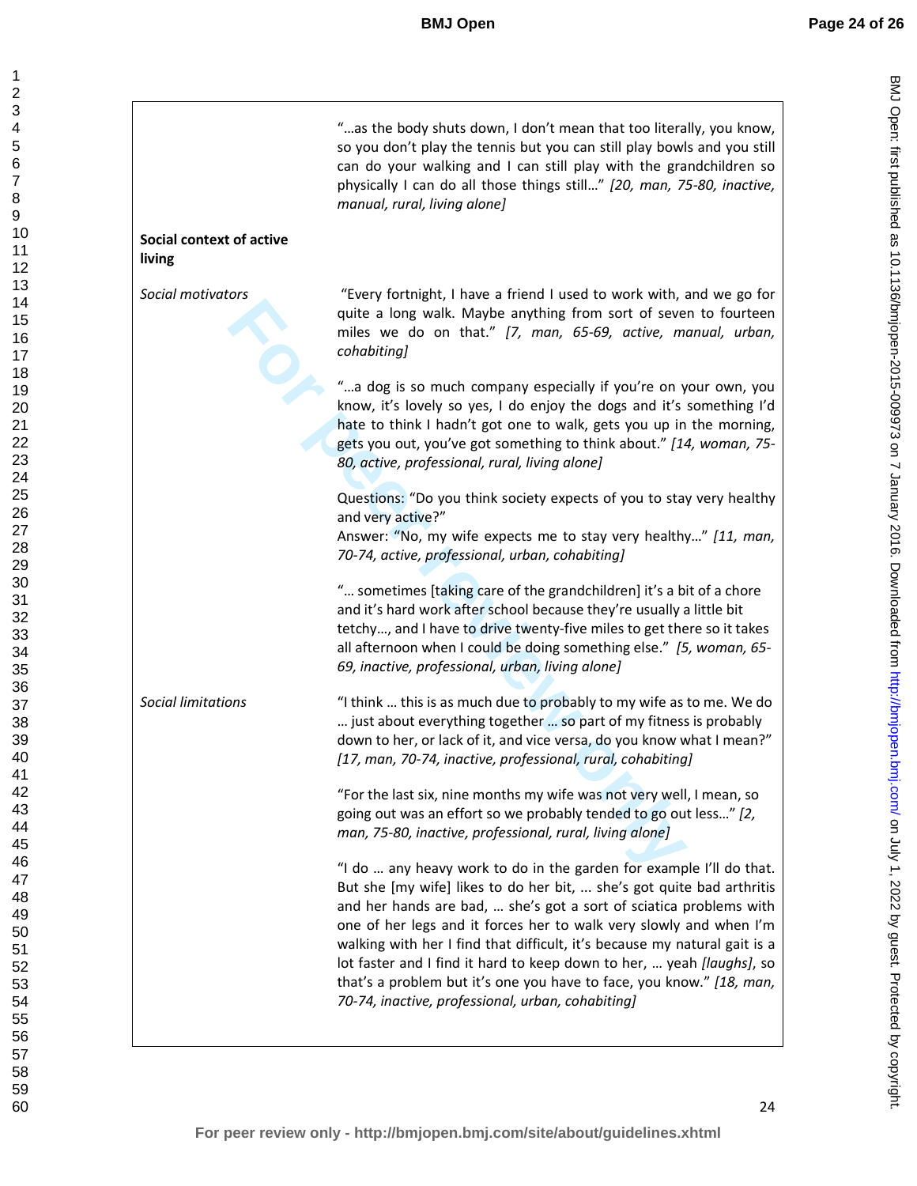| | |
|---|---|
| | "…as the body shuts down, I don't mean that too literally, you know, so you don't play the tennis but you can still play bowls and you still can do your walking and I can still play with the grandchildren so physically I can do all those things still…" *[20, man, 75-80, inactive, manual, rural, living alone]* |
| **Social context of active living** | |
| *Social motivators* | "Every fortnight, I have a friend I used to work with, and we go for quite a long walk. Maybe anything from sort of seven to fourteen miles we do on that." *[7, man, 65-69, active, manual, urban, cohabiting]* <br><br> "…a dog is so much company especially if you're on your own, you know, it's lovely so yes, I do enjoy the dogs and it's something I'd hate to think I hadn't got one to walk, gets you up in the morning, gets you out, you've got something to think about." *[14, woman, 75-80, active, professional, rural, living alone]* <br><br> Questions: "Do you think society expects of you to stay very healthy and very active?" <br> Answer: "No, my wife expects me to stay very healthy…" *[11, man, 70-74, active, professional, urban, cohabiting]* <br><br> "… sometimes [taking care of the grandchildren] it's a bit of a chore and it's hard work after school because they're usually a little bit tetchy…, and I have to drive twenty-five miles to get there so it takes all afternoon when I could be doing something else." *[5, woman, 65-69, inactive, professional, urban, living alone]* |
| *Social limitations* | "I think … this is as much due to probably to my wife as to me. We do … just about everything together … so part of my fitness is probably down to her, or lack of it, and vice versa, do you know what I mean?" *[17, man, 70-74, inactive, professional, rural, cohabiting]* <br><br> "For the last six, nine months my wife was not very well, I mean, so going out was an effort so we probably tended to go out less…" *[2, man, 75-80, inactive, professional, rural, living alone]* <br><br> "I do … any heavy work to do in the garden for example I'll do that. But she [my wife] likes to do her bit, … she's got quite bad arthritis and her hands are bad, … she's got a sort of sciatica problems with one of her legs and it forces her to walk very slowly and when I'm walking with her I find that difficult, it's because my natural gait is a lot faster and I find it hard to keep down to her, … yeah *[laughs]*, so that's a problem but it's one you have to face, you know." *[18, man, 70-74, inactive, professional, urban, cohabiting]* |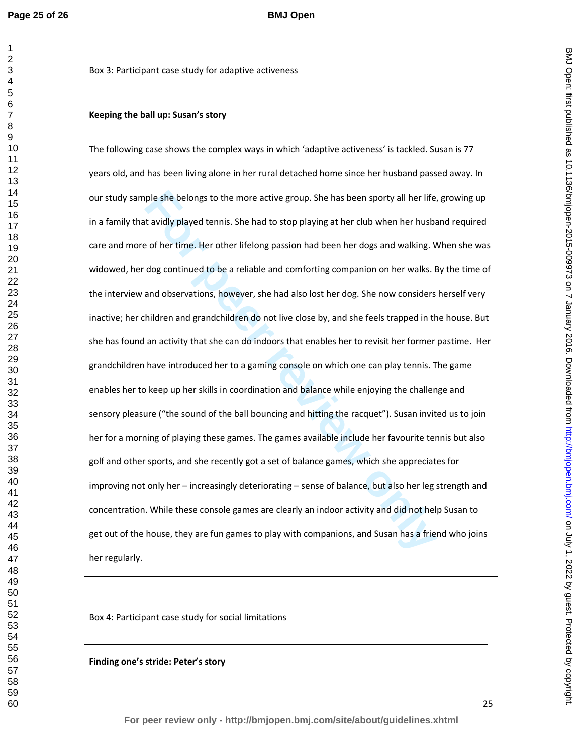Box 3: Participant case study for adaptive activeness

**Keeping the ball up: Susan's story**

The following case shows the complex ways in which 'adaptive activeness' is tackled. Susan is 77 years old, and has been living alone in her rural detached home since her husband passed away. In our study sample she belongs to the more active group. She has been sporty all her life, growing up in a family that avidly played tennis. She had to stop playing at her club when her husband required care and more of her time. Her other lifelong passion had been her dogs and walking. When she was widowed, her dog continued to be a reliable and comforting companion on her walks. By the time of the interview and observations, however, she had also lost her dog. She now considers herself very inactive; her children and grandchildren do not live close by, and she feels trapped in the house. But she has found an activity that she can do indoors that enables her to revisit her former pastime. Her grandchildren have introduced her to a gaming console on which one can play tennis. The game enables her to keep up her skills in coordination and balance while enjoying the challenge and sensory pleasure ("the sound of the ball bouncing and hitting the racquet"). Susan invited us to join her for a morning of playing these games. The games available include her favourite tennis but also golf and other sports, and she recently got a set of balance games, which she appreciates for improving not only her – increasingly deteriorating – sense of balance, but also her leg strength and concentration. While these console games are clearly an indoor activity and did not help Susan to get out of the house, they are fun games to play with companions, and Susan has a friend who joins her regularly.

Box 4: Participant case study for social limitations

**Finding one's stride: Peter's story**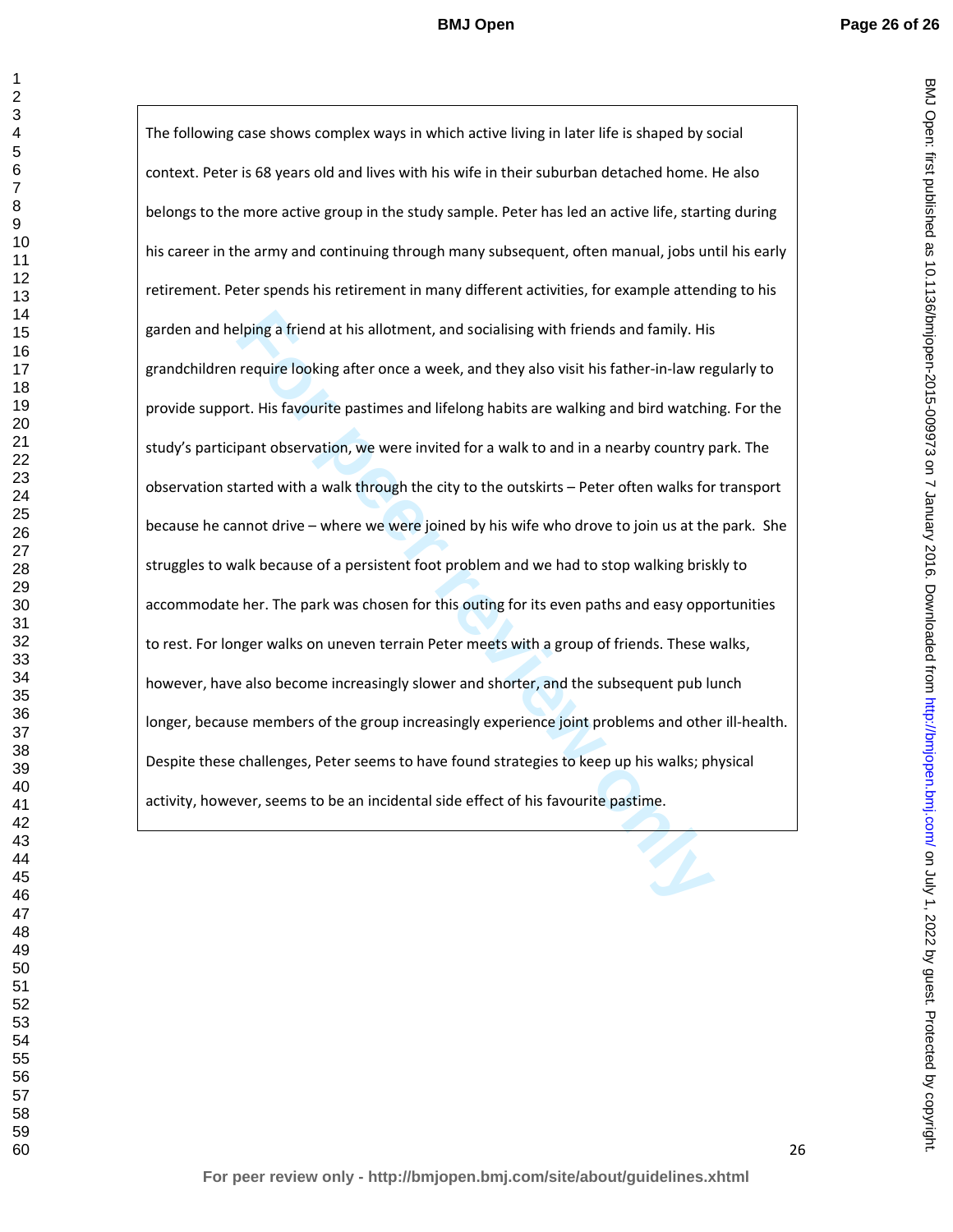The following case shows complex ways in which active living in later life is shaped by social context. Peter is 68 years old and lives with his wife in their suburban detached home. He also belongs to the more active group in the study sample. Peter has led an active life, starting during his career in the army and continuing through many subsequent, often manual, jobs until his early retirement. Peter spends his retirement in many different activities, for example attending to his garden and helping a friend at his allotment, and socialising with friends and family. His grandchildren require looking after once a week, and they also visit his father-in-law regularly to provide support. His favourite pastimes and lifelong habits are walking and bird watching. For the study's participant observation, we were invited for a walk to and in a nearby country park. The observation started with a walk through the city to the outskirts – Peter often walks for transport because he cannot drive – where we were joined by his wife who drove to join us at the park. She struggles to walk because of a persistent foot problem and we had to stop walking briskly to accommodate her. The park was chosen for this outing for its even paths and easy opportunities to rest. For longer walks on uneven terrain Peter meets with a group of friends. These walks, however, have also become increasingly slower and shorter, and the subsequent pub lunch longer, because members of the group increasingly experience joint problems and other ill-health. Despite these challenges, Peter seems to have found strategies to keep up his walks; physical activity, however, seems to be an incidental side effect of his favourite pastime.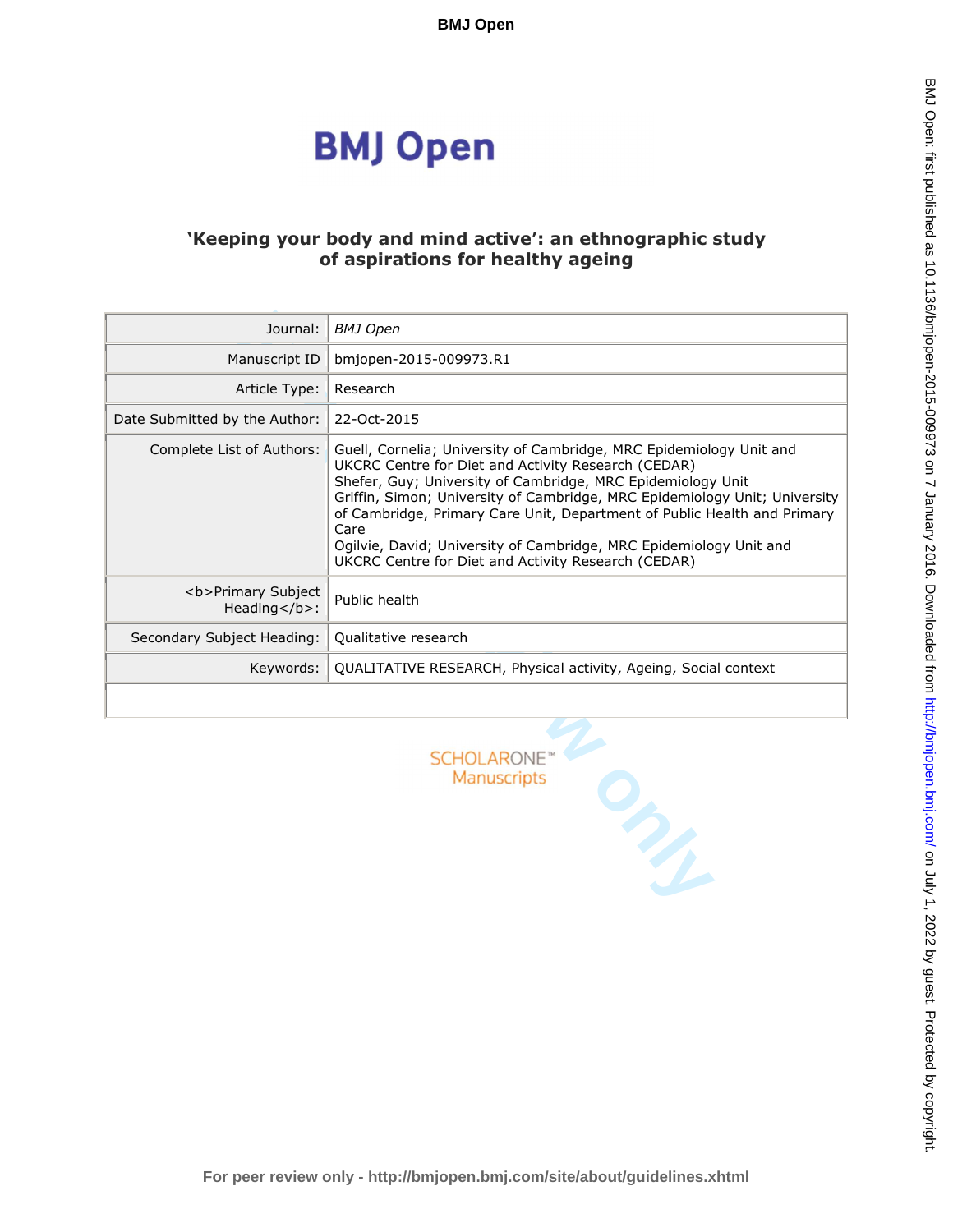# 'Keeping your body and mind active': an ethnographic study of aspirations for healthy ageing

| | |
|---|---|
| Journal: | *BMJ Open* |
| Manuscript ID | bmjopen-2015-009973.R1 |
| Article Type: | Research |
| Date Submitted by the Author: | 22-Oct-2015 |
| Complete List of Authors: | Guell, Cornelia; University of Cambridge, MRC Epidemiology Unit and UKCRC Centre for Diet and Activity Research (CEDAR)<br>Shefer, Guy; University of Cambridge, MRC Epidemiology Unit<br>Griffin, Simon; University of Cambridge, MRC Epidemiology Unit; University of Cambridge, Primary Care Unit, Department of Public Health and Primary Care<br>Ogilvie, David; University of Cambridge, MRC Epidemiology Unit and UKCRC Centre for Diet and Activity Research (CEDAR) |
| <b>Primary Subject Heading</b>: | Public health |
| Secondary Subject Heading: | Qualitative research |
| Keywords: | QUALITATIVE RESEARCH, Physical activity, Ageing, Social context |
| | |

SCHOLARONE™
Manuscripts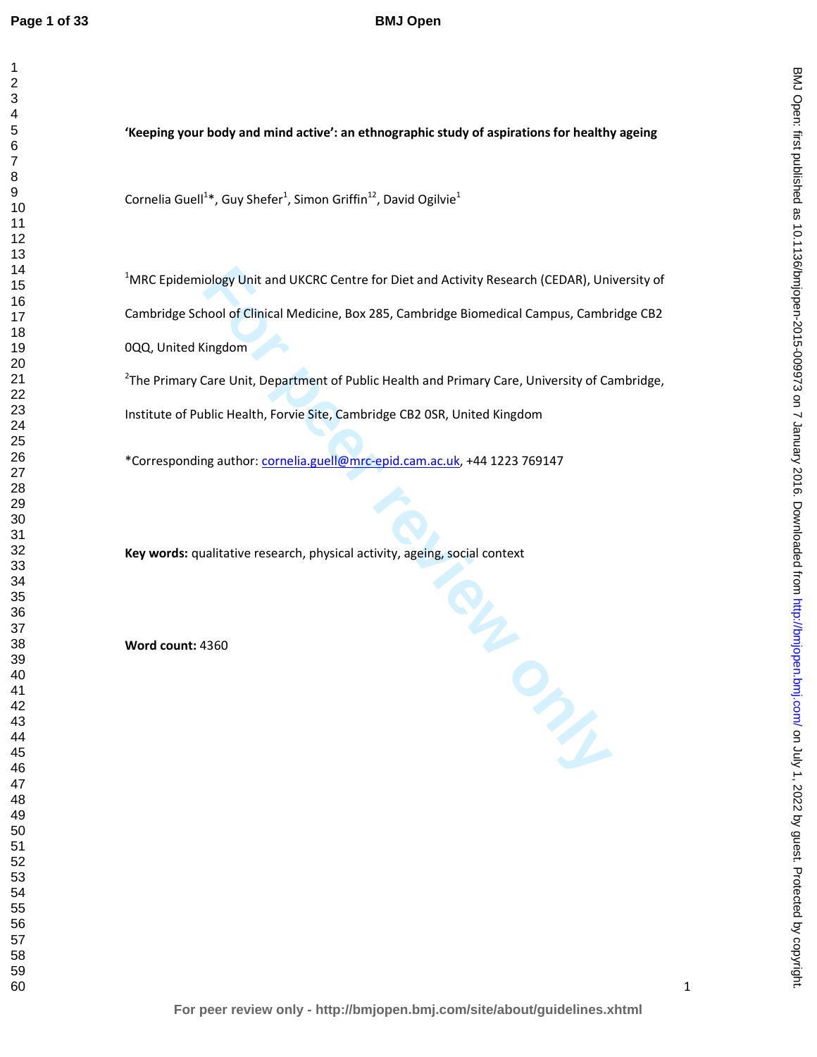**'Keeping your body and mind active': an ethnographic study of aspirations for healthy ageing**

Cornelia Guell[1]*, Guy Shefer[1], Simon Griffin[12], David Ogilvie[1]

[1]MRC Epidemiology Unit and UKCRC Centre for Diet and Activity Research (CEDAR), University of Cambridge School of Clinical Medicine, Box 285, Cambridge Biomedical Campus, Cambridge CB2 0QQ, United Kingdom

[2]The Primary Care Unit, Department of Public Health and Primary Care, University of Cambridge, Institute of Public Health, Forvie Site, Cambridge CB2 0SR, United Kingdom

*Corresponding author: cornelia.guell@mrc-epid.cam.ac.uk, +44 1223 769147

**Key words:** qualitative research, physical activity, ageing, social context

**Word count:** 4360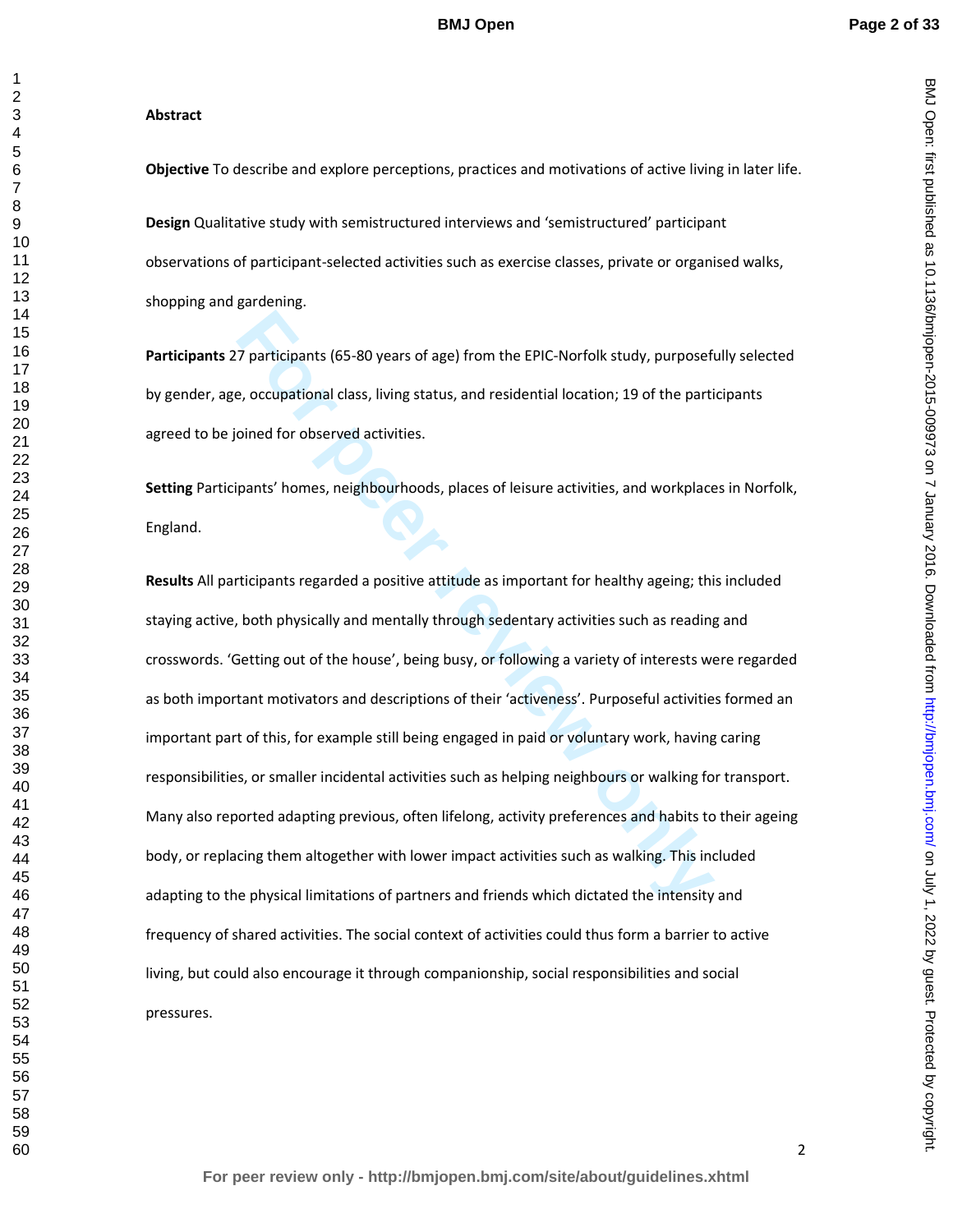**Abstract**

**Objective** To describe and explore perceptions, practices and motivations of active living in later life.

**Design** Qualitative study with semistructured interviews and 'semistructured' participant observations of participant-selected activities such as exercise classes, private or organised walks, shopping and gardening.

**Participants** 27 participants (65-80 years of age) from the EPIC-Norfolk study, purposefully selected by gender, age, occupational class, living status, and residential location; 19 of the participants agreed to be joined for observed activities.

**Setting** Participants' homes, neighbourhoods, places of leisure activities, and workplaces in Norfolk, England.

**Results** All participants regarded a positive attitude as important for healthy ageing; this included staying active, both physically and mentally through sedentary activities such as reading and crosswords. 'Getting out of the house', being busy, or following a variety of interests were regarded as both important motivators and descriptions of their 'activeness'. Purposeful activities formed an important part of this, for example still being engaged in paid or voluntary work, having caring responsibilities, or smaller incidental activities such as helping neighbours or walking for transport. Many also reported adapting previous, often lifelong, activity preferences and habits to their ageing body, or replacing them altogether with lower impact activities such as walking. This included adapting to the physical limitations of partners and friends which dictated the intensity and frequency of shared activities. The social context of activities could thus form a barrier to active living, but could also encourage it through companionship, social responsibilities and social pressures.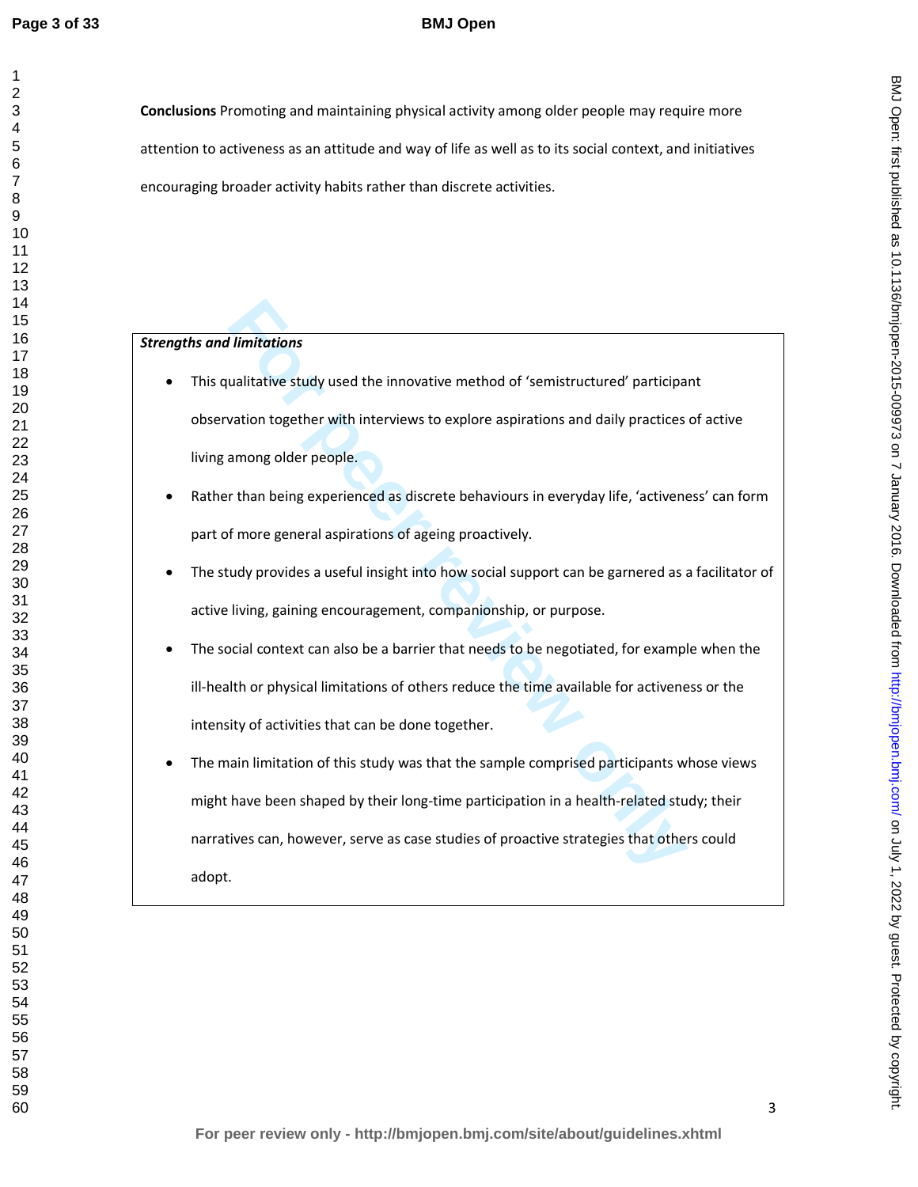**Conclusions** Promoting and maintaining physical activity among older people may require more attention to activeness as an attitude and way of life as well as to its social context, and initiatives encouraging broader activity habits rather than discrete activities.

***Strengths and limitations***

- This qualitative study used the innovative method of 'semistructured' participant observation together with interviews to explore aspirations and daily practices of active living among older people.
- Rather than being experienced as discrete behaviours in everyday life, 'activeness' can form part of more general aspirations of ageing proactively.
- The study provides a useful insight into how social support can be garnered as a facilitator of active living, gaining encouragement, companionship, or purpose.
- The social context can also be a barrier that needs to be negotiated, for example when the ill-health or physical limitations of others reduce the time available for activeness or the intensity of activities that can be done together.
- The main limitation of this study was that the sample comprised participants whose views might have been shaped by their long-time participation in a health-related study; their narratives can, however, serve as case studies of proactive strategies that others could adopt.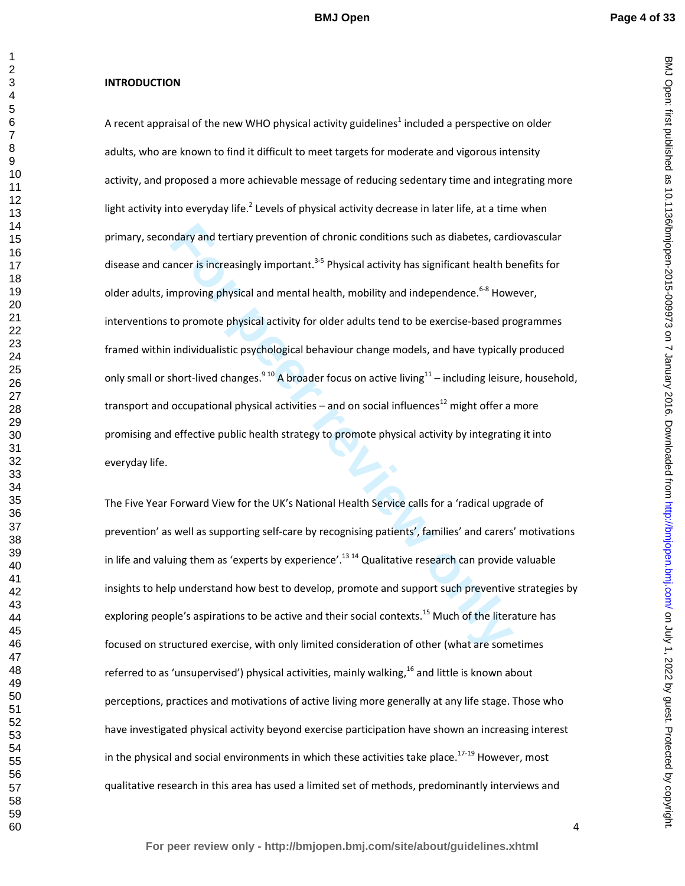## INTRODUCTION

A recent appraisal of the new WHO physical activity guidelines[1] included a perspective on older adults, who are known to find it difficult to meet targets for moderate and vigorous intensity activity, and proposed a more achievable message of reducing sedentary time and integrating more light activity into everyday life.[2] Levels of physical activity decrease in later life, at a time when primary, secondary and tertiary prevention of chronic conditions such as diabetes, cardiovascular disease and cancer is increasingly important.[3-5] Physical activity has significant health benefits for older adults, improving physical and mental health, mobility and independence.[6-8] However, interventions to promote physical activity for older adults tend to be exercise-based programmes framed within individualistic psychological behaviour change models, and have typically produced only small or short-lived changes.[9,10] A broader focus on active living[11] – including leisure, household, transport and occupational physical activities – and on social influences[12] might offer a more promising and effective public health strategy to promote physical activity by integrating it into everyday life.

The Five Year Forward View for the UK's National Health Service calls for a 'radical upgrade of prevention' as well as supporting self-care by recognising patients', families' and carers' motivations in life and valuing them as 'experts by experience'.[13,14] Qualitative research can provide valuable insights to help understand how best to develop, promote and support such preventive strategies by exploring people's aspirations to be active and their social contexts.[15] Much of the literature has focused on structured exercise, with only limited consideration of other (what are sometimes referred to as 'unsupervised') physical activities, mainly walking,[16] and little is known about perceptions, practices and motivations of active living more generally at any life stage. Those who have investigated physical activity beyond exercise participation have shown an increasing interest in the physical and social environments in which these activities take place.[17-19] However, most qualitative research in this area has used a limited set of methods, predominantly interviews and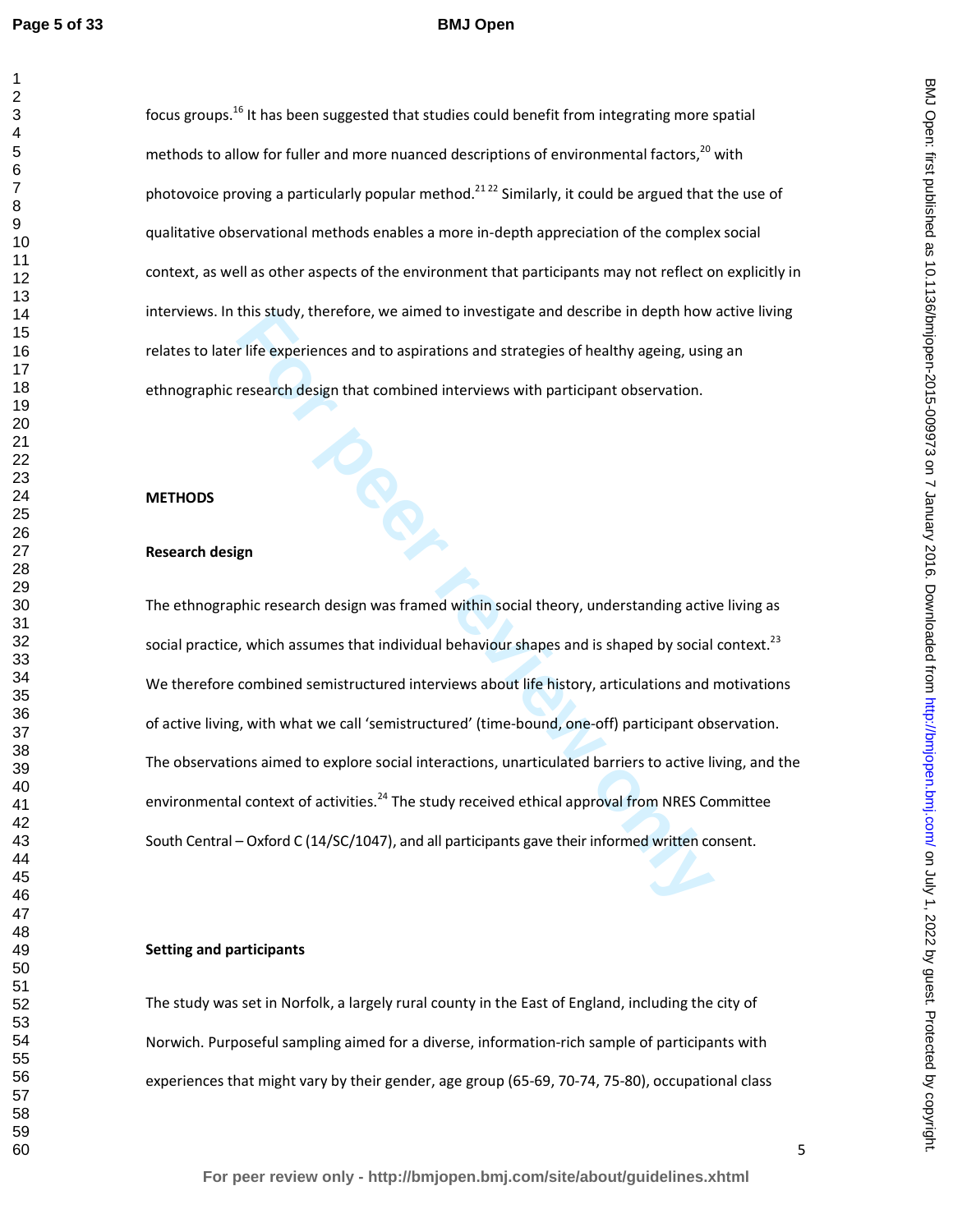focus groups.[16] It has been suggested that studies could benefit from integrating more spatial methods to allow for fuller and more nuanced descriptions of environmental factors,[20] with photovoice proving a particularly popular method.[21 22] Similarly, it could be argued that the use of qualitative observational methods enables a more in-depth appreciation of the complex social context, as well as other aspects of the environment that participants may not reflect on explicitly in interviews. In this study, therefore, we aimed to investigate and describe in depth how active living relates to later life experiences and to aspirations and strategies of healthy ageing, using an ethnographic research design that combined interviews with participant observation.

## METHODS

### Research design

The ethnographic research design was framed within social theory, understanding active living as social practice, which assumes that individual behaviour shapes and is shaped by social context.[23] We therefore combined semistructured interviews about life history, articulations and motivations of active living, with what we call 'semistructured' (time-bound, one-off) participant observation. The observations aimed to explore social interactions, unarticulated barriers to active living, and the environmental context of activities.[24] The study received ethical approval from NRES Committee South Central – Oxford C (14/SC/1047), and all participants gave their informed written consent.

### Setting and participants

The study was set in Norfolk, a largely rural county in the East of England, including the city of Norwich. Purposeful sampling aimed for a diverse, information-rich sample of participants with experiences that might vary by their gender, age group (65-69, 70-74, 75-80), occupational class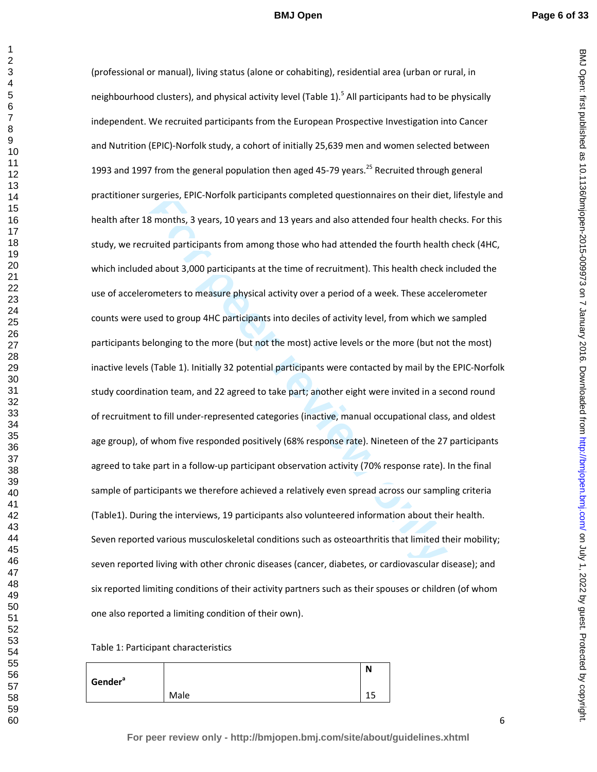(professional or manual), living status (alone or cohabiting), residential area (urban or rural, in neighbourhood clusters), and physical activity level (Table 1).[5] All participants had to be physically independent. We recruited participants from the European Prospective Investigation into Cancer and Nutrition (EPIC)-Norfolk study, a cohort of initially 25,639 men and women selected between 1993 and 1997 from the general population then aged 45-79 years.[25] Recruited through general practitioner surgeries, EPIC-Norfolk participants completed questionnaires on their diet, lifestyle and health after 18 months, 3 years, 10 years and 13 years and also attended four health checks. For this study, we recruited participants from among those who had attended the fourth health check (4HC, which included about 3,000 participants at the time of recruitment). This health check included the use of accelerometers to measure physical activity over a period of a week. These accelerometer counts were used to group 4HC participants into deciles of activity level, from which we sampled participants belonging to the more (but not the most) active levels or the more (but not the most) inactive levels (Table 1). Initially 32 potential participants were contacted by mail by the EPIC-Norfolk study coordination team, and 22 agreed to take part; another eight were invited in a second round of recruitment to fill under-represented categories (inactive, manual occupational class, and oldest age group), of whom five responded positively (68% response rate). Nineteen of the 27 participants agreed to take part in a follow-up participant observation activity (70% response rate). In the final sample of participants we therefore achieved a relatively even spread across our sampling criteria (Table1). During the interviews, 19 participants also volunteered information about their health. Seven reported various musculoskeletal conditions such as osteoarthritis that limited their mobility; seven reported living with other chronic diseases (cancer, diabetes, or cardiovascular disease); and six reported limiting conditions of their activity partners such as their spouses or children (of whom one also reported a limiting condition of their own).

Table 1: Participant characteristics

| **Gender**[a] | | **N** |
|---|---|---|
| | Male | 15 |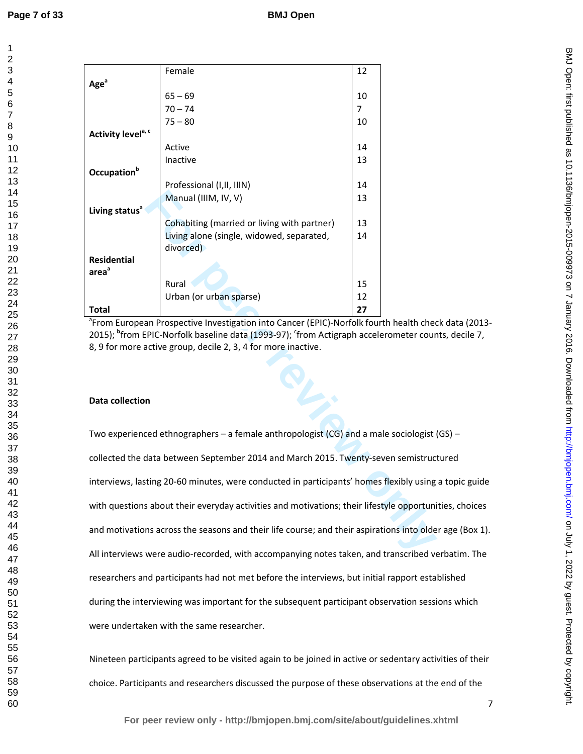| | | |
|---|---|---|
| **Age**[a] | Female | 12 |
| | 65 – 69 | 10 |
| | 70 – 74 | 7 |
| | 75 – 80 | 10 |
| **Activity level**[a, c] | | |
| | Active | 14 |
| | Inactive | 13 |
| **Occupation**[b] | | |
| | Professional (I,II, IIIN) | 14 |
| | Manual (IIIM, IV, V) | 13 |
| **Living status**[a] | | |
| | Cohabiting (married or living with partner) | 13 |
| | Living alone (single, widowed, separated, divorced) | 14 |
| **Residential area**[a] | | |
| | Rural | 15 |
| | Urban (or urban sparse) | 12 |
| **Total** | | **27** |

[a]From European Prospective Investigation into Cancer (EPIC)-Norfolk fourth health check data (2013-2015); [b]from EPIC-Norfolk baseline data (1993-97); [c]from Actigraph accelerometer counts, decile 7, 8, 9 for more active group, decile 2, 3, 4 for more inactive.

**Data collection**

Two experienced ethnographers – a female anthropologist (CG) and a male sociologist (GS) – collected the data between September 2014 and March 2015. Twenty-seven semistructured interviews, lasting 20-60 minutes, were conducted in participants' homes flexibly using a topic guide with questions about their everyday activities and motivations; their lifestyle opportunities, choices and motivations across the seasons and their life course; and their aspirations into older age (Box 1). All interviews were audio-recorded, with accompanying notes taken, and transcribed verbatim. The researchers and participants had not met before the interviews, but initial rapport established during the interviewing was important for the subsequent participant observation sessions which were undertaken with the same researcher.

Nineteen participants agreed to be visited again to be joined in active or sedentary activities of their choice. Participants and researchers discussed the purpose of these observations at the end of the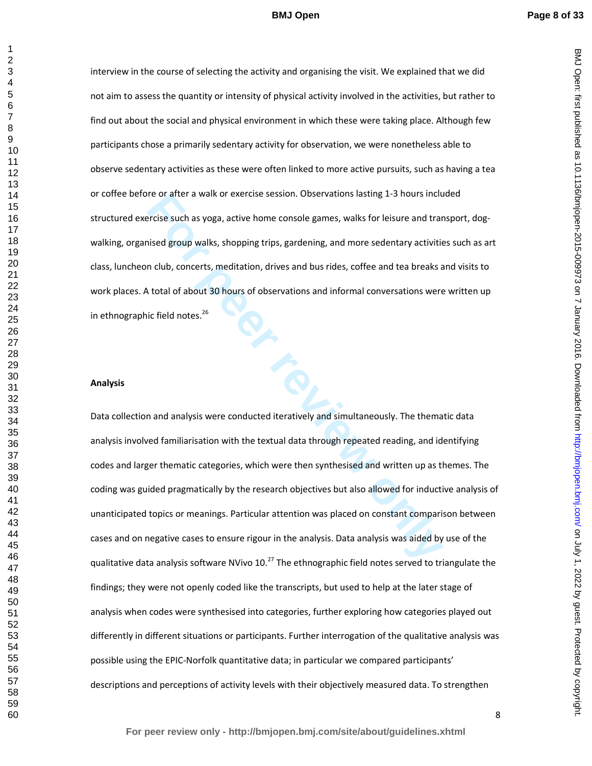interview in the course of selecting the activity and organising the visit. We explained that we did not aim to assess the quantity or intensity of physical activity involved in the activities, but rather to find out about the social and physical environment in which these were taking place. Although few participants chose a primarily sedentary activity for observation, we were nonetheless able to observe sedentary activities as these were often linked to more active pursuits, such as having a tea or coffee before or after a walk or exercise session. Observations lasting 1-3 hours included structured exercise such as yoga, active home console games, walks for leisure and transport, dog-walking, organised group walks, shopping trips, gardening, and more sedentary activities such as art class, luncheon club, concerts, meditation, drives and bus rides, coffee and tea breaks and visits to work places. A total of about 30 hours of observations and informal conversations were written up in ethnographic field notes.[26]

**Analysis**

Data collection and analysis were conducted iteratively and simultaneously. The thematic data analysis involved familiarisation with the textual data through repeated reading, and identifying codes and larger thematic categories, which were then synthesised and written up as themes. The coding was guided pragmatically by the research objectives but also allowed for inductive analysis of unanticipated topics or meanings. Particular attention was placed on constant comparison between cases and on negative cases to ensure rigour in the analysis. Data analysis was aided by use of the qualitative data analysis software NVivo 10.[27] The ethnographic field notes served to triangulate the findings; they were not openly coded like the transcripts, but used to help at the later stage of analysis when codes were synthesised into categories, further exploring how categories played out differently in different situations or participants. Further interrogation of the qualitative analysis was possible using the EPIC-Norfolk quantitative data; in particular we compared participants' descriptions and perceptions of activity levels with their objectively measured data. To strengthen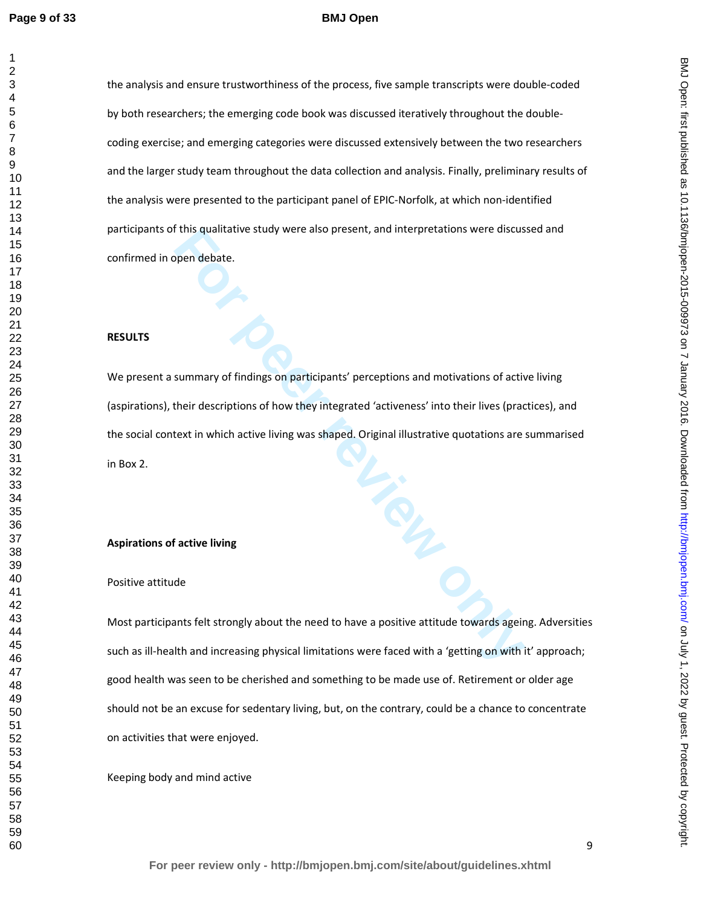the analysis and ensure trustworthiness of the process, five sample transcripts were double-coded by both researchers; the emerging code book was discussed iteratively throughout the double-coding exercise; and emerging categories were discussed extensively between the two researchers and the larger study team throughout the data collection and analysis. Finally, preliminary results of the analysis were presented to the participant panel of EPIC-Norfolk, at which non-identified participants of this qualitative study were also present, and interpretations were discussed and confirmed in open debate.

## RESULTS

We present a summary of findings on participants' perceptions and motivations of active living (aspirations), their descriptions of how they integrated 'activeness' into their lives (practices), and the social context in which active living was shaped. Original illustrative quotations are summarised in Box 2.

### Aspirations of active living

Positive attitude

Most participants felt strongly about the need to have a positive attitude towards ageing. Adversities such as ill-health and increasing physical limitations were faced with a 'getting on with it' approach; good health was seen to be cherished and something to be made use of. Retirement or older age should not be an excuse for sedentary living, but, on the contrary, could be a chance to concentrate on activities that were enjoyed.

Keeping body and mind active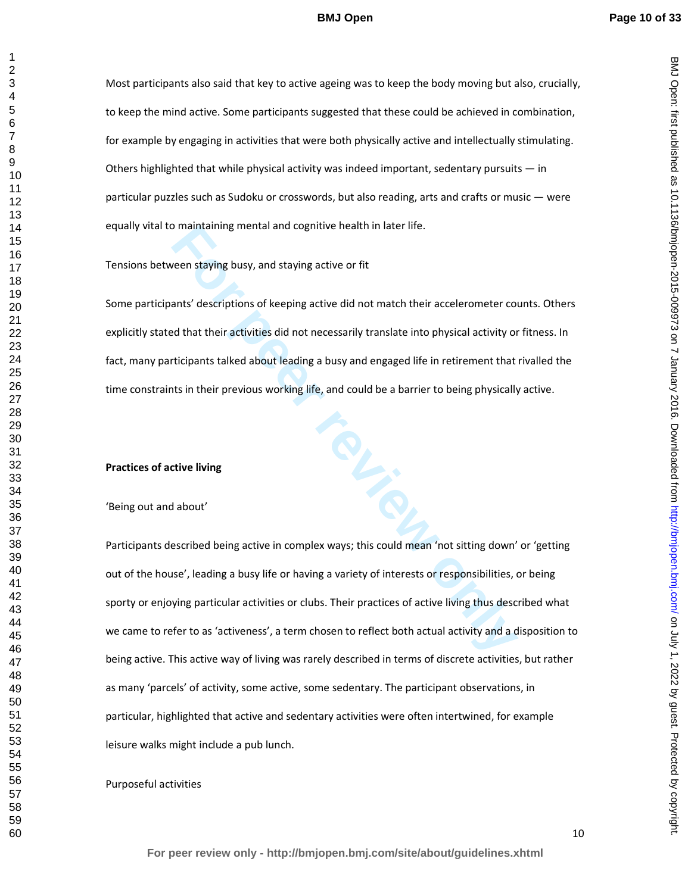Most participants also said that key to active ageing was to keep the body moving but also, crucially, to keep the mind active. Some participants suggested that these could be achieved in combination, for example by engaging in activities that were both physically active and intellectually stimulating. Others highlighted that while physical activity was indeed important, sedentary pursuits — in particular puzzles such as Sudoku or crosswords, but also reading, arts and crafts or music — were equally vital to maintaining mental and cognitive health in later life.

Tensions between staying busy, and staying active or fit

Some participants' descriptions of keeping active did not match their accelerometer counts. Others explicitly stated that their activities did not necessarily translate into physical activity or fitness. In fact, many participants talked about leading a busy and engaged life in retirement that rivalled the time constraints in their previous working life, and could be a barrier to being physically active.

**Practices of active living**

'Being out and about'

Participants described being active in complex ways; this could mean 'not sitting down' or 'getting out of the house', leading a busy life or having a variety of interests or responsibilities, or being sporty or enjoying particular activities or clubs. Their practices of active living thus described what we came to refer to as 'activeness', a term chosen to reflect both actual activity and a disposition to being active. This active way of living was rarely described in terms of discrete activities, but rather as many 'parcels' of activity, some active, some sedentary. The participant observations, in particular, highlighted that active and sedentary activities were often intertwined, for example leisure walks might include a pub lunch.

Purposeful activities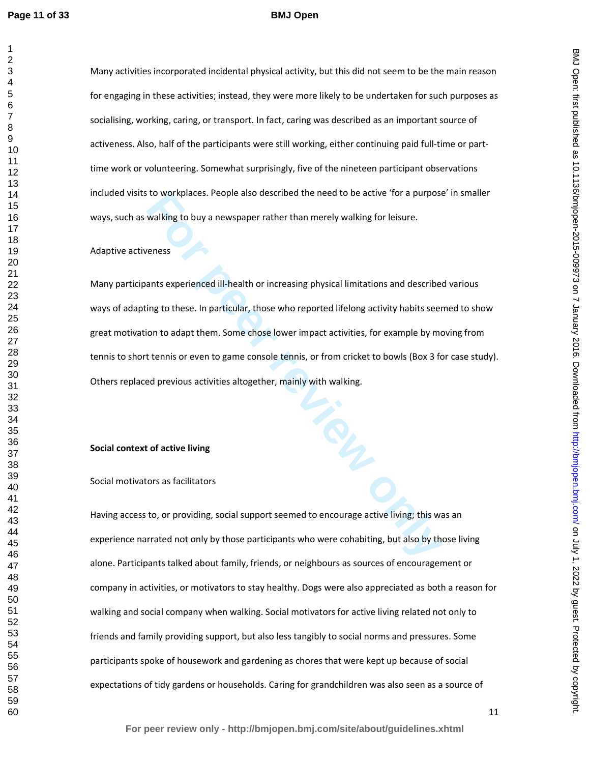Many activities incorporated incidental physical activity, but this did not seem to be the main reason for engaging in these activities; instead, they were more likely to be undertaken for such purposes as socialising, working, caring, or transport. In fact, caring was described as an important source of activeness. Also, half of the participants were still working, either continuing paid full-time or part-time work or volunteering. Somewhat surprisingly, five of the nineteen participant observations included visits to workplaces. People also described the need to be active 'for a purpose' in smaller ways, such as walking to buy a newspaper rather than merely walking for leisure.

Adaptive activeness

Many participants experienced ill-health or increasing physical limitations and described various ways of adapting to these. In particular, those who reported lifelong activity habits seemed to show great motivation to adapt them. Some chose lower impact activities, for example by moving from tennis to short tennis or even to game console tennis, or from cricket to bowls (Box 3 for case study). Others replaced previous activities altogether, mainly with walking.

**Social context of active living**

Social motivators as facilitators

Having access to, or providing, social support seemed to encourage active living; this was an experience narrated not only by those participants who were cohabiting, but also by those living alone. Participants talked about family, friends, or neighbours as sources of encouragement or company in activities, or motivators to stay healthy. Dogs were also appreciated as both a reason for walking and social company when walking. Social motivators for active living related not only to friends and family providing support, but also less tangibly to social norms and pressures. Some participants spoke of housework and gardening as chores that were kept up because of social expectations of tidy gardens or households. Caring for grandchildren was also seen as a source of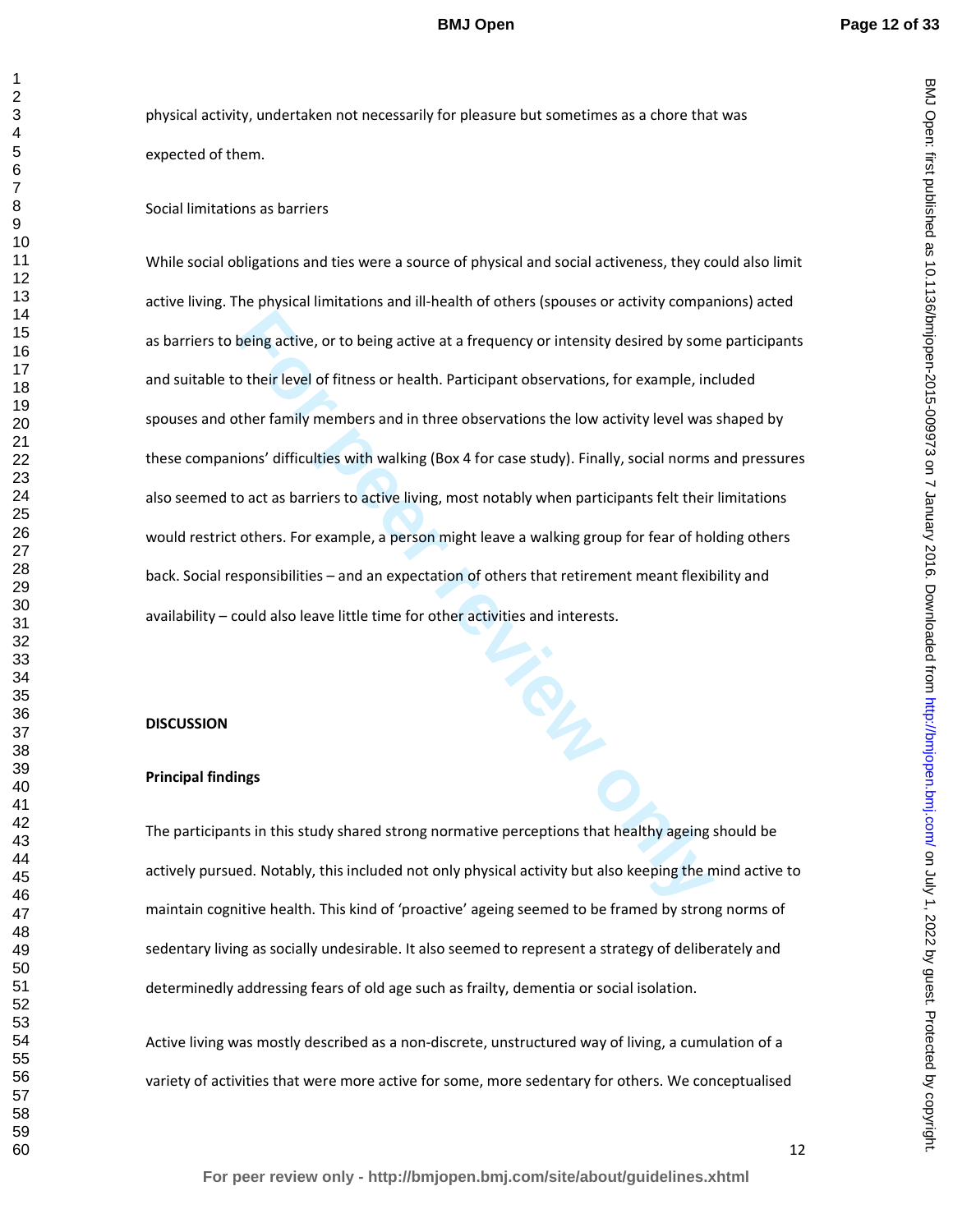physical activity, undertaken not necessarily for pleasure but sometimes as a chore that was expected of them.

Social limitations as barriers

While social obligations and ties were a source of physical and social activeness, they could also limit active living. The physical limitations and ill-health of others (spouses or activity companions) acted as barriers to being active, or to being active at a frequency or intensity desired by some participants and suitable to their level of fitness or health. Participant observations, for example, included spouses and other family members and in three observations the low activity level was shaped by these companions' difficulties with walking (Box 4 for case study). Finally, social norms and pressures also seemed to act as barriers to active living, most notably when participants felt their limitations would restrict others. For example, a person might leave a walking group for fear of holding others back. Social responsibilities – and an expectation of others that retirement meant flexibility and availability – could also leave little time for other activities and interests.

## DISCUSSION

### Principal findings

The participants in this study shared strong normative perceptions that healthy ageing should be actively pursued. Notably, this included not only physical activity but also keeping the mind active to maintain cognitive health. This kind of 'proactive' ageing seemed to be framed by strong norms of sedentary living as socially undesirable. It also seemed to represent a strategy of deliberately and determinedly addressing fears of old age such as frailty, dementia or social isolation.

Active living was mostly described as a non-discrete, unstructured way of living, a cumulation of a variety of activities that were more active for some, more sedentary for others. We conceptualised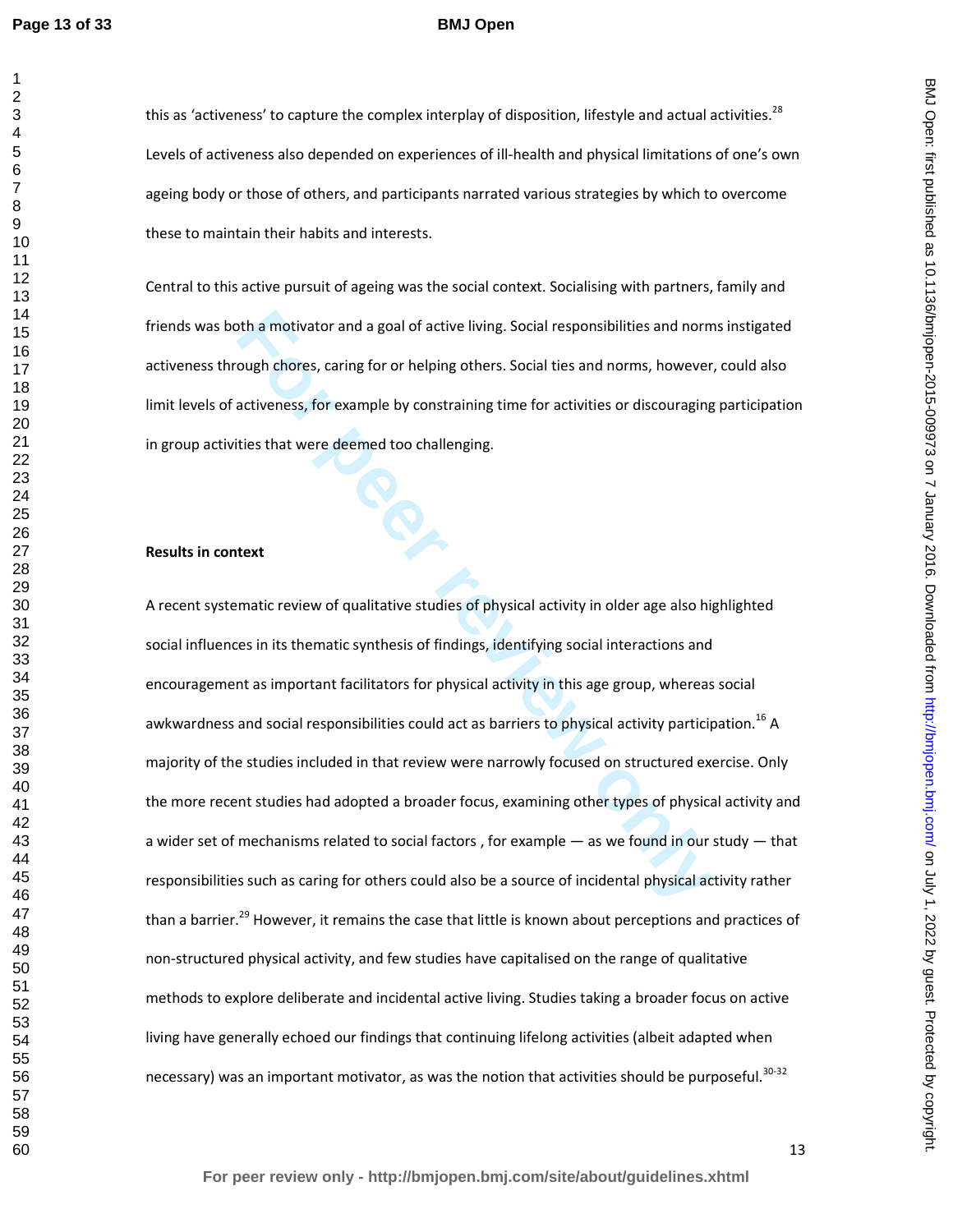this as 'activeness' to capture the complex interplay of disposition, lifestyle and actual activities.[28] Levels of activeness also depended on experiences of ill-health and physical limitations of one's own ageing body or those of others, and participants narrated various strategies by which to overcome these to maintain their habits and interests.

Central to this active pursuit of ageing was the social context. Socialising with partners, family and friends was both a motivator and a goal of active living. Social responsibilities and norms instigated activeness through chores, caring for or helping others. Social ties and norms, however, could also limit levels of activeness, for example by constraining time for activities or discouraging participation in group activities that were deemed too challenging.

**Results in context**

A recent systematic review of qualitative studies of physical activity in older age also highlighted social influences in its thematic synthesis of findings, identifying social interactions and encouragement as important facilitators for physical activity in this age group, whereas social awkwardness and social responsibilities could act as barriers to physical activity participation.[16] A majority of the studies included in that review were narrowly focused on structured exercise. Only the more recent studies had adopted a broader focus, examining other types of physical activity and a wider set of mechanisms related to social factors , for example — as we found in our study — that responsibilities such as caring for others could also be a source of incidental physical activity rather than a barrier.[29] However, it remains the case that little is known about perceptions and practices of non-structured physical activity, and few studies have capitalised on the range of qualitative methods to explore deliberate and incidental active living. Studies taking a broader focus on active living have generally echoed our findings that continuing lifelong activities (albeit adapted when necessary) was an important motivator, as was the notion that activities should be purposeful.[30-32]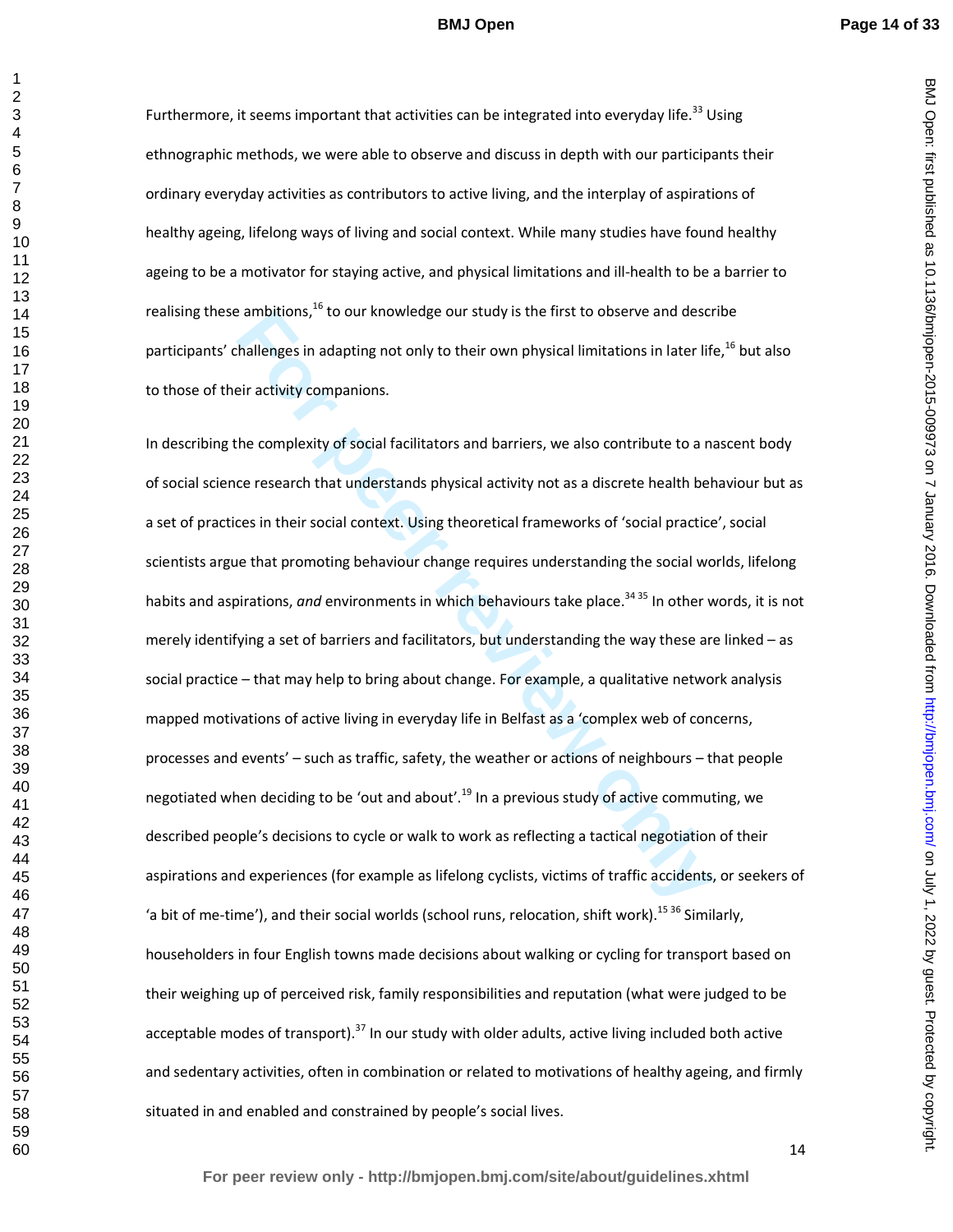Furthermore, it seems important that activities can be integrated into everyday life.[33] Using ethnographic methods, we were able to observe and discuss in depth with our participants their ordinary everyday activities as contributors to active living, and the interplay of aspirations of healthy ageing, lifelong ways of living and social context. While many studies have found healthy ageing to be a motivator for staying active, and physical limitations and ill-health to be a barrier to realising these ambitions,[16] to our knowledge our study is the first to observe and describe participants' challenges in adapting not only to their own physical limitations in later life,[16] but also to those of their activity companions.

In describing the complexity of social facilitators and barriers, we also contribute to a nascent body of social science research that understands physical activity not as a discrete health behaviour but as a set of practices in their social context. Using theoretical frameworks of 'social practice', social scientists argue that promoting behaviour change requires understanding the social worlds, lifelong habits and aspirations, *and* environments in which behaviours take place.[34,35] In other words, it is not merely identifying a set of barriers and facilitators, but understanding the way these are linked – as social practice – that may help to bring about change. For example, a qualitative network analysis mapped motivations of active living in everyday life in Belfast as a 'complex web of concerns, processes and events' – such as traffic, safety, the weather or actions of neighbours – that people negotiated when deciding to be 'out and about'.[19] In a previous study of active commuting, we described people's decisions to cycle or walk to work as reflecting a tactical negotiation of their aspirations and experiences (for example as lifelong cyclists, victims of traffic accidents, or seekers of 'a bit of me-time'), and their social worlds (school runs, relocation, shift work).[15,36] Similarly, householders in four English towns made decisions about walking or cycling for transport based on their weighing up of perceived risk, family responsibilities and reputation (what were judged to be acceptable modes of transport).[37] In our study with older adults, active living included both active and sedentary activities, often in combination or related to motivations of healthy ageing, and firmly situated in and enabled and constrained by people's social lives.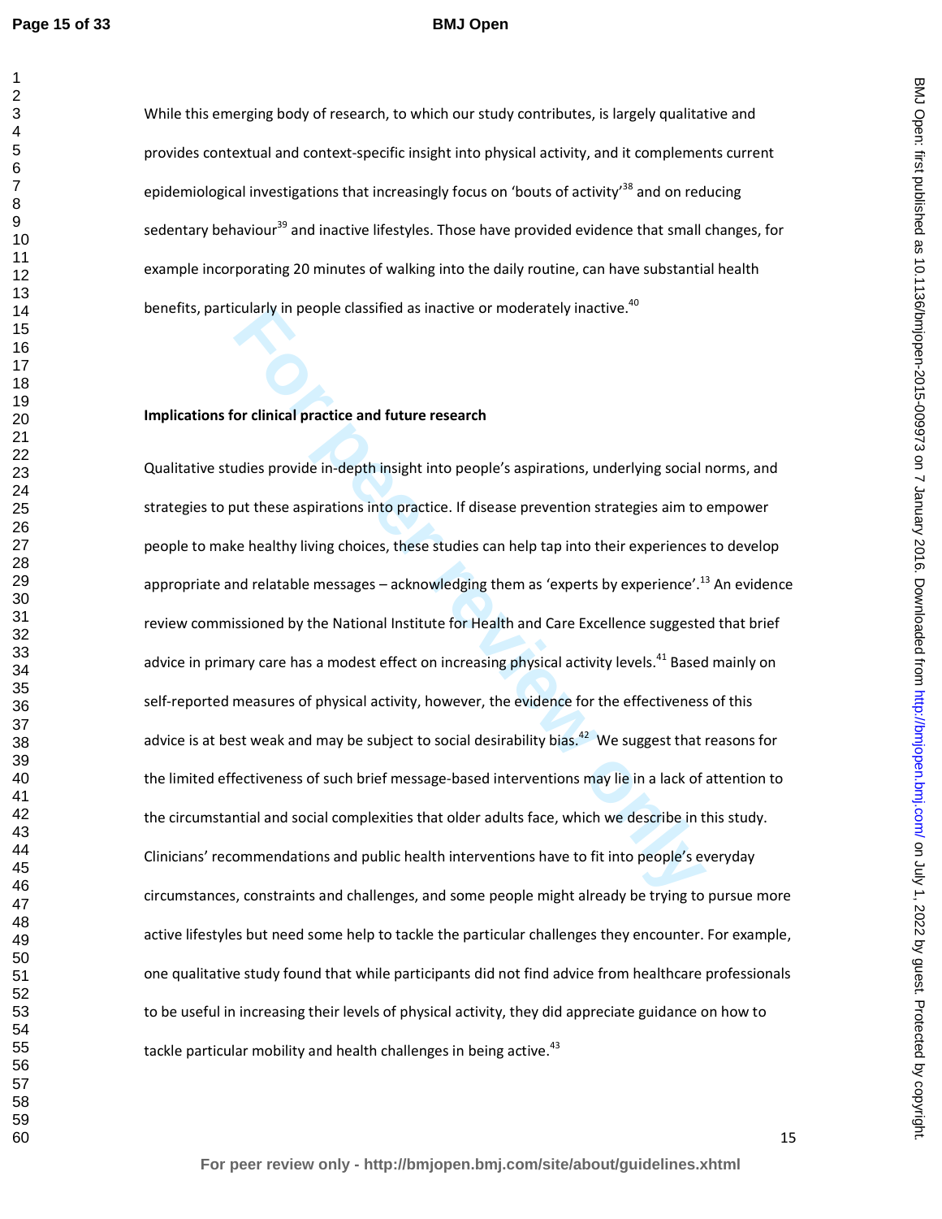While this emerging body of research, to which our study contributes, is largely qualitative and provides contextual and context-specific insight into physical activity, and it complements current epidemiological investigations that increasingly focus on 'bouts of activity'[38] and on reducing sedentary behaviour[39] and inactive lifestyles. Those have provided evidence that small changes, for example incorporating 20 minutes of walking into the daily routine, can have substantial health benefits, particularly in people classified as inactive or moderately inactive.[40]

**Implications for clinical practice and future research**

Qualitative studies provide in-depth insight into people's aspirations, underlying social norms, and strategies to put these aspirations into practice. If disease prevention strategies aim to empower people to make healthy living choices, these studies can help tap into their experiences to develop appropriate and relatable messages – acknowledging them as 'experts by experience'.[13] An evidence review commissioned by the National Institute for Health and Care Excellence suggested that brief advice in primary care has a modest effect on increasing physical activity levels.[41] Based mainly on self-reported measures of physical activity, however, the evidence for the effectiveness of this advice is at best weak and may be subject to social desirability bias.[42] We suggest that reasons for the limited effectiveness of such brief message-based interventions may lie in a lack of attention to the circumstantial and social complexities that older adults face, which we describe in this study. Clinicians' recommendations and public health interventions have to fit into people's everyday circumstances, constraints and challenges, and some people might already be trying to pursue more active lifestyles but need some help to tackle the particular challenges they encounter. For example, one qualitative study found that while participants did not find advice from healthcare professionals to be useful in increasing their levels of physical activity, they did appreciate guidance on how to tackle particular mobility and health challenges in being active.[43]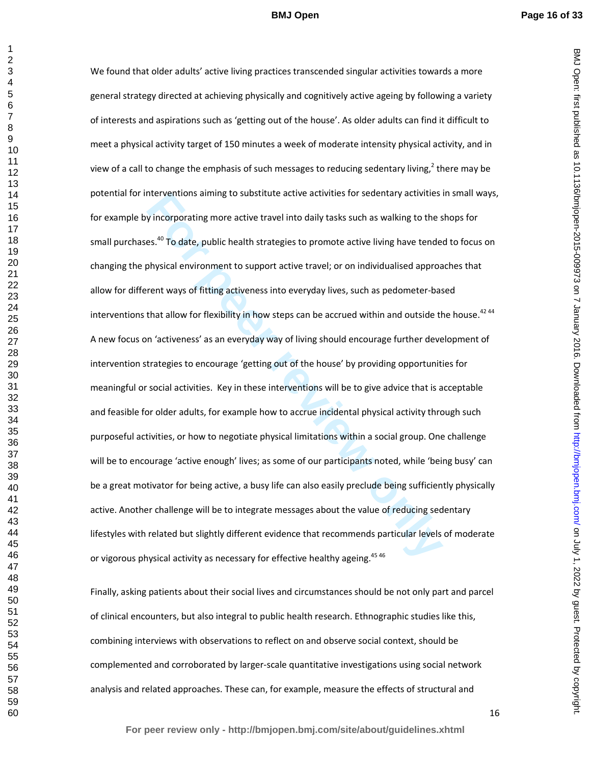We found that older adults' active living practices transcended singular activities towards a more general strategy directed at achieving physically and cognitively active ageing by following a variety of interests and aspirations such as 'getting out of the house'. As older adults can find it difficult to meet a physical activity target of 150 minutes a week of moderate intensity physical activity, and in view of a call to change the emphasis of such messages to reducing sedentary living,[2] there may be potential for interventions aiming to substitute active activities for sedentary activities in small ways, for example by incorporating more active travel into daily tasks such as walking to the shops for small purchases.[40] To date, public health strategies to promote active living have tended to focus on changing the physical environment to support active travel; or on individualised approaches that allow for different ways of fitting activeness into everyday lives, such as pedometer-based interventions that allow for flexibility in how steps can be accrued within and outside the house.[42 44] A new focus on 'activeness' as an everyday way of living should encourage further development of intervention strategies to encourage 'getting out of the house' by providing opportunities for meaningful or social activities. Key in these interventions will be to give advice that is acceptable and feasible for older adults, for example how to accrue incidental physical activity through such purposeful activities, or how to negotiate physical limitations within a social group. One challenge will be to encourage 'active enough' lives; as some of our participants noted, while 'being busy' can be a great motivator for being active, a busy life can also easily preclude being sufficiently physically active. Another challenge will be to integrate messages about the value of reducing sedentary lifestyles with related but slightly different evidence that recommends particular levels of moderate or vigorous physical activity as necessary for effective healthy ageing.[45 46]

Finally, asking patients about their social lives and circumstances should be not only part and parcel of clinical encounters, but also integral to public health research. Ethnographic studies like this, combining interviews with observations to reflect on and observe social context, should be complemented and corroborated by larger-scale quantitative investigations using social network analysis and related approaches. These can, for example, measure the effects of structural and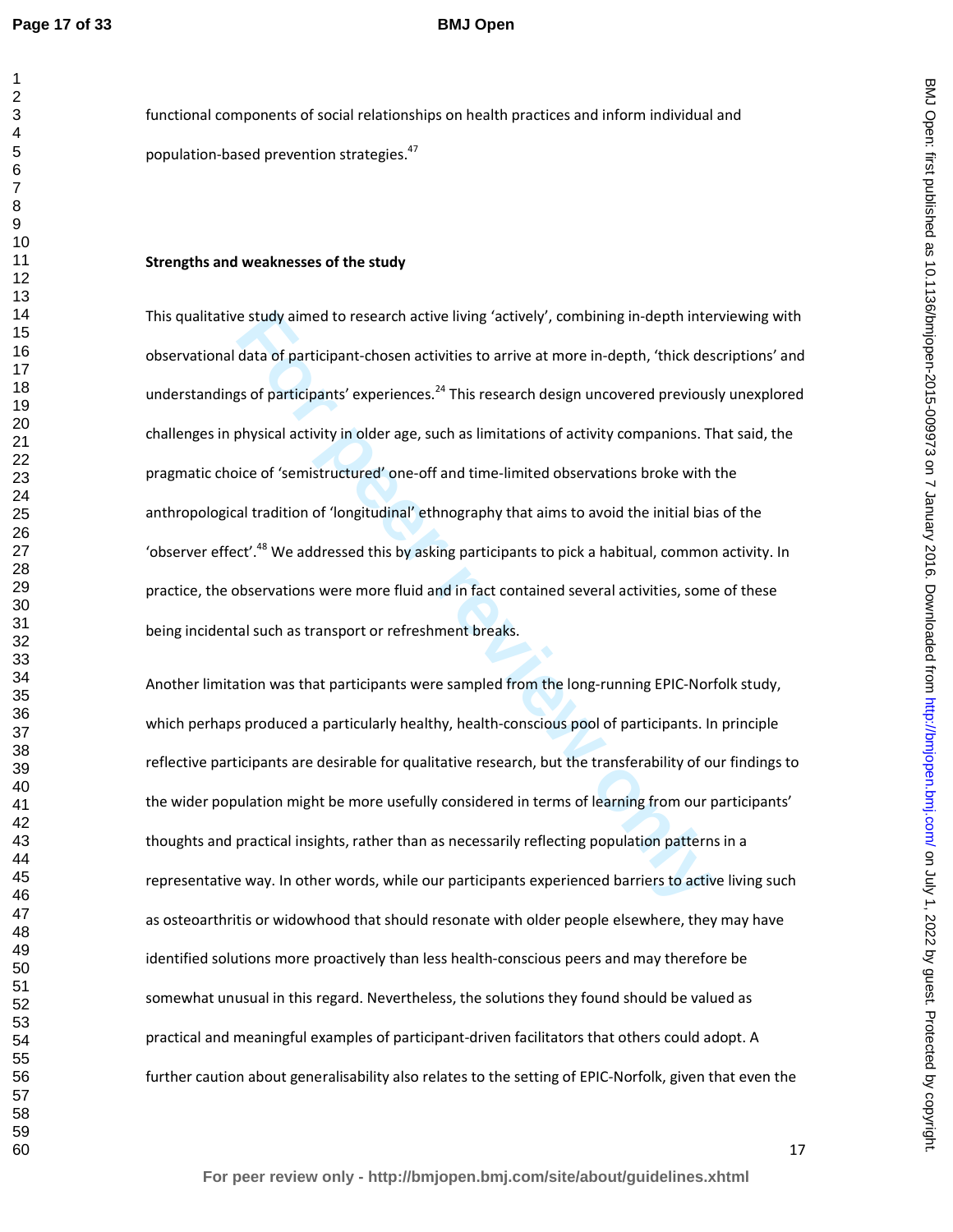functional components of social relationships on health practices and inform individual and population-based prevention strategies.[47]

**Strengths and weaknesses of the study**

This qualitative study aimed to research active living 'actively', combining in-depth interviewing with observational data of participant-chosen activities to arrive at more in-depth, 'thick descriptions' and understandings of participants' experiences.[24] This research design uncovered previously unexplored challenges in physical activity in older age, such as limitations of activity companions. That said, the pragmatic choice of 'semistructured' one-off and time-limited observations broke with the anthropological tradition of 'longitudinal' ethnography that aims to avoid the initial bias of the 'observer effect'.[48] We addressed this by asking participants to pick a habitual, common activity. In practice, the observations were more fluid and in fact contained several activities, some of these being incidental such as transport or refreshment breaks.

Another limitation was that participants were sampled from the long-running EPIC-Norfolk study, which perhaps produced a particularly healthy, health-conscious pool of participants. In principle reflective participants are desirable for qualitative research, but the transferability of our findings to the wider population might be more usefully considered in terms of learning from our participants' thoughts and practical insights, rather than as necessarily reflecting population patterns in a representative way. In other words, while our participants experienced barriers to active living such as osteoarthritis or widowhood that should resonate with older people elsewhere, they may have identified solutions more proactively than less health-conscious peers and may therefore be somewhat unusual in this regard. Nevertheless, the solutions they found should be valued as practical and meaningful examples of participant-driven facilitators that others could adopt. A further caution about generalisability also relates to the setting of EPIC-Norfolk, given that even the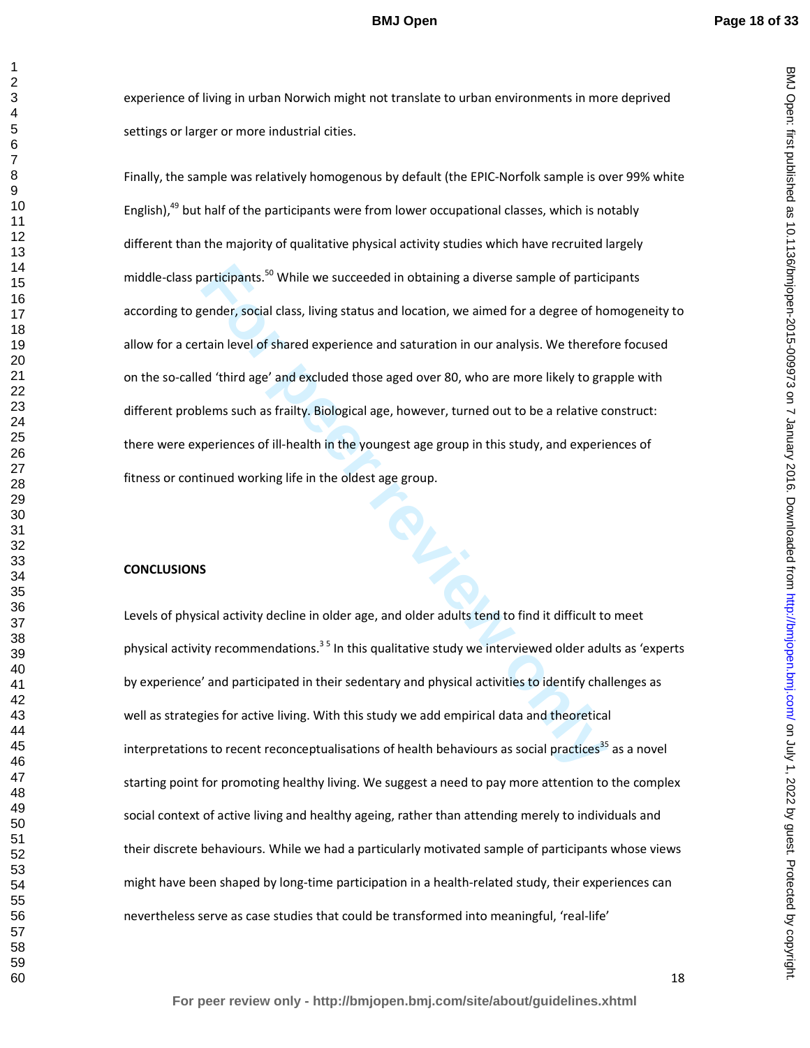experience of living in urban Norwich might not translate to urban environments in more deprived settings or larger or more industrial cities.

Finally, the sample was relatively homogenous by default (the EPIC-Norfolk sample is over 99% white English),[49] but half of the participants were from lower occupational classes, which is notably different than the majority of qualitative physical activity studies which have recruited largely middle-class participants.[50] While we succeeded in obtaining a diverse sample of participants according to gender, social class, living status and location, we aimed for a degree of homogeneity to allow for a certain level of shared experience and saturation in our analysis. We therefore focused on the so-called 'third age' and excluded those aged over 80, who are more likely to grapple with different problems such as frailty. Biological age, however, turned out to be a relative construct: there were experiences of ill-health in the youngest age group in this study, and experiences of fitness or continued working life in the oldest age group.

## CONCLUSIONS

Levels of physical activity decline in older age, and older adults tend to find it difficult to meet physical activity recommendations.[3 5] In this qualitative study we interviewed older adults as 'experts by experience' and participated in their sedentary and physical activities to identify challenges as well as strategies for active living. With this study we add empirical data and theoretical interpretations to recent reconceptualisations of health behaviours as social practices[35] as a novel starting point for promoting healthy living. We suggest a need to pay more attention to the complex social context of active living and healthy ageing, rather than attending merely to individuals and their discrete behaviours. While we had a particularly motivated sample of participants whose views might have been shaped by long-time participation in a health-related study, their experiences can nevertheless serve as case studies that could be transformed into meaningful, 'real-life'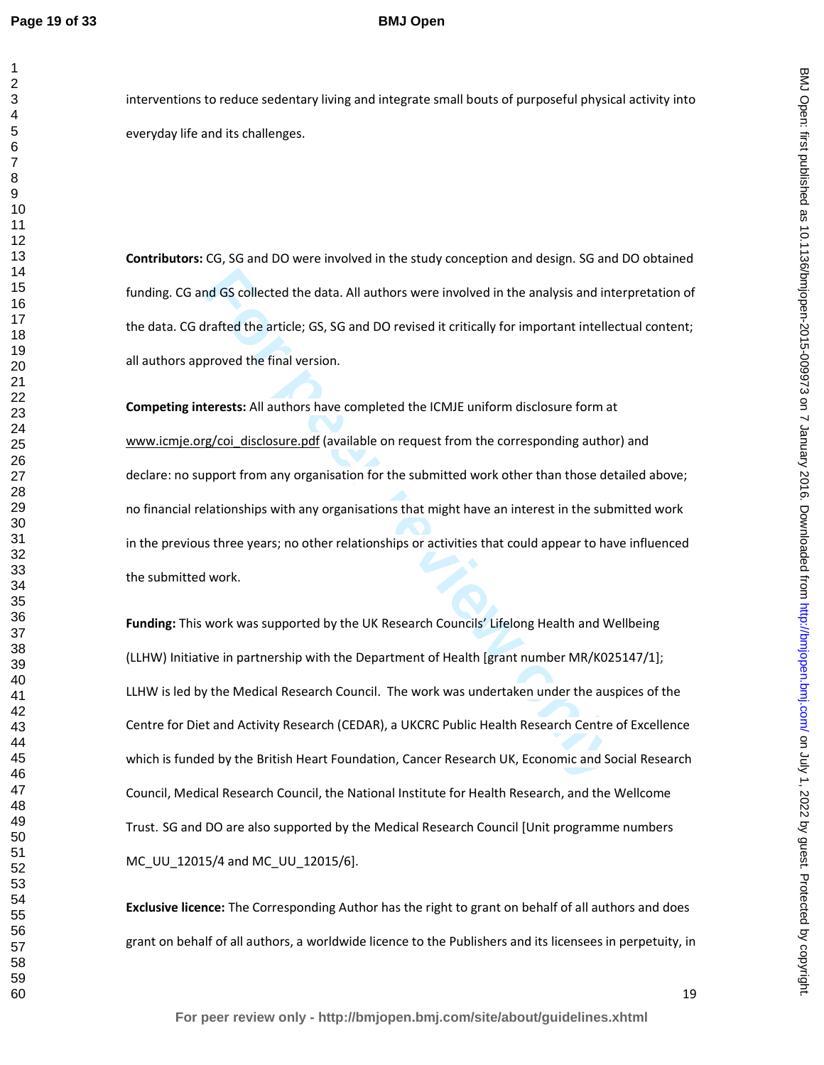interventions to reduce sedentary living and integrate small bouts of purposeful physical activity into everyday life and its challenges.

**Contributors:** CG, SG and DO were involved in the study conception and design. SG and DO obtained funding. CG and GS collected the data. All authors were involved in the analysis and interpretation of the data. CG drafted the article; GS, SG and DO revised it critically for important intellectual content; all authors approved the final version.

**Competing interests:** All authors have completed the ICMJE uniform disclosure form at www.icmje.org/coi_disclosure.pdf (available on request from the corresponding author) and declare: no support from any organisation for the submitted work other than those detailed above; no financial relationships with any organisations that might have an interest in the submitted work in the previous three years; no other relationships or activities that could appear to have influenced the submitted work.

**Funding:** This work was supported by the UK Research Councils' Lifelong Health and Wellbeing (LLHW) Initiative in partnership with the Department of Health [grant number MR/K025147/1]; LLHW is led by the Medical Research Council. The work was undertaken under the auspices of the Centre for Diet and Activity Research (CEDAR), a UKCRC Public Health Research Centre of Excellence which is funded by the British Heart Foundation, Cancer Research UK, Economic and Social Research Council, Medical Research Council, the National Institute for Health Research, and the Wellcome Trust. SG and DO are also supported by the Medical Research Council [Unit programme numbers MC_UU_12015/4 and MC_UU_12015/6].

**Exclusive licence:** The Corresponding Author has the right to grant on behalf of all authors and does grant on behalf of all authors, a worldwide licence to the Publishers and its licensees in perpetuity, in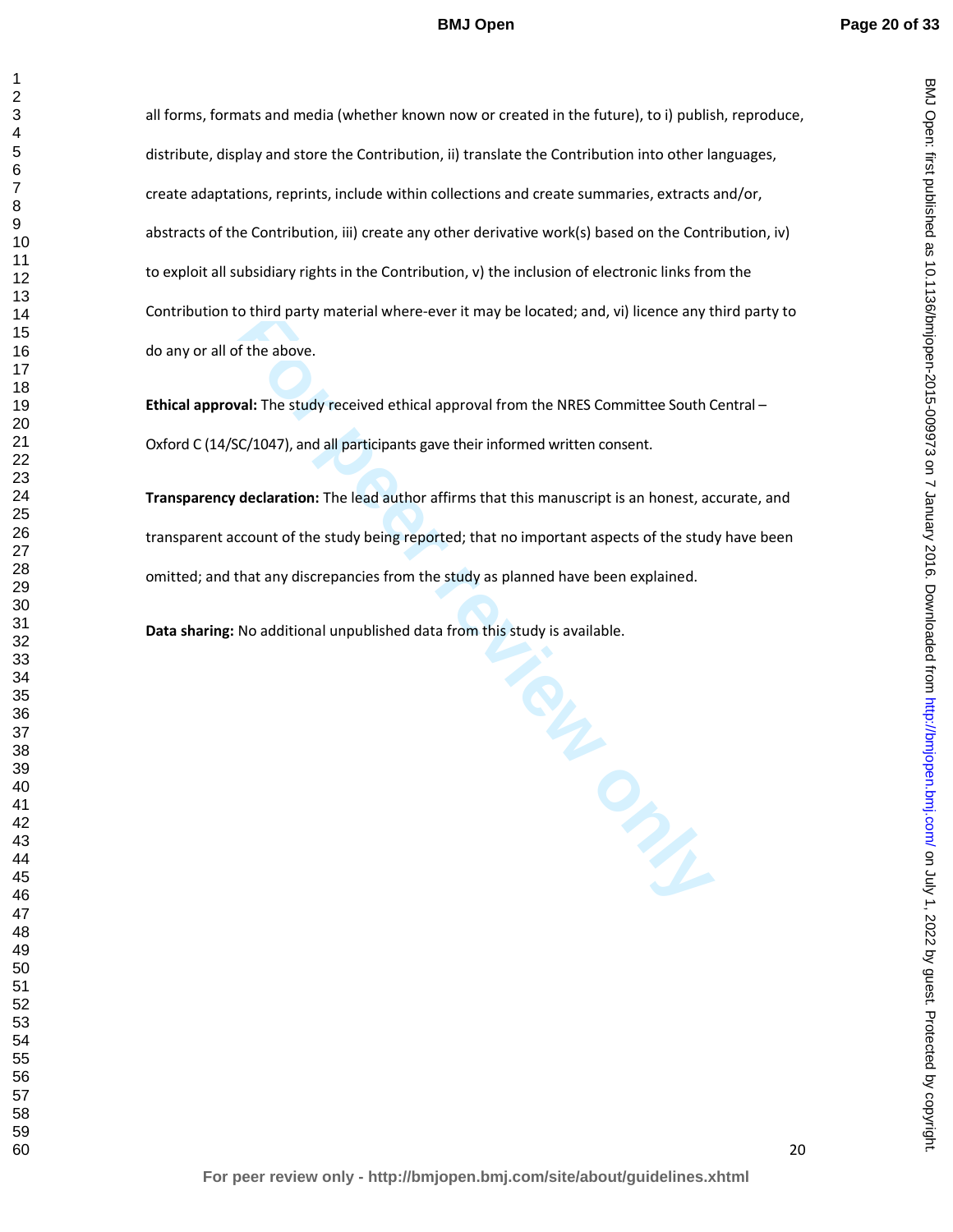all forms, formats and media (whether known now or created in the future), to i) publish, reproduce, distribute, display and store the Contribution, ii) translate the Contribution into other languages, create adaptations, reprints, include within collections and create summaries, extracts and/or, abstracts of the Contribution, iii) create any other derivative work(s) based on the Contribution, iv) to exploit all subsidiary rights in the Contribution, v) the inclusion of electronic links from the Contribution to third party material where-ever it may be located; and, vi) licence any third party to do any or all of the above.

**Ethical approval:** The study received ethical approval from the NRES Committee South Central – Oxford C (14/SC/1047), and all participants gave their informed written consent.

**Transparency declaration:** The lead author affirms that this manuscript is an honest, accurate, and transparent account of the study being reported; that no important aspects of the study have been omitted; and that any discrepancies from the study as planned have been explained.

**Data sharing:** No additional unpublished data from this study is available.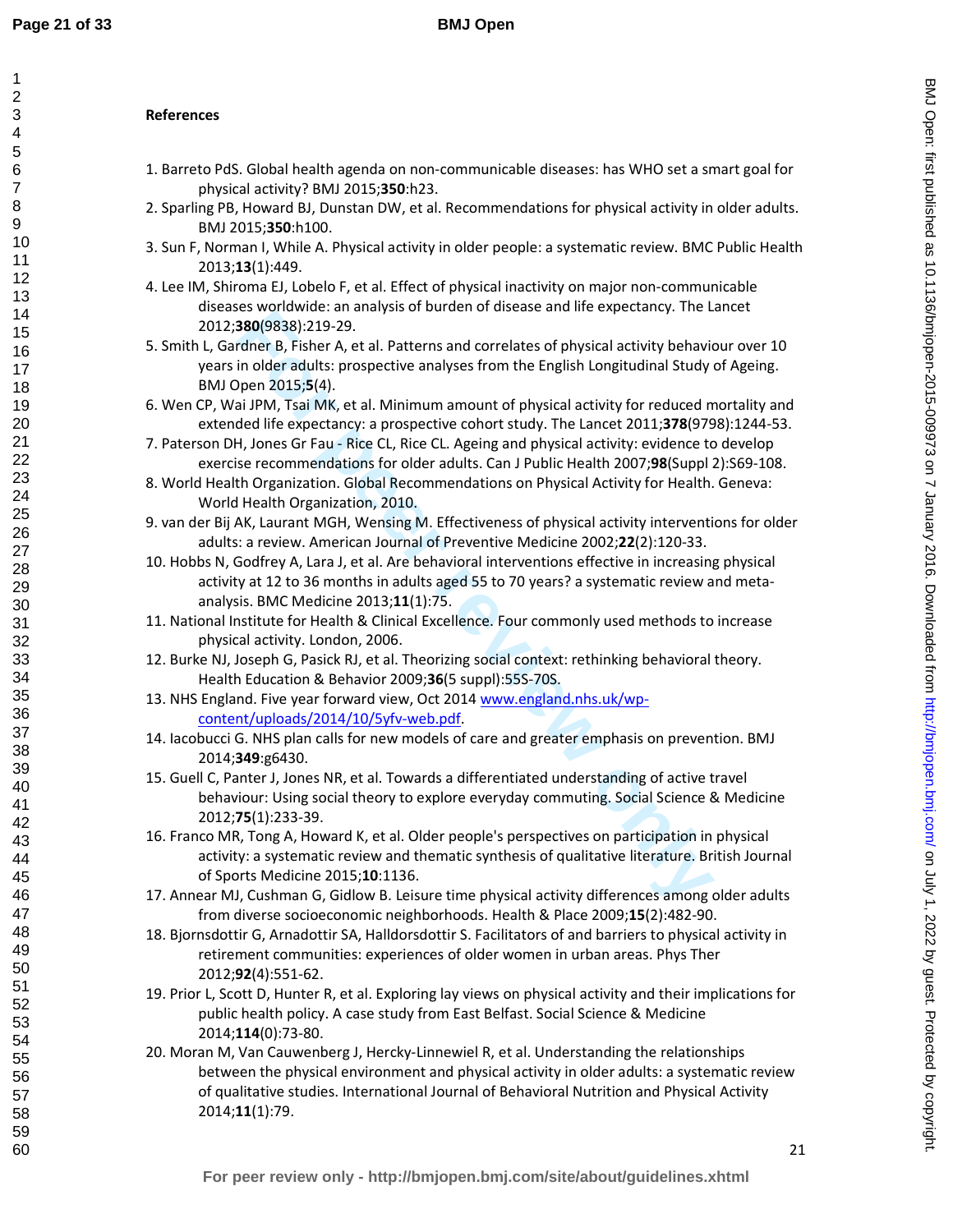## References

1. Barreto PdS. Global health agenda on non-communicable diseases: has WHO set a smart goal for physical activity? BMJ 2015;**350**:h23.
2. Sparling PB, Howard BJ, Dunstan DW, et al. Recommendations for physical activity in older adults. BMJ 2015;**350**:h100.
3. Sun F, Norman I, While A. Physical activity in older people: a systematic review. BMC Public Health 2013;**13**(1):449.
4. Lee IM, Shiroma EJ, Lobelo F, et al. Effect of physical inactivity on major non-communicable diseases worldwide: an analysis of burden of disease and life expectancy. The Lancet 2012;**380**(9838):219-29.
5. Smith L, Gardner B, Fisher A, et al. Patterns and correlates of physical activity behaviour over 10 years in older adults: prospective analyses from the English Longitudinal Study of Ageing. BMJ Open 2015;**5**(4).
6. Wen CP, Wai JPM, Tsai MK, et al. Minimum amount of physical activity for reduced mortality and extended life expectancy: a prospective cohort study. The Lancet 2011;**378**(9798):1244-53.
7. Paterson DH, Jones Gr Fau - Rice CL, Rice CL. Ageing and physical activity: evidence to develop exercise recommendations for older adults. Can J Public Health 2007;**98**(Suppl 2):S69-108.
8. World Health Organization. Global Recommendations on Physical Activity for Health. Geneva: World Health Organization, 2010.
9. van der Bij AK, Laurant MGH, Wensing M. Effectiveness of physical activity interventions for older adults: a review. American Journal of Preventive Medicine 2002;**22**(2):120-33.
10. Hobbs N, Godfrey A, Lara J, et al. Are behavioral interventions effective in increasing physical activity at 12 to 36 months in adults aged 55 to 70 years? a systematic review and meta-analysis. BMC Medicine 2013;**11**(1):75.
11. National Institute for Health & Clinical Excellence. Four commonly used methods to increase physical activity. London, 2006.
12. Burke NJ, Joseph G, Pasick RJ, et al. Theorizing social context: rethinking behavioral theory. Health Education & Behavior 2009;**36**(5 suppl):55S-70S.
13. NHS England. Five year forward view, Oct 2014 www.england.nhs.uk/wp-content/uploads/2014/10/5yfv-web.pdf.
14. Iacobucci G. NHS plan calls for new models of care and greater emphasis on prevention. BMJ 2014;**349**:g6430.
15. Guell C, Panter J, Jones NR, et al. Towards a differentiated understanding of active travel behaviour: Using social theory to explore everyday commuting. Social Science & Medicine 2012;**75**(1):233-39.
16. Franco MR, Tong A, Howard K, et al. Older people's perspectives on participation in physical activity: a systematic review and thematic synthesis of qualitative literature. British Journal of Sports Medicine 2015;**10**:1136.
17. Annear MJ, Cushman G, Gidlow B. Leisure time physical activity differences among older adults from diverse socioeconomic neighborhoods. Health & Place 2009;**15**(2):482-90.
18. Bjornsdottir G, Arnadottir SA, Halldorsdottir S. Facilitators of and barriers to physical activity in retirement communities: experiences of older women in urban areas. Phys Ther 2012;**92**(4):551-62.
19. Prior L, Scott D, Hunter R, et al. Exploring lay views on physical activity and their implications for public health policy. A case study from East Belfast. Social Science & Medicine 2014;**114**(0):73-80.
20. Moran M, Van Cauwenberg J, Hercky-Linnewiel R, et al. Understanding the relationships between the physical environment and physical activity in older adults: a systematic review of qualitative studies. International Journal of Behavioral Nutrition and Physical Activity 2014;**11**(1):79.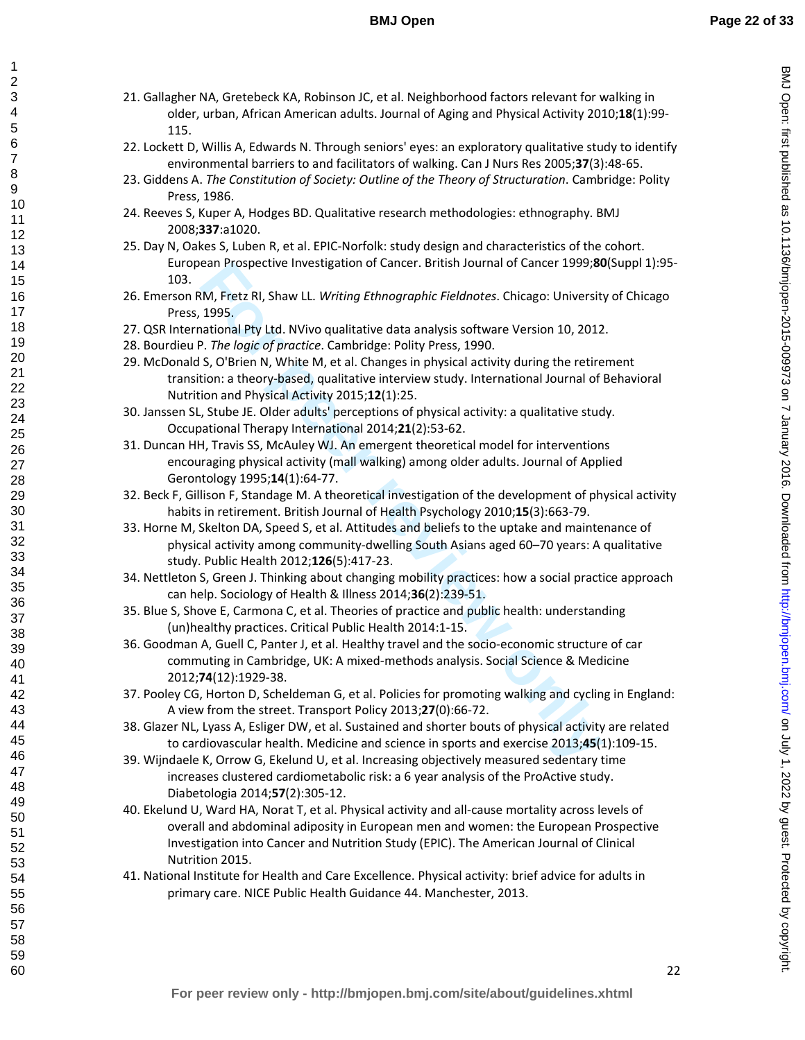21. Gallagher NA, Gretebeck KA, Robinson JC, et al. Neighborhood factors relevant for walking in older, urban, African American adults. Journal of Aging and Physical Activity 2010;**18**(1):99-115.
22. Lockett D, Willis A, Edwards N. Through seniors' eyes: an exploratory qualitative study to identify environmental barriers to and facilitators of walking. Can J Nurs Res 2005;**37**(3):48-65.
23. Giddens A. *The Constitution of Society: Outline of the Theory of Structuration*. Cambridge: Polity Press, 1986.
24. Reeves S, Kuper A, Hodges BD. Qualitative research methodologies: ethnography. BMJ 2008;**337**:a1020.
25. Day N, Oakes S, Luben R, et al. EPIC-Norfolk: study design and characteristics of the cohort. European Prospective Investigation of Cancer. British Journal of Cancer 1999;**80**(Suppl 1):95-103.
26. Emerson RM, Fretz RI, Shaw LL. *Writing Ethnographic Fieldnotes*. Chicago: University of Chicago Press, 1995.
27. QSR International Pty Ltd. NVivo qualitative data analysis software Version 10, 2012.
28. Bourdieu P. *The logic of practice*. Cambridge: Polity Press, 1990.
29. McDonald S, O'Brien N, White M, et al. Changes in physical activity during the retirement transition: a theory-based, qualitative interview study. International Journal of Behavioral Nutrition and Physical Activity 2015;**12**(1):25.
30. Janssen SL, Stube JE. Older adults' perceptions of physical activity: a qualitative study. Occupational Therapy International 2014;**21**(2):53-62.
31. Duncan HH, Travis SS, McAuley WJ. An emergent theoretical model for interventions encouraging physical activity (mall walking) among older adults. Journal of Applied Gerontology 1995;**14**(1):64-77.
32. Beck F, Gillison F, Standage M. A theoretical investigation of the development of physical activity habits in retirement. British Journal of Health Psychology 2010;**15**(3):663-79.
33. Horne M, Skelton DA, Speed S, et al. Attitudes and beliefs to the uptake and maintenance of physical activity among community-dwelling South Asians aged 60–70 years: A qualitative study. Public Health 2012;**126**(5):417-23.
34. Nettleton S, Green J. Thinking about changing mobility practices: how a social practice approach can help. Sociology of Health & Illness 2014;**36**(2):239-51.
35. Blue S, Shove E, Carmona C, et al. Theories of practice and public health: understanding (un)healthy practices. Critical Public Health 2014:1-15.
36. Goodman A, Guell C, Panter J, et al. Healthy travel and the socio-economic structure of car commuting in Cambridge, UK: A mixed-methods analysis. Social Science & Medicine 2012;**74**(12):1929-38.
37. Pooley CG, Horton D, Scheldeman G, et al. Policies for promoting walking and cycling in England: A view from the street. Transport Policy 2013;**27**(0):66-72.
38. Glazer NL, Lyass A, Esliger DW, et al. Sustained and shorter bouts of physical activity are related to cardiovascular health. Medicine and science in sports and exercise 2013;**45**(1):109-15.
39. Wijndaele K, Orrow G, Ekelund U, et al. Increasing objectively measured sedentary time increases clustered cardiometabolic risk: a 6 year analysis of the ProActive study. Diabetologia 2014;**57**(2):305-12.
40. Ekelund U, Ward HA, Norat T, et al. Physical activity and all-cause mortality across levels of overall and abdominal adiposity in European men and women: the European Prospective Investigation into Cancer and Nutrition Study (EPIC). The American Journal of Clinical Nutrition 2015.
41. National Institute for Health and Care Excellence. Physical activity: brief advice for adults in primary care. NICE Public Health Guidance 44. Manchester, 2013.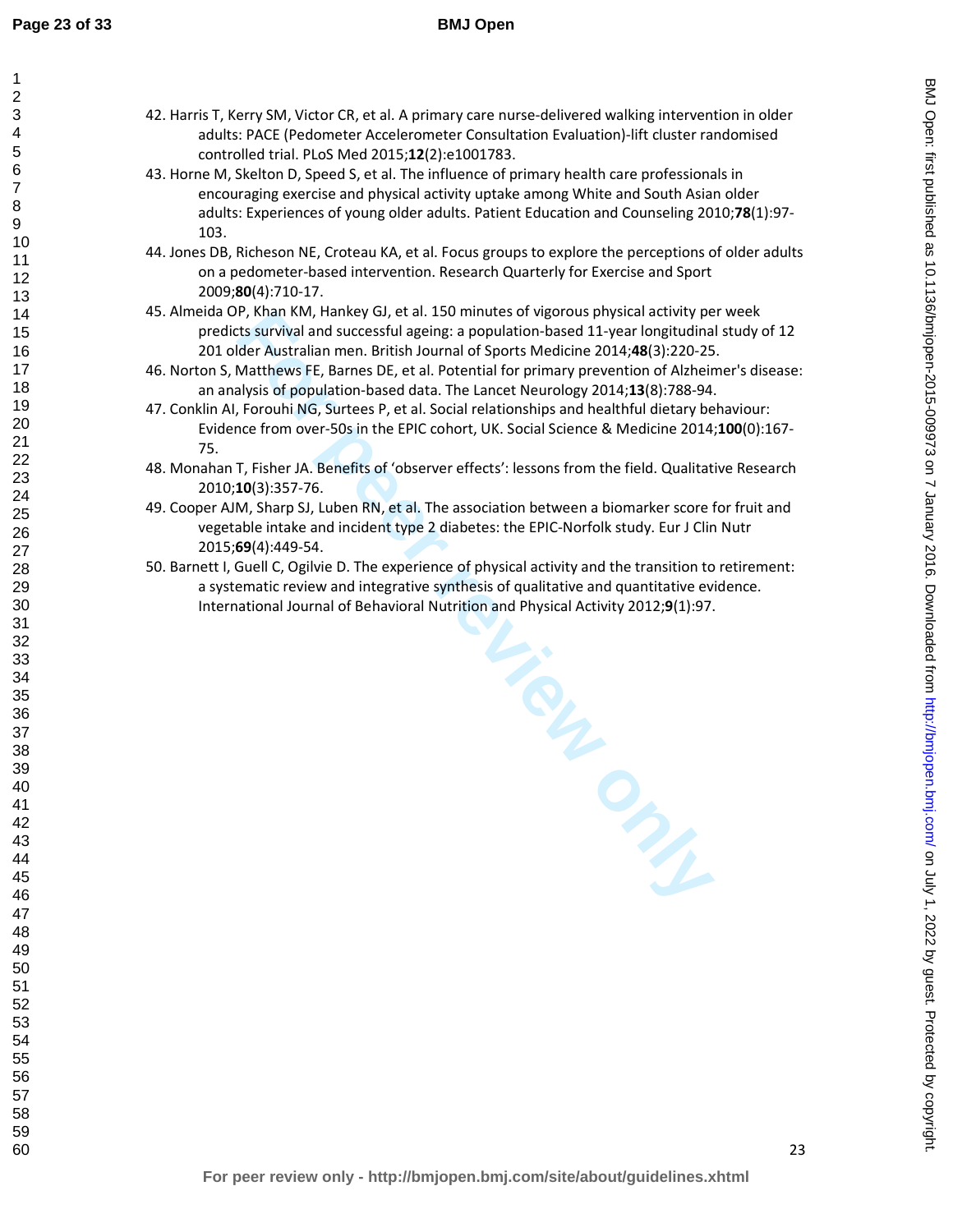42. Harris T, Kerry SM, Victor CR, et al. A primary care nurse-delivered walking intervention in older adults: PACE (Pedometer Accelerometer Consultation Evaluation)-lift cluster randomised controlled trial. PLoS Med 2015;**12**(2):e1001783.
43. Horne M, Skelton D, Speed S, et al. The influence of primary health care professionals in encouraging exercise and physical activity uptake among White and South Asian older adults: Experiences of young older adults. Patient Education and Counseling 2010;**78**(1):97-103.
44. Jones DB, Richeson NE, Croteau KA, et al. Focus groups to explore the perceptions of older adults on a pedometer-based intervention. Research Quarterly for Exercise and Sport 2009;**80**(4):710-17.
45. Almeida OP, Khan KM, Hankey GJ, et al. 150 minutes of vigorous physical activity per week predicts survival and successful ageing: a population-based 11-year longitudinal study of 12 201 older Australian men. British Journal of Sports Medicine 2014;**48**(3):220-25.
46. Norton S, Matthews FE, Barnes DE, et al. Potential for primary prevention of Alzheimer's disease: an analysis of population-based data. The Lancet Neurology 2014;**13**(8):788-94.
47. Conklin AI, Forouhi NG, Surtees P, et al. Social relationships and healthful dietary behaviour: Evidence from over-50s in the EPIC cohort, UK. Social Science & Medicine 2014;**100**(0):167-75.
48. Monahan T, Fisher JA. Benefits of 'observer effects': lessons from the field. Qualitative Research 2010;**10**(3):357-76.
49. Cooper AJM, Sharp SJ, Luben RN, et al. The association between a biomarker score for fruit and vegetable intake and incident type 2 diabetes: the EPIC-Norfolk study. Eur J Clin Nutr 2015;**69**(4):449-54.
50. Barnett I, Guell C, Ogilvie D. The experience of physical activity and the transition to retirement: a systematic review and integrative synthesis of qualitative and quantitative evidence. International Journal of Behavioral Nutrition and Physical Activity 2012;**9**(1):97.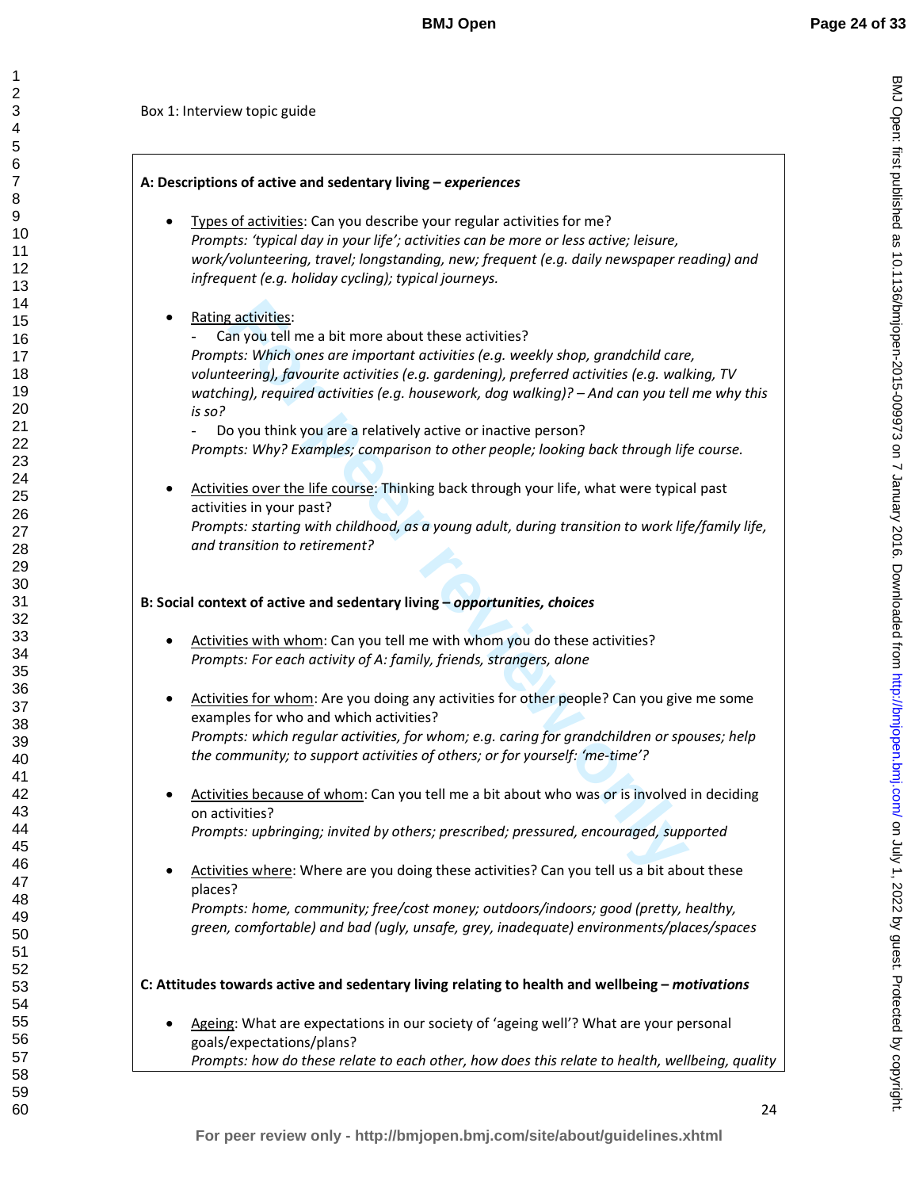Box 1: Interview topic guide

**A: Descriptions of active and sedentary living – *experiences***

- Types of activities: Can you describe your regular activities for me?
  *Prompts: 'typical day in your life'; activities can be more or less active; leisure, work/volunteering, travel; longstanding, new; frequent (e.g. daily newspaper reading) and infrequent (e.g. holiday cycling); typical journeys.*

- Rating activities:
  - Can you tell me a bit more about these activities?

  *Prompts: Which ones are important activities (e.g. weekly shop, grandchild care, volunteering), favourite activities (e.g. gardening), preferred activities (e.g. walking, TV watching), required activities (e.g. housework, dog walking)? – And can you tell me why this is so?*
  - Do you think you are a relatively active or inactive person?

  *Prompts: Why? Examples; comparison to other people; looking back through life course.*

- Activities over the life course: Thinking back through your life, what were typical past activities in your past?
  *Prompts: starting with childhood, as a young adult, during transition to work life/family life, and transition to retirement?*

**B: Social context of active and sedentary living – *opportunities, choices***

- Activities with whom: Can you tell me with whom you do these activities?
  *Prompts: For each activity of A: family, friends, strangers, alone*

- Activities for whom: Are you doing any activities for other people? Can you give me some examples for who and which activities?
  *Prompts: which regular activities, for whom; e.g. caring for grandchildren or spouses; help the community; to support activities of others; or for yourself: 'me-time'?*

- Activities because of whom: Can you tell me a bit about who was or is involved in deciding on activities?
  *Prompts: upbringing; invited by others; prescribed; pressured, encouraged, supported*

- Activities where: Where are you doing these activities? Can you tell us a bit about these places?
  *Prompts: home, community; free/cost money; outdoors/indoors; good (pretty, healthy, green, comfortable) and bad (ugly, unsafe, grey, inadequate) environments/places/spaces*

**C: Attitudes towards active and sedentary living relating to health and wellbeing – *motivations***

- Ageing: What are expectations in our society of 'ageing well'? What are your personal goals/expectations/plans?
  *Prompts: how do these relate to each other, how does this relate to health, wellbeing, quality*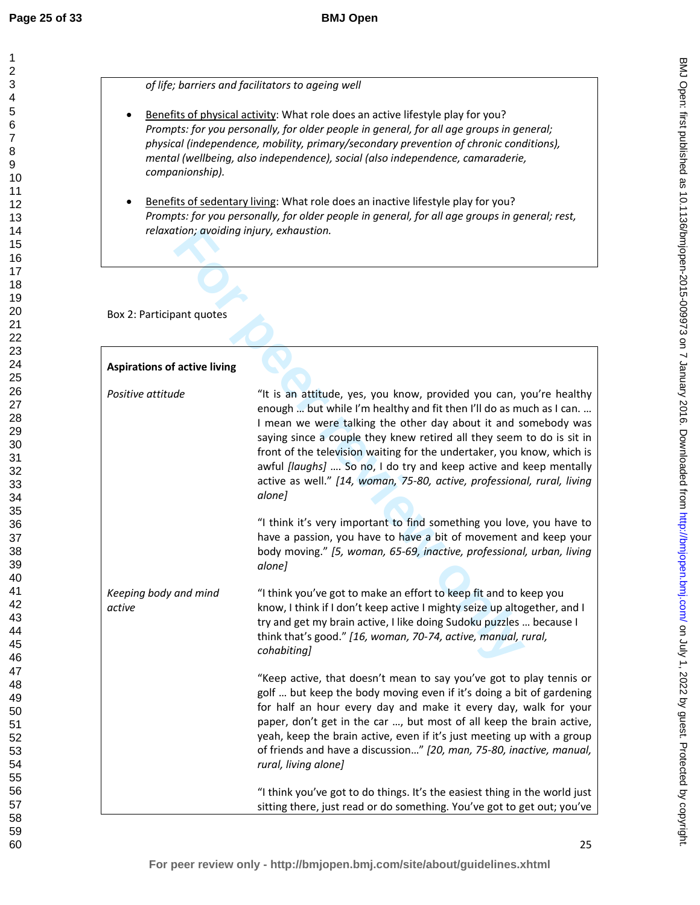*of life; barriers and facilitators to ageing well*

- Benefits of physical activity: What role does an active lifestyle play for you? *Prompts: for you personally, for older people in general, for all age groups in general; physical (independence, mobility, primary/secondary prevention of chronic conditions), mental (wellbeing, also independence), social (also independence, camaraderie, companionship).*

- Benefits of sedentary living: What role does an inactive lifestyle play for you? *Prompts: for you personally, for older people in general, for all age groups in general; rest, relaxation; avoiding injury, exhaustion.*

Box 2: Participant quotes

| **Aspirations of active living** | |
|---|---|
| *Positive attitude* | "It is an attitude, yes, you know, provided you can, you're healthy enough … but while I'm healthy and fit then I'll do as much as I can. … I mean we were talking the other day about it and somebody was saying since a couple they knew retired all they seem to do is sit in front of the television waiting for the undertaker, you know, which is awful *[laughs]* …. So no, I do try and keep active and keep mentally active as well." *[14, woman, 75-80, active, professional, rural, living alone]* |
| | "I think it's very important to find something you love, you have to have a passion, you have to have a bit of movement and keep your body moving." *[5, woman, 65-69, inactive, professional, urban, living alone]* |
| *Keeping body and mind active* | "I think you've got to make an effort to keep fit and to keep you know, I think if I don't keep active I mighty seize up altogether, and I try and get my brain active, I like doing Sudoku puzzles … because I think that's good." *[16, woman, 70-74, active, manual, rural, cohabiting]* |
| | "Keep active, that doesn't mean to say you've got to play tennis or golf … but keep the body moving even if it's doing a bit of gardening for half an hour every day and make it every day, walk for your paper, don't get in the car …, but most of all keep the brain active, yeah, keep the brain active, even if it's just meeting up with a group of friends and have a discussion…" *[20, man, 75-80, inactive, manual, rural, living alone]* |
| | "I think you've got to do things. It's the easiest thing in the world just sitting there, just read or do something. You've got to get out; you've |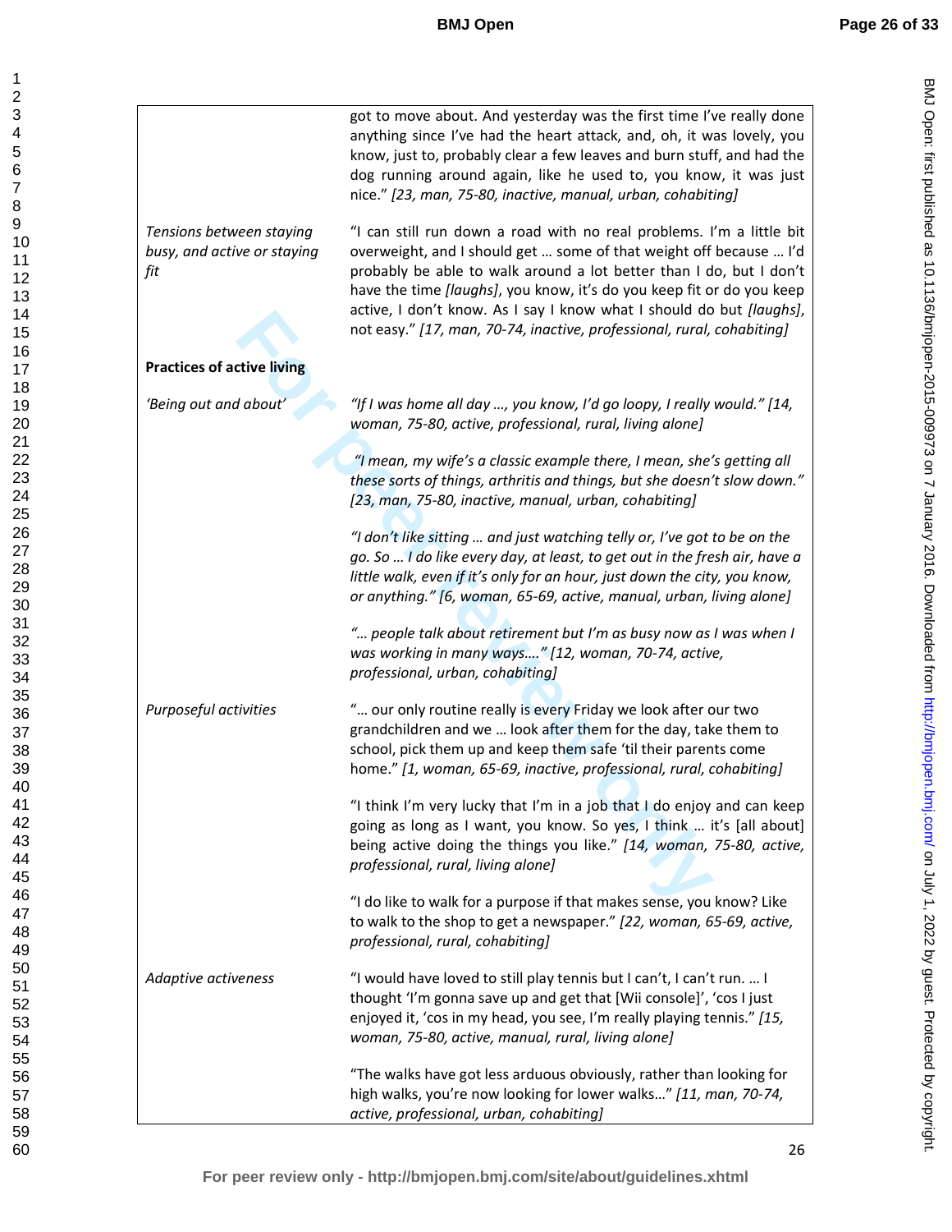| | |
|---|---|
| | got to move about. And yesterday was the first time I've really done anything since I've had the heart attack, and, oh, it was lovely, you know, just to, probably clear a few leaves and burn stuff, and had the dog running around again, like he used to, you know, it was just nice." *[23, man, 75-80, inactive, manual, urban, cohabiting]* |
| *Tensions between staying busy, and active or staying fit* | "I can still run down a road with no real problems. I'm a little bit overweight, and I should get … some of that weight off because … I'd probably be able to walk around a lot better than I do, but I don't have the time *[laughs]*, you know, it's do you keep fit or do you keep active, I don't know. As I say I know what I should do but *[laughs]*, not easy." *[17, man, 70-74, inactive, professional, rural, cohabiting]* |
| **Practices of active living** | |
| *'Being out and about'* | *"If I was home all day …, you know, I'd go loopy, I really would." [14, woman, 75-80, active, professional, rural, living alone]*<br><br>*"I mean, my wife's a classic example there, I mean, she's getting all these sorts of things, arthritis and things, but she doesn't slow down." [23, man, 75-80, inactive, manual, urban, cohabiting]*<br><br>*"I don't like sitting … and just watching telly or, I've got to be on the go. So … I do like every day, at least, to get out in the fresh air, have a little walk, even if it's only for an hour, just down the city, you know, or anything." [6, woman, 65-69, active, manual, urban, living alone]*<br><br>*"… people talk about retirement but I'm as busy now as I was when I was working in many ways…." [12, woman, 70-74, active, professional, urban, cohabiting]* |
| *Purposeful activities* | "… our only routine really is every Friday we look after our two grandchildren and we … look after them for the day, take them to school, pick them up and keep them safe 'til their parents come home." *[1, woman, 65-69, inactive, professional, rural, cohabiting]*<br><br>"I think I'm very lucky that I'm in a job that I do enjoy and can keep going as long as I want, you know. So yes, I think … it's [all about] being active doing the things you like." *[14, woman, 75-80, active, professional, rural, living alone]*<br><br>"I do like to walk for a purpose if that makes sense, you know? Like to walk to the shop to get a newspaper." *[22, woman, 65-69, active, professional, rural, cohabiting]* |
| *Adaptive activeness* | "I would have loved to still play tennis but I can't, I can't run. … I thought 'I'm gonna save up and get that [Wii console]', 'cos I just enjoyed it, 'cos in my head, you see, I'm really playing tennis." *[15, woman, 75-80, active, manual, rural, living alone]*<br><br>"The walks have got less arduous obviously, rather than looking for high walks, you're now looking for lower walks…" *[11, man, 70-74, active, professional, urban, cohabiting]* |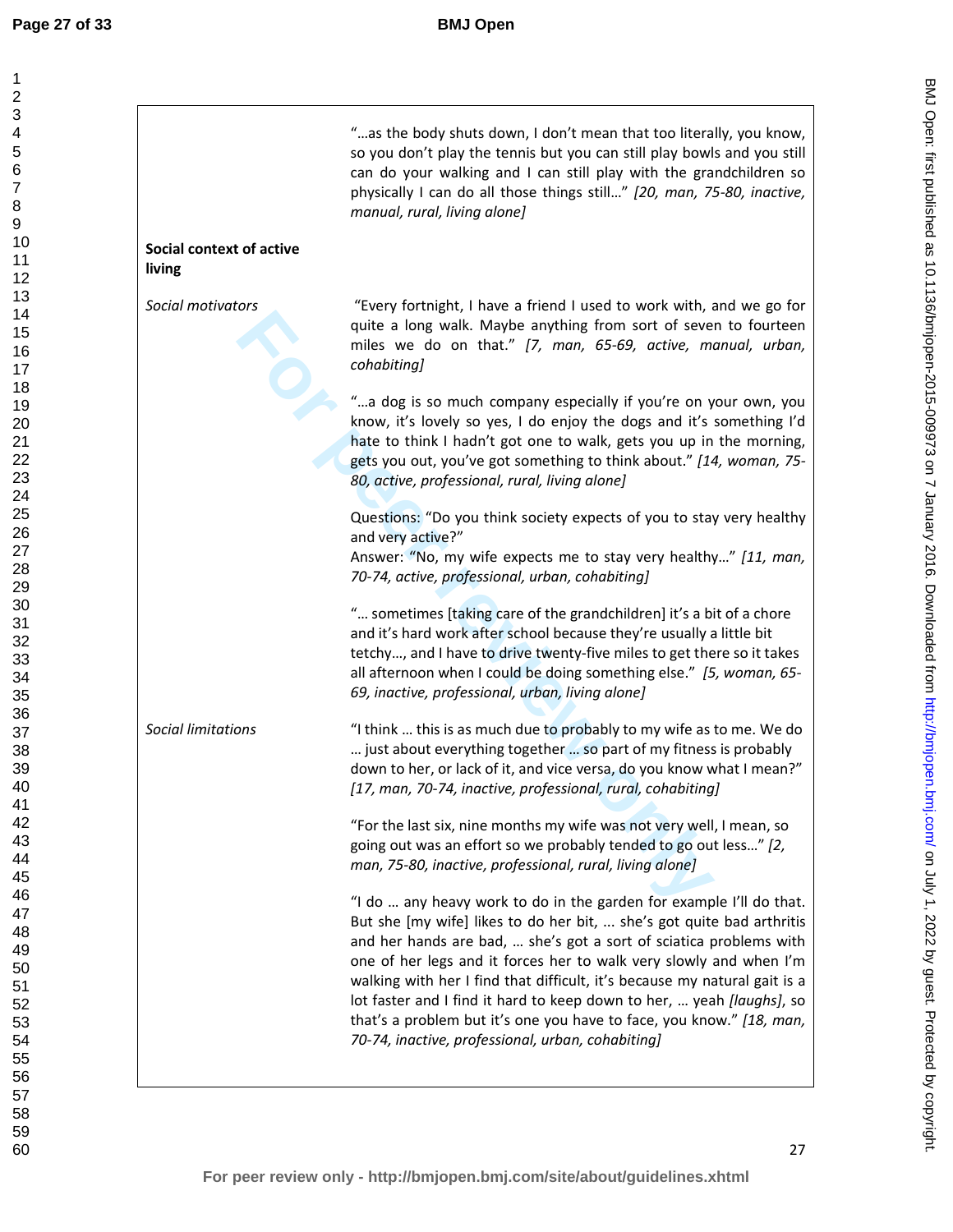|  |  |
|---|---|
|  | "…as the body shuts down, I don't mean that too literally, you know, so you don't play the tennis but you can still play bowls and you still can do your walking and I can still play with the grandchildren so physically I can do all those things still…" *[20, man, 75-80, inactive, manual, rural, living alone]* |
| **Social context of active living** |  |
| *Social motivators* | "Every fortnight, I have a friend I used to work with, and we go for quite a long walk. Maybe anything from sort of seven to fourteen miles we do on that." *[7, man, 65-69, active, manual, urban, cohabiting]*<br><br>"…a dog is so much company especially if you're on your own, you know, it's lovely so yes, I do enjoy the dogs and it's something I'd hate to think I hadn't got one to walk, gets you up in the morning, gets you out, you've got something to think about." *[14, woman, 75-80, active, professional, rural, living alone]*<br><br>Questions: "Do you think society expects of you to stay very healthy and very active?"<br>Answer: "No, my wife expects me to stay very healthy…" *[11, man, 70-74, active, professional, urban, cohabiting]*<br><br>"… sometimes [taking care of the grandchildren] it's a bit of a chore and it's hard work after school because they're usually a little bit tetchy…, and I have to drive twenty-five miles to get there so it takes all afternoon when I could be doing something else." *[5, woman, 65-69, inactive, professional, urban, living alone]* |
| *Social limitations* | "I think … this is as much due to probably to my wife as to me. We do … just about everything together … so part of my fitness is probably down to her, or lack of it, and vice versa, do you know what I mean?" *[17, man, 70-74, inactive, professional, rural, cohabiting]*<br><br>"For the last six, nine months my wife was not very well, I mean, so going out was an effort so we probably tended to go out less…" *[2, man, 75-80, inactive, professional, rural, living alone]*<br><br>"I do … any heavy work to do in the garden for example I'll do that. But she [my wife] likes to do her bit, … she's got quite bad arthritis and her hands are bad, … she's got a sort of sciatica problems with one of her legs and it forces her to walk very slowly and when I'm walking with her I find that difficult, it's because my natural gait is a lot faster and I find it hard to keep down to her, … yeah *[laughs]*, so that's a problem but it's one you have to face, you know." *[18, man, 70-74, inactive, professional, urban, cohabiting]* |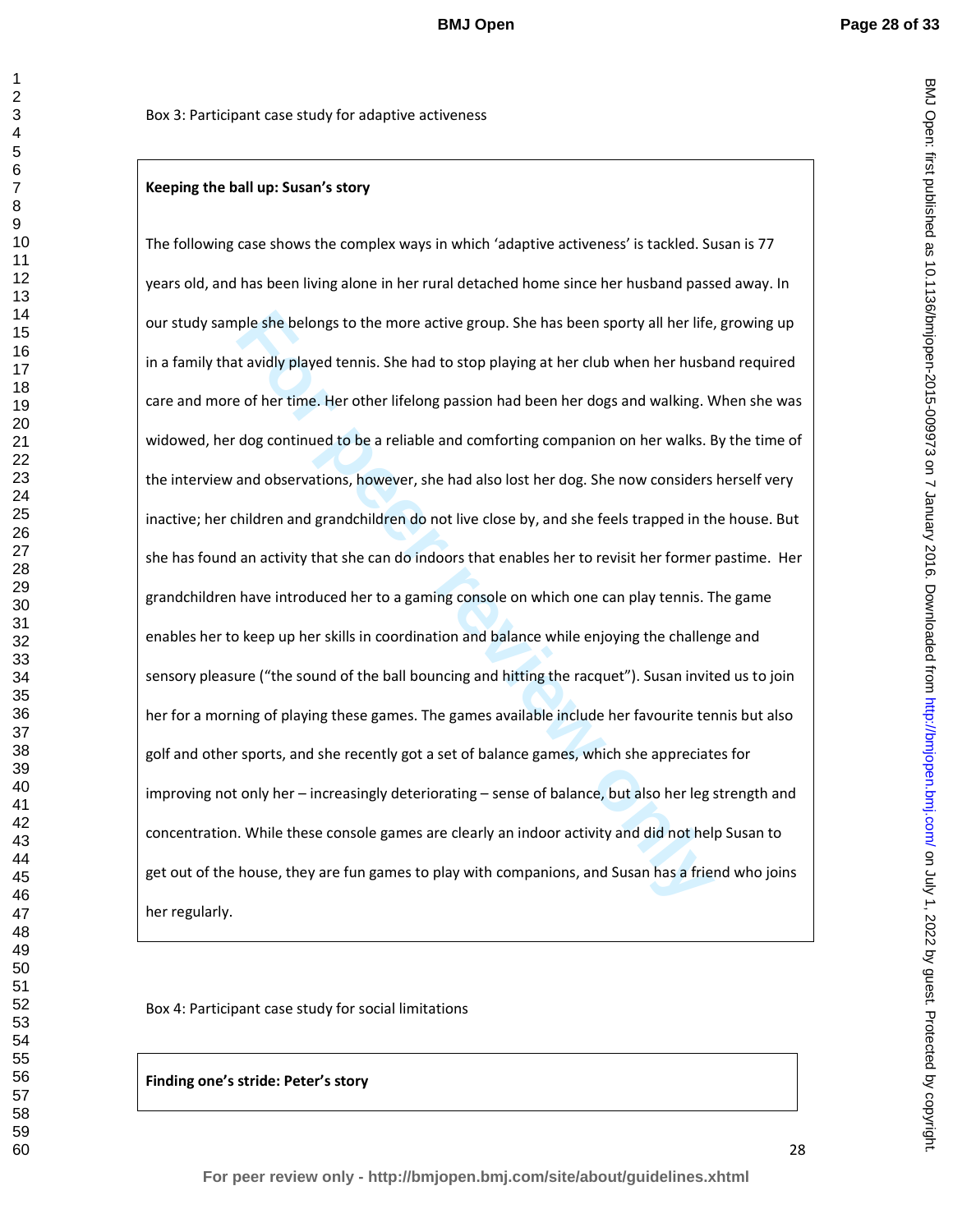Box 3: Participant case study for adaptive activeness

**Keeping the ball up: Susan's story**

The following case shows the complex ways in which 'adaptive activeness' is tackled. Susan is 77 years old, and has been living alone in her rural detached home since her husband passed away. In our study sample she belongs to the more active group. She has been sporty all her life, growing up in a family that avidly played tennis. She had to stop playing at her club when her husband required care and more of her time. Her other lifelong passion had been her dogs and walking. When she was widowed, her dog continued to be a reliable and comforting companion on her walks. By the time of the interview and observations, however, she had also lost her dog. She now considers herself very inactive; her children and grandchildren do not live close by, and she feels trapped in the house. But she has found an activity that she can do indoors that enables her to revisit her former pastime. Her grandchildren have introduced her to a gaming console on which one can play tennis. The game enables her to keep up her skills in coordination and balance while enjoying the challenge and sensory pleasure ("the sound of the ball bouncing and hitting the racquet"). Susan invited us to join her for a morning of playing these games. The games available include her favourite tennis but also golf and other sports, and she recently got a set of balance games, which she appreciates for improving not only her – increasingly deteriorating – sense of balance, but also her leg strength and concentration. While these console games are clearly an indoor activity and did not help Susan to get out of the house, they are fun games to play with companions, and Susan has a friend who joins her regularly.

Box 4: Participant case study for social limitations

**Finding one's stride: Peter's story**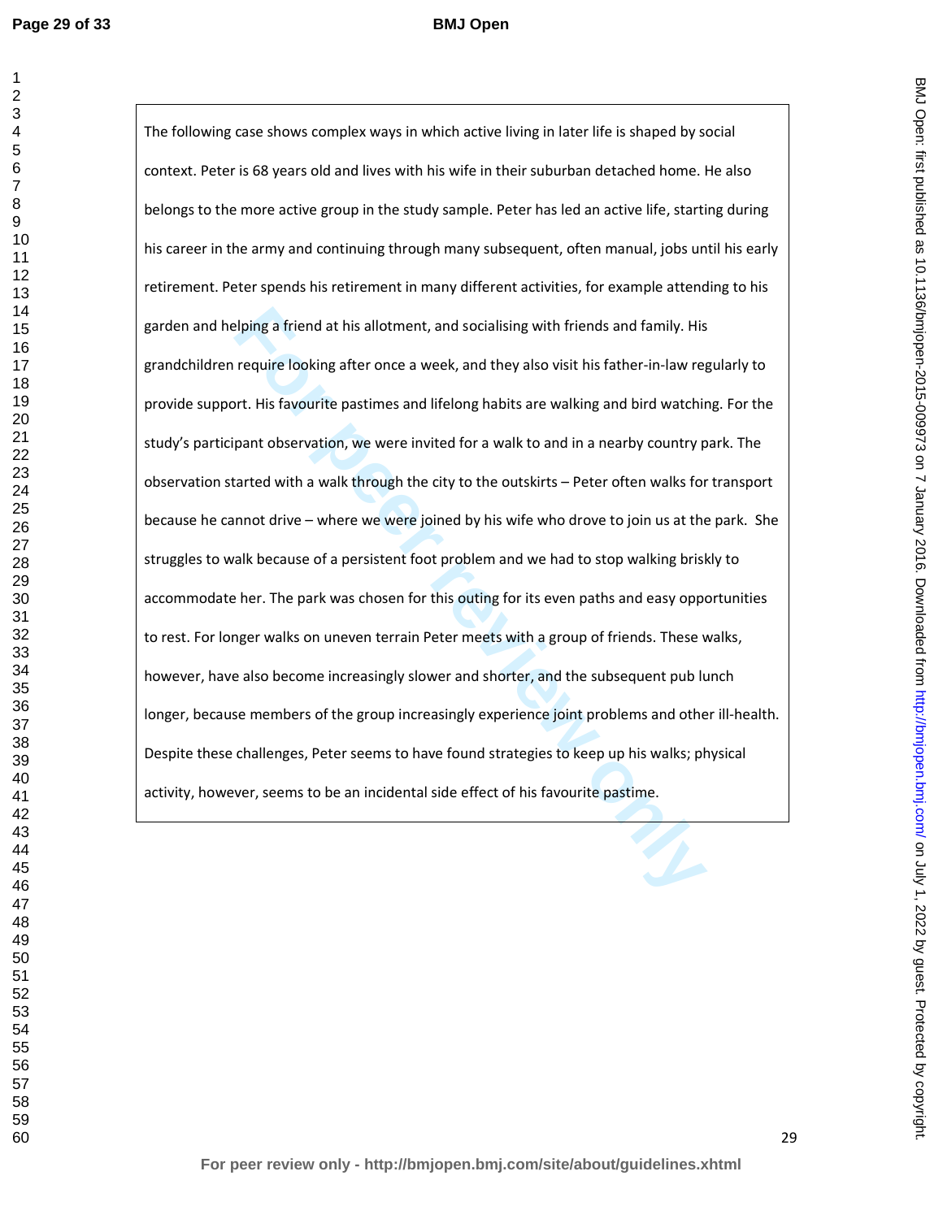The following case shows complex ways in which active living in later life is shaped by social context. Peter is 68 years old and lives with his wife in their suburban detached home. He also belongs to the more active group in the study sample. Peter has led an active life, starting during his career in the army and continuing through many subsequent, often manual, jobs until his early retirement. Peter spends his retirement in many different activities, for example attending to his garden and helping a friend at his allotment, and socialising with friends and family. His grandchildren require looking after once a week, and they also visit his father-in-law regularly to provide support. His favourite pastimes and lifelong habits are walking and bird watching. For the study's participant observation, we were invited for a walk to and in a nearby country park. The observation started with a walk through the city to the outskirts – Peter often walks for transport because he cannot drive – where we were joined by his wife who drove to join us at the park. She struggles to walk because of a persistent foot problem and we had to stop walking briskly to accommodate her. The park was chosen for this outing for its even paths and easy opportunities to rest. For longer walks on uneven terrain Peter meets with a group of friends. These walks, however, have also become increasingly slower and shorter, and the subsequent pub lunch longer, because members of the group increasingly experience joint problems and other ill-health. Despite these challenges, Peter seems to have found strategies to keep up his walks; physical activity, however, seems to be an incidental side effect of his favourite pastime.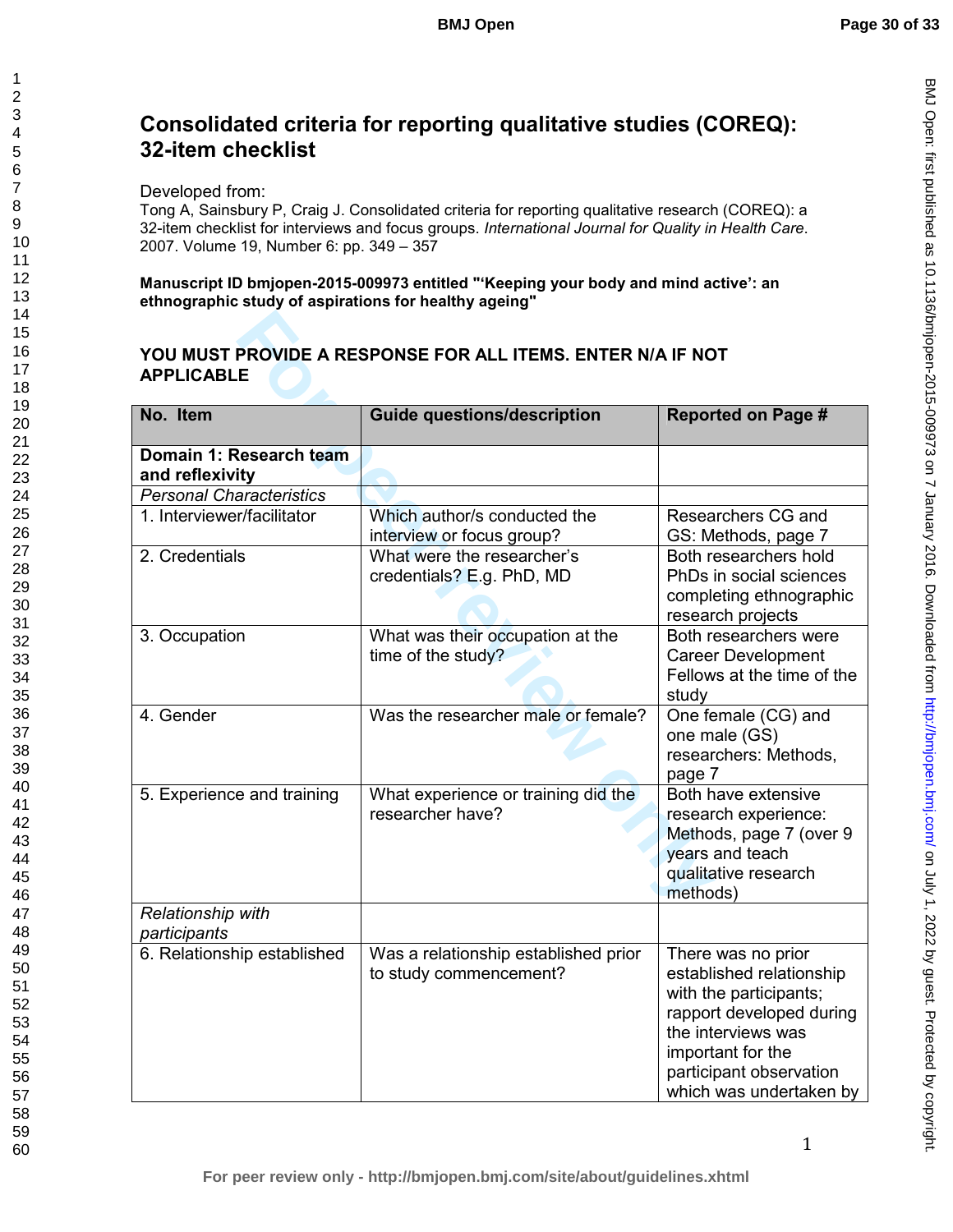# Consolidated criteria for reporting qualitative studies (COREQ): 32-item checklist

Developed from:
Tong A, Sainsbury P, Craig J. Consolidated criteria for reporting qualitative research (COREQ): a 32-item checklist for interviews and focus groups. *International Journal for Quality in Health Care*. 2007. Volume 19, Number 6: pp. 349 – 357

**Manuscript ID bmjopen-2015-009973 entitled "'Keeping your body and mind active': an ethnographic study of aspirations for healthy ageing"**

**YOU MUST PROVIDE A RESPONSE FOR ALL ITEMS. ENTER N/A IF NOT APPLICABLE**

| No. Item | Guide questions/description | Reported on Page # |
|---|---|---|
| **Domain 1: Research team and reflexivity** | | |
| *Personal Characteristics* | | |
| 1. Interviewer/facilitator | Which author/s conducted the interview or focus group? | Researchers CG and GS: Methods, page 7 |
| 2. Credentials | What were the researcher's credentials? E.g. PhD, MD | Both researchers hold PhDs in social sciences completing ethnographic research projects |
| 3. Occupation | What was their occupation at the time of the study? | Both researchers were Career Development Fellows at the time of the study |
| 4. Gender | Was the researcher male or female? | One female (CG) and one male (GS) researchers: Methods, page 7 |
| 5. Experience and training | What experience or training did the researcher have? | Both have extensive research experience: Methods, page 7 (over 9 years and teach qualitative research methods) |
| *Relationship with participants* | | |
| 6. Relationship established | Was a relationship established prior to study commencement? | There was no prior established relationship with the participants; rapport developed during the interviews was important for the participant observation which was undertaken by |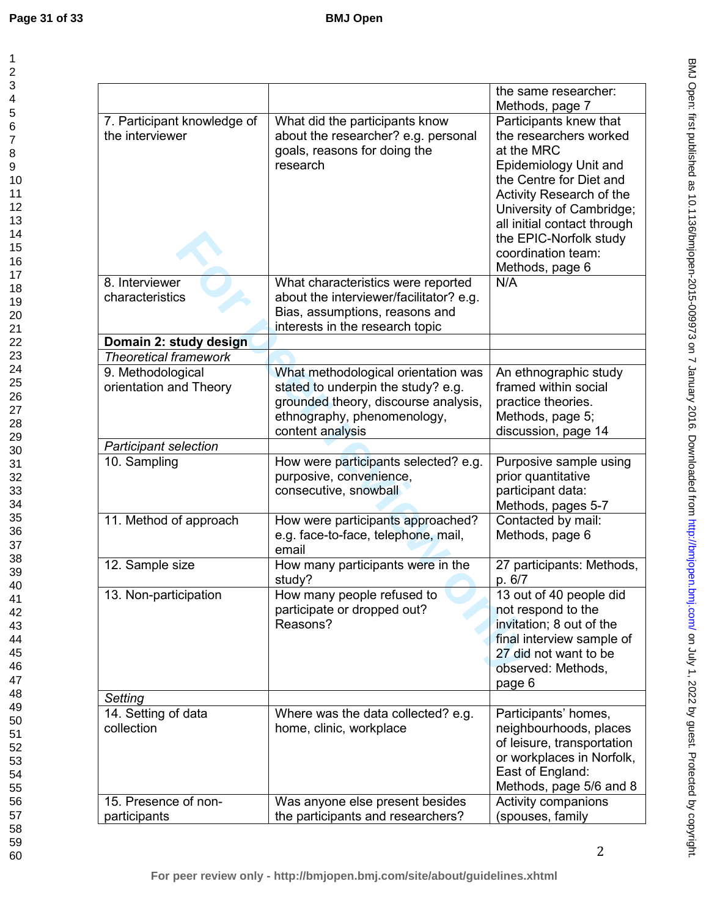| | | |
|---|---|---|
| | | the same researcher: Methods, page 7 |
| 7. Participant knowledge of the interviewer | What did the participants know about the researcher? e.g. personal goals, reasons for doing the research | Participants knew that the researchers worked at the MRC Epidemiology Unit and the Centre for Diet and Activity Research of the University of Cambridge; all initial contact through the EPIC-Norfolk study coordination team: Methods, page 6 |
| 8. Interviewer characteristics | What characteristics were reported about the interviewer/facilitator? e.g. Bias, assumptions, reasons and interests in the research topic | N/A |
| **Domain 2: study design** | | |
| *Theoretical framework* | | |
| 9. Methodological orientation and Theory | What methodological orientation was stated to underpin the study? e.g. grounded theory, discourse analysis, ethnography, phenomenology, content analysis | An ethnographic study framed within social practice theories. Methods, page 5; discussion, page 14 |
| *Participant selection* | | |
| 10. Sampling | How were participants selected? e.g. purposive, convenience, consecutive, snowball | Purposive sample using prior quantitative participant data: Methods, pages 5-7 |
| 11. Method of approach | How were participants approached? e.g. face-to-face, telephone, mail, email | Contacted by mail: Methods, page 6 |
| 12. Sample size | How many participants were in the study? | 27 participants: Methods, p. 6/7 |
| 13. Non-participation | How many people refused to participate or dropped out? Reasons? | 13 out of 40 people did not respond to the invitation; 8 out of the final interview sample of 27 did not want to be observed: Methods, page 6 |
| *Setting* | | |
| 14. Setting of data collection | Where was the data collected? e.g. home, clinic, workplace | Participants' homes, neighbourhoods, places of leisure, transportation or workplaces in Norfolk, East of England: Methods, page 5/6 and 8 |
| 15. Presence of non-participants | Was anyone else present besides the participants and researchers? | Activity companions (spouses, family |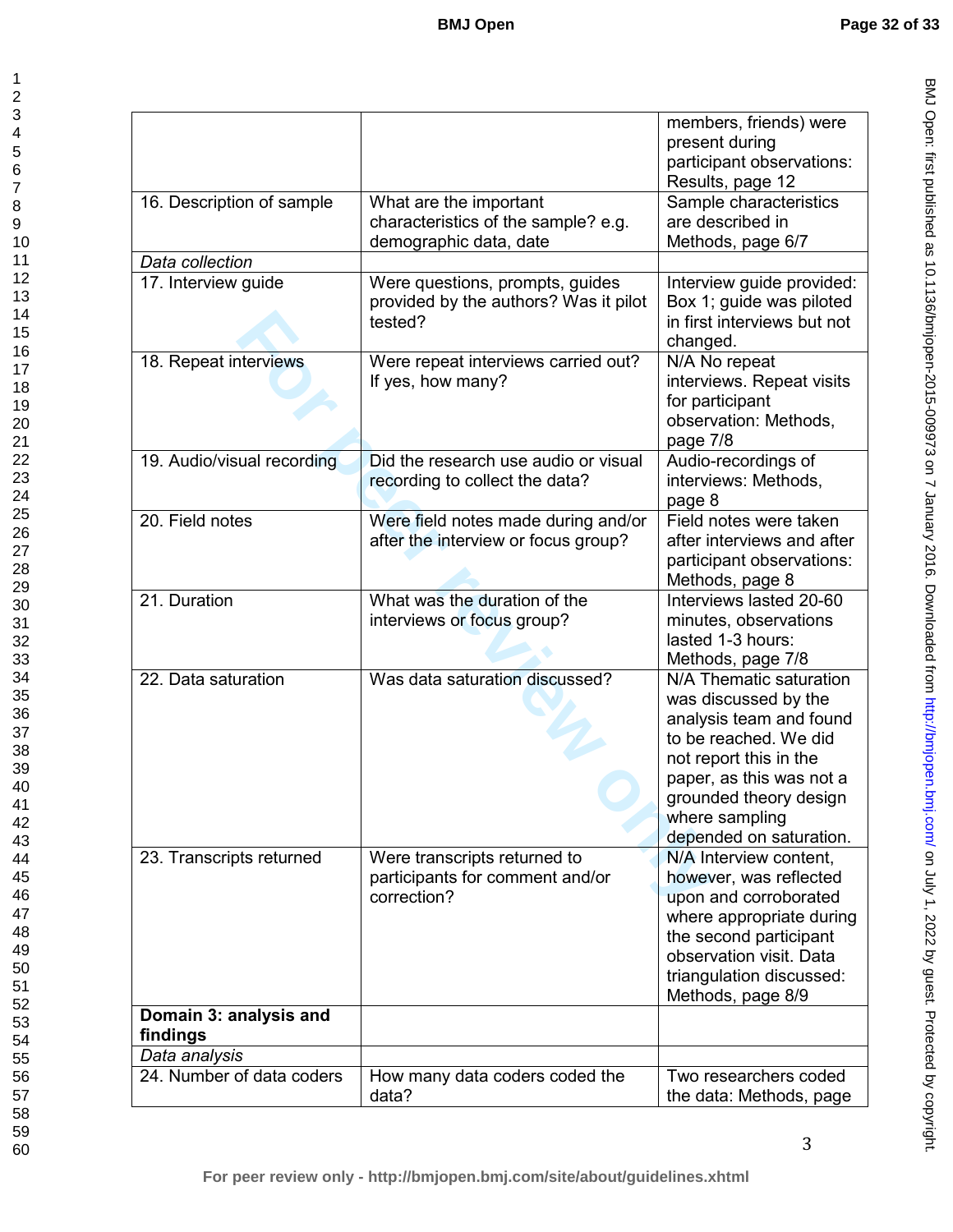| | | members, friends) were present during participant observations: Results, page 12 |
|---|---|---|
| 16. Description of sample | What are the important characteristics of the sample? e.g. demographic data, date | Sample characteristics are described in Methods, page 6/7 |
| *Data collection* | | |
| 17. Interview guide | Were questions, prompts, guides provided by the authors? Was it pilot tested? | Interview guide provided: Box 1; guide was piloted in first interviews but not changed. |
| 18. Repeat interviews | Were repeat interviews carried out? If yes, how many? | N/A No repeat interviews. Repeat visits for participant observation: Methods, page 7/8 |
| 19. Audio/visual recording | Did the research use audio or visual recording to collect the data? | Audio-recordings of interviews: Methods, page 8 |
| 20. Field notes | Were field notes made during and/or after the interview or focus group? | Field notes were taken after interviews and after participant observations: Methods, page 8 |
| 21. Duration | What was the duration of the interviews or focus group? | Interviews lasted 20-60 minutes, observations lasted 1-3 hours: Methods, page 7/8 |
| 22. Data saturation | Was data saturation discussed? | N/A Thematic saturation was discussed by the analysis team and found to be reached. We did not report this in the paper, as this was not a grounded theory design where sampling depended on saturation. |
| 23. Transcripts returned | Were transcripts returned to participants for comment and/or correction? | N/A Interview content, however, was reflected upon and corroborated where appropriate during the second participant observation visit. Data triangulation discussed: Methods, page 8/9 |
| **Domain 3: analysis and findings** | | |
| *Data analysis* | | |
| 24. Number of data coders | How many data coders coded the data? | Two researchers coded the data: Methods, page |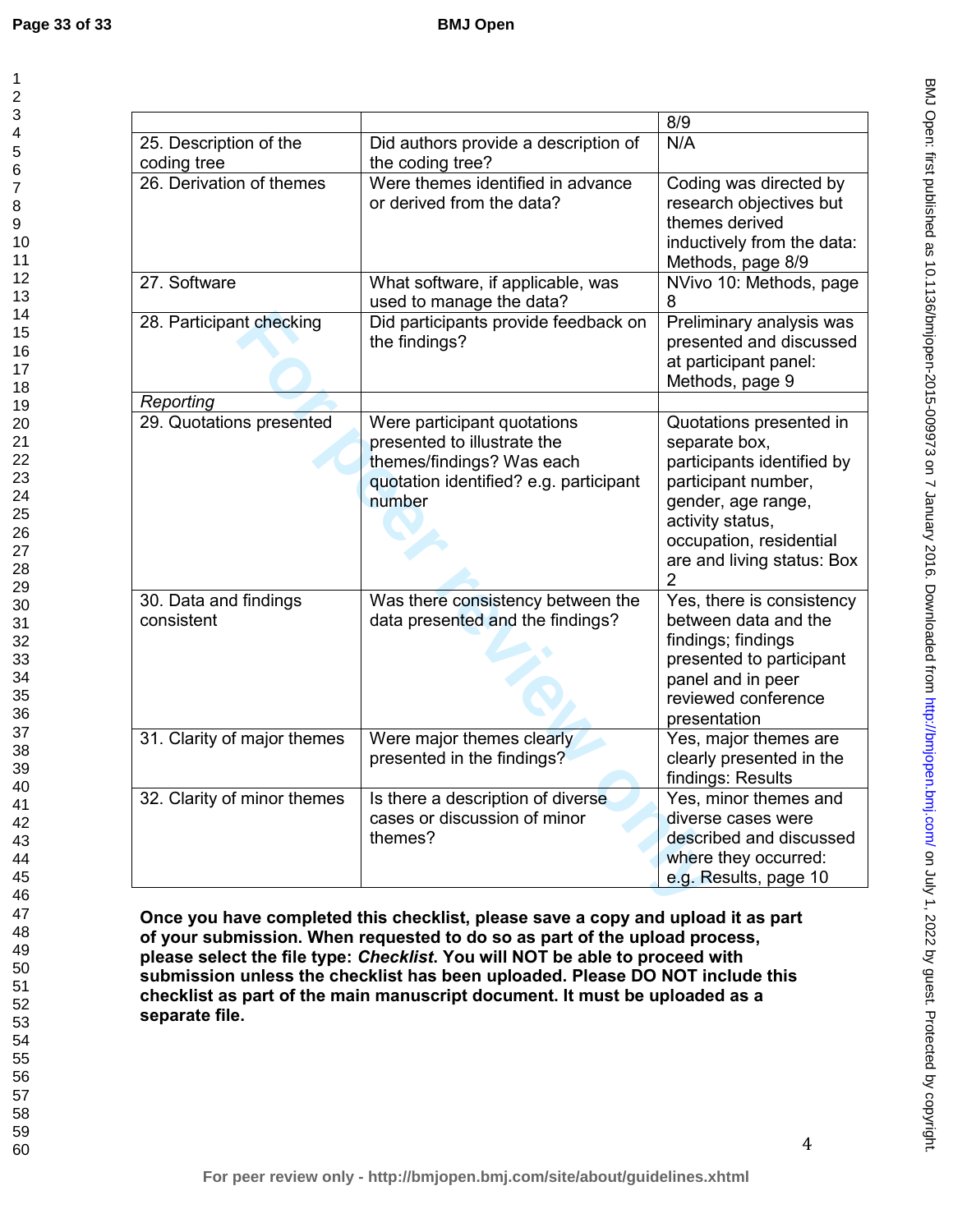| | | |
|---|---|---|
| | | 8/9 |
| 25. Description of the coding tree | Did authors provide a description of the coding tree? | N/A |
| 26. Derivation of themes | Were themes identified in advance or derived from the data? | Coding was directed by research objectives but themes derived inductively from the data: Methods, page 8/9 |
| 27. Software | What software, if applicable, was used to manage the data? | NVivo 10: Methods, page 8 |
| 28. Participant checking | Did participants provide feedback on the findings? | Preliminary analysis was presented and discussed at participant panel: Methods, page 9 |
| *Reporting* | | |
| 29. Quotations presented | Were participant quotations presented to illustrate the themes/findings? Was each quotation identified? e.g. participant number | Quotations presented in separate box, participants identified by participant number, gender, age range, activity status, occupation, residential are and living status: Box 2 |
| 30. Data and findings consistent | Was there consistency between the data presented and the findings? | Yes, there is consistency between data and the findings; findings presented to participant panel and in peer reviewed conference presentation |
| 31. Clarity of major themes | Were major themes clearly presented in the findings? | Yes, major themes are clearly presented in the findings: Results |
| 32. Clarity of minor themes | Is there a description of diverse cases or discussion of minor themes? | Yes, minor themes and diverse cases were described and discussed where they occurred: e.g. Results, page 10 |

**Once you have completed this checklist, please save a copy and upload it as part of your submission. When requested to do so as part of the upload process, please select the file type: *Checklist*. You will NOT be able to proceed with submission unless the checklist has been uploaded. Please DO NOT include this checklist as part of the main manuscript document. It must be uploaded as a separate file.**